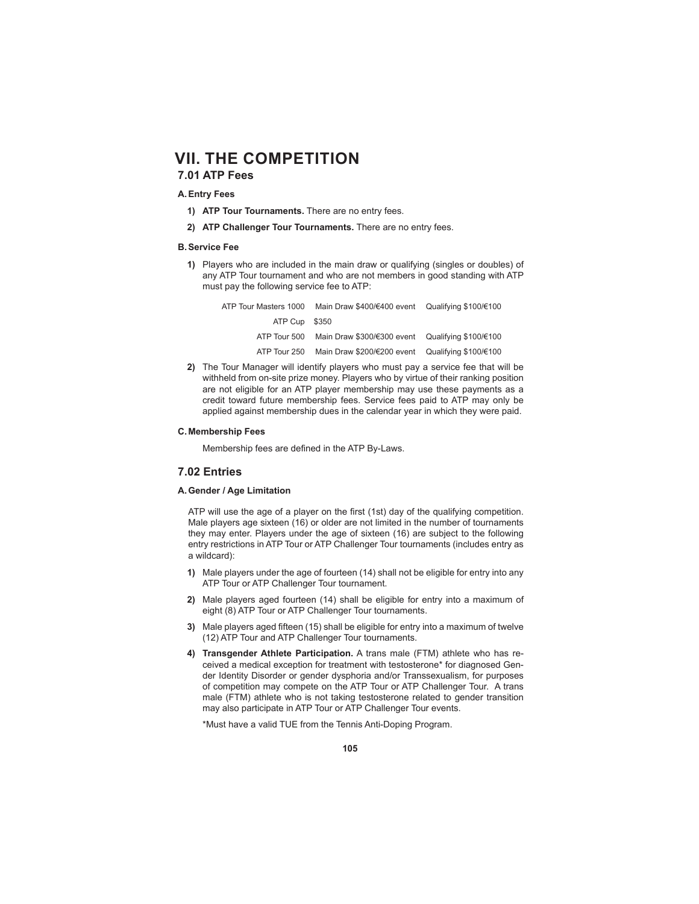# VII. THE COMPETITION

## 7.01 ATP Fees

### A. Entry Fees

1) **ATP Tour Tournaments.** There are no entry fees.

2) **ATP Challenger Tour Tournaments.** There are no entry fees.

### B. Service Fee

1) Players who are included in the main draw or qualifying (singles or doubles) of any ATP Tour tournament and who are not members in good standing with ATP must pay the following service fee to ATP:

| | | |
|---|---|---|
| ATP Tour Masters 1000 | Main Draw $400/€400 event | Qualifying $100/€100 |
| ATP Cup | $350 | |
| ATP Tour 500 | Main Draw $300/€300 event | Qualifying $100/€100 |
| ATP Tour 250 | Main Draw $200/€200 event | Qualifying $100/€100 |

2) The Tour Manager will identify players who must pay a service fee that will be withheld from on-site prize money. Players who by virtue of their ranking position are not eligible for an ATP player membership may use these payments as a credit toward future membership fees. Service fees paid to ATP may only be applied against membership dues in the calendar year in which they were paid.

### C. Membership Fees

Membership fees are defined in the ATP By-Laws.

## 7.02 Entries

### A. Gender / Age Limitation

ATP will use the age of a player on the first (1st) day of the qualifying competition. Male players age sixteen (16) or older are not limited in the number of tournaments they may enter. Players under the age of sixteen (16) are subject to the following entry restrictions in ATP Tour or ATP Challenger Tour tournaments (includes entry as a wildcard):

1) Male players under the age of fourteen (14) shall not be eligible for entry into any ATP Tour or ATP Challenger Tour tournament.

2) Male players aged fourteen (14) shall be eligible for entry into a maximum of eight (8) ATP Tour or ATP Challenger Tour tournaments.

3) Male players aged fifteen (15) shall be eligible for entry into a maximum of twelve (12) ATP Tour and ATP Challenger Tour tournaments.

4) **Transgender Athlete Participation.** A trans male (FTM) athlete who has received a medical exception for treatment with testosterone* for diagnosed Gender Identity Disorder or gender dysphoria and/or Transsexualism, for purposes of competition may compete on the ATP Tour or ATP Challenger Tour. A trans male (FTM) athlete who is not taking testosterone related to gender transition may also participate in ATP Tour or ATP Challenger Tour events.

*Must have a valid TUE from the Tennis Anti-Doping Program.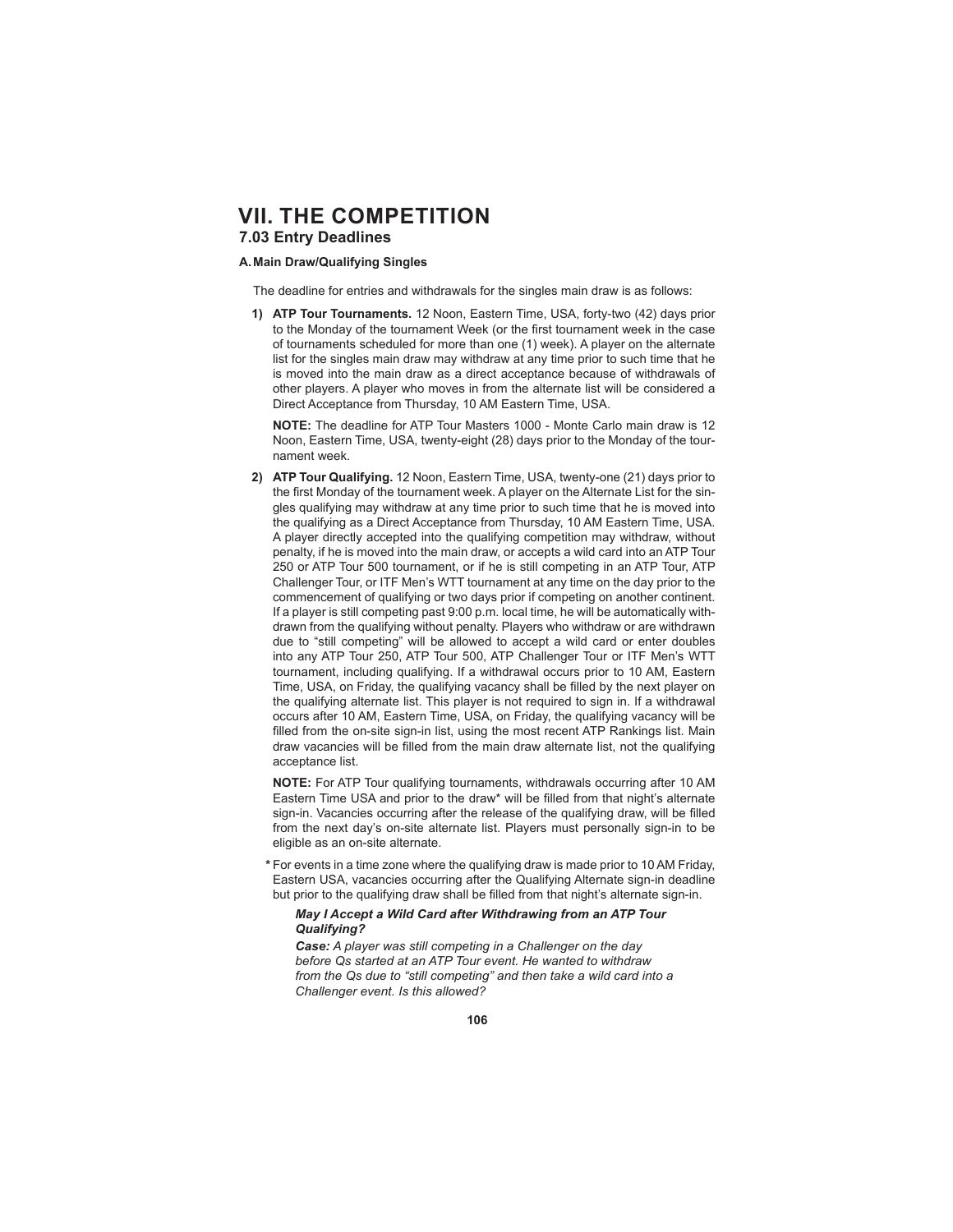# VII. THE COMPETITION

## 7.03 Entry Deadlines

### A. Main Draw/Qualifying Singles

The deadline for entries and withdrawals for the singles main draw is as follows:

1) **ATP Tour Tournaments.** 12 Noon, Eastern Time, USA, forty-two (42) days prior to the Monday of the tournament Week (or the first tournament week in the case of tournaments scheduled for more than one (1) week). A player on the alternate list for the singles main draw may withdraw at any time prior to such time that he is moved into the main draw as a direct acceptance because of withdrawals of other players. A player who moves in from the alternate list will be considered a Direct Acceptance from Thursday, 10 AM Eastern Time, USA.

   **NOTE:** The deadline for ATP Tour Masters 1000 - Monte Carlo main draw is 12 Noon, Eastern Time, USA, twenty-eight (28) days prior to the Monday of the tournament week.

2) **ATP Tour Qualifying.** 12 Noon, Eastern Time, USA, twenty-one (21) days prior to the first Monday of the tournament week. A player on the Alternate List for the singles qualifying may withdraw at any time prior to such time that he is moved into the qualifying as a Direct Acceptance from Thursday, 10 AM Eastern Time, USA. A player directly accepted into the qualifying competition may withdraw, without penalty, if he is moved into the main draw, or accepts a wild card into an ATP Tour 250 or ATP Tour 500 tournament, or if he is still competing in an ATP Tour, ATP Challenger Tour, or ITF Men's WTT tournament at any time on the day prior to the commencement of qualifying or two days prior if competing on another continent. If a player is still competing past 9:00 p.m. local time, he will be automatically withdrawn from the qualifying without penalty. Players who withdraw or are withdrawn due to "still competing" will be allowed to accept a wild card or enter doubles into any ATP Tour 250, ATP Tour 500, ATP Challenger Tour or ITF Men's WTT tournament, including qualifying. If a withdrawal occurs prior to 10 AM, Eastern Time, USA, on Friday, the qualifying vacancy shall be filled by the next player on the qualifying alternate list. This player is not required to sign in. If a withdrawal occurs after 10 AM, Eastern Time, USA, on Friday, the qualifying vacancy will be filled from the on-site sign-in list, using the most recent ATP Rankings list. Main draw vacancies will be filled from the main draw alternate list, not the qualifying acceptance list.

   **NOTE:** For ATP Tour qualifying tournaments, withdrawals occurring after 10 AM Eastern Time USA and prior to the draw* will be filled from that night's alternate sign-in. Vacancies occurring after the release of the qualifying draw, will be filled from the next day's on-site alternate list. Players must personally sign-in to be eligible as an on-site alternate.

   \* For events in a time zone where the qualifying draw is made prior to 10 AM Friday, Eastern USA, vacancies occurring after the Qualifying Alternate sign-in deadline but prior to the qualifying draw shall be filled from that night's alternate sign-in.

   ***May I Accept a Wild Card after Withdrawing from an ATP Tour Qualifying?***

   ***Case:*** *A player was still competing in a Challenger on the day before Qs started at an ATP Tour event. He wanted to withdraw from the Qs due to "still competing" and then take a wild card into a Challenger event. Is this allowed?*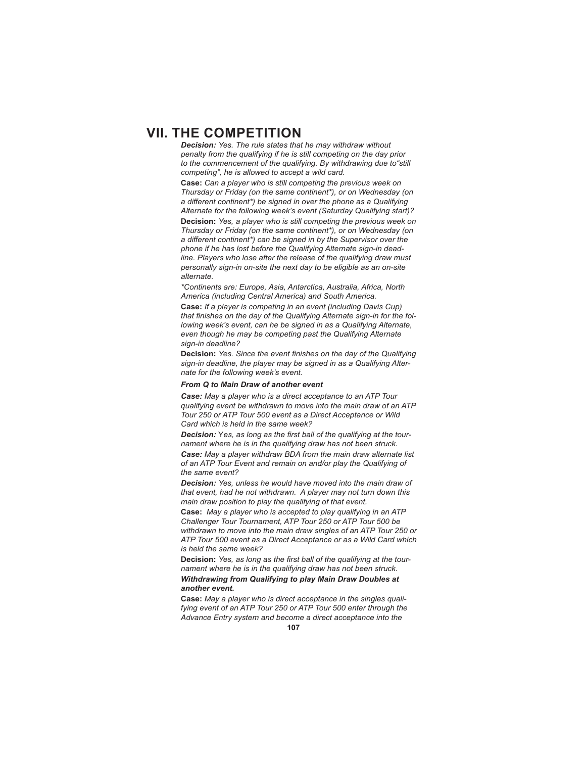# VII. THE COMPETITION

***Decision:*** *Yes. The rule states that he may withdraw without penalty from the qualifying if he is still competing on the day prior to the commencement of the qualifying. By withdrawing due to"still competing", he is allowed to accept a wild card.*

**Case:** *Can a player who is still competing the previous week on Thursday or Friday (on the same continent*), or on Wednesday (on a different continent*) be signed in over the phone as a Qualifying Alternate for the following week's event (Saturday Qualifying start)?*

**Decision:** *Yes, a player who is still competing the previous week on Thursday or Friday (on the same continent*), or on Wednesday (on a different continent*) can be signed in by the Supervisor over the phone if he has lost before the Qualifying Alternate sign-in deadline. Players who lose after the release of the qualifying draw must personally sign-in on-site the next day to be eligible as an on-site alternate.*

*\*Continents are: Europe, Asia, Antarctica, Australia, Africa, North America (including Central America) and South America.*

**Case:** *If a player is competing in an event (including Davis Cup) that finishes on the day of the Qualifying Alternate sign-in for the following week's event, can he be signed in as a Qualifying Alternate, even though he may be competing past the Qualifying Alternate sign-in deadline?*

**Decision:** *Yes. Since the event finishes on the day of the Qualifying sign-in deadline, the player may be signed in as a Qualifying Alternate for the following week's event.*

***From Q to Main Draw of another event***

***Case:*** *May a player who is a direct acceptance to an ATP Tour qualifying event be withdrawn to move into the main draw of an ATP Tour 250 or ATP Tour 500 event as a Direct Acceptance or Wild Card which is held in the same week?*

***Decision:*** Y*es, as long as the first ball of the qualifying at the tournament where he is in the qualifying draw has not been struck.*

***Case:*** *May a player withdraw BDA from the main draw alternate list of an ATP Tour Event and remain on and/or play the Qualifying of the same event?*

***Decision:*** *Yes, unless he would have moved into the main draw of that event, had he not withdrawn. A player may not turn down this main draw position to play the qualifying of that event.*

**Case:** *May a player who is accepted to play qualifying in an ATP Challenger Tour Tournament, ATP Tour 250 or ATP Tour 500 be withdrawn to move into the main draw singles of an ATP Tour 250 or ATP Tour 500 event as a Direct Acceptance or as a Wild Card which is held the same week?*

**Decision:** *Yes, as long as the first ball of the qualifying at the tournament where he is in the qualifying draw has not been struck.*

***Withdrawing from Qualifying to play Main Draw Doubles at another event.***

**Case:** *May a player who is direct acceptance in the singles qualifying event of an ATP Tour 250 or ATP Tour 500 enter through the Advance Entry system and become a direct acceptance into the*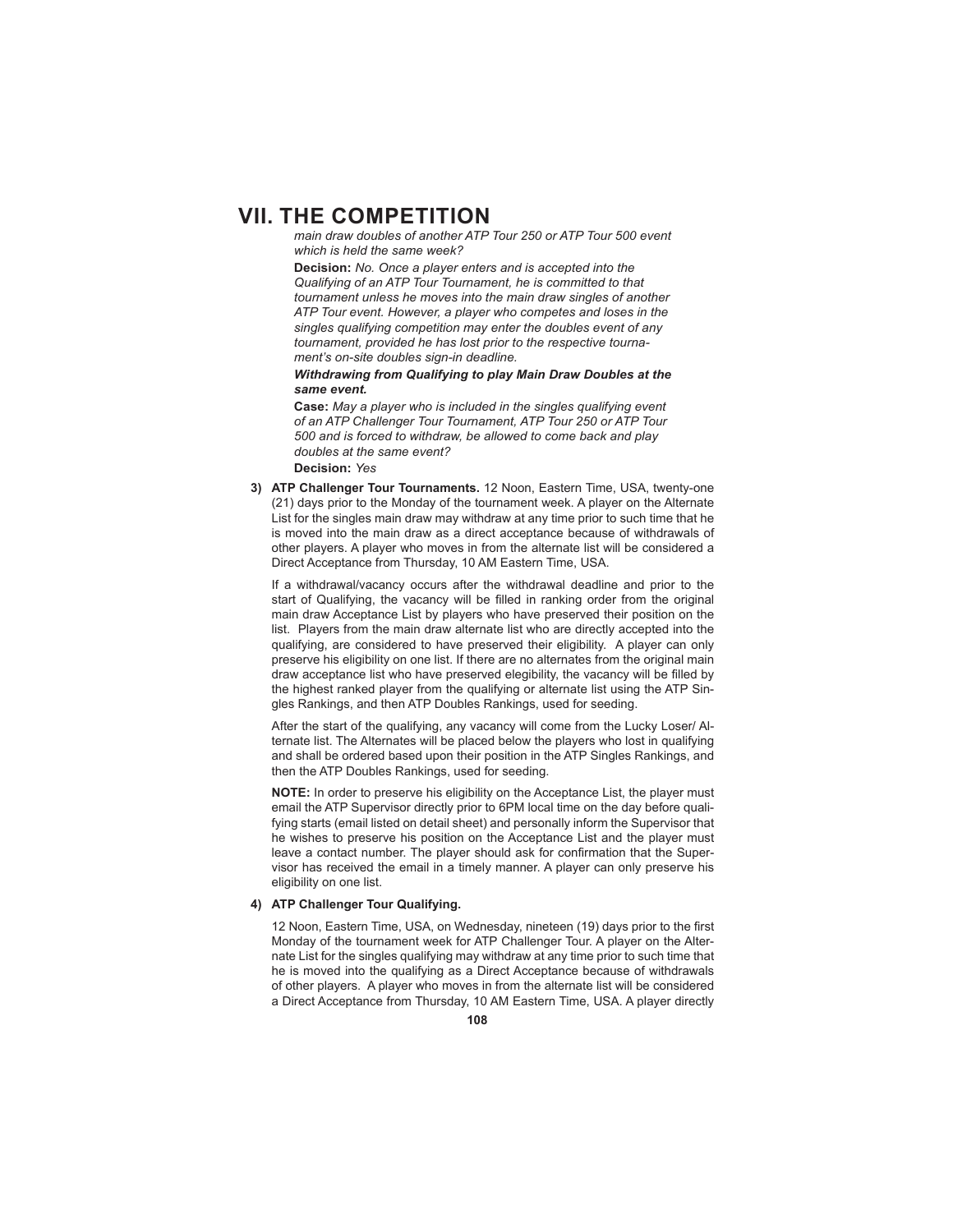# VII. THE COMPETITION

*main draw doubles of another ATP Tour 250 or ATP Tour 500 event which is held the same week?*

**Decision:** *No. Once a player enters and is accepted into the Qualifying of an ATP Tour Tournament, he is committed to that tournament unless he moves into the main draw singles of another ATP Tour event. However, a player who competes and loses in the singles qualifying competition may enter the doubles event of any tournament, provided he has lost prior to the respective tournament's on-site doubles sign-in deadline.*

***Withdrawing from Qualifying to play Main Draw Doubles at the same event.***

**Case:** *May a player who is included in the singles qualifying event of an ATP Challenger Tour Tournament, ATP Tour 250 or ATP Tour 500 and is forced to withdraw, be allowed to come back and play doubles at the same event?*

**Decision:** *Yes*

3) **ATP Challenger Tour Tournaments.** 12 Noon, Eastern Time, USA, twenty-one (21) days prior to the Monday of the tournament week. A player on the Alternate List for the singles main draw may withdraw at any time prior to such time that he is moved into the main draw as a direct acceptance because of withdrawals of other players. A player who moves in from the alternate list will be considered a Direct Acceptance from Thursday, 10 AM Eastern Time, USA.

   If a withdrawal/vacancy occurs after the withdrawal deadline and prior to the start of Qualifying, the vacancy will be filled in ranking order from the original main draw Acceptance List by players who have preserved their position on the list. Players from the main draw alternate list who are directly accepted into the qualifying, are considered to have preserved their eligibility. A player can only preserve his eligibility on one list. If there are no alternates from the original main draw acceptance list who have preserved elegibility, the vacancy will be filled by the highest ranked player from the qualifying or alternate list using the ATP Singles Rankings, and then ATP Doubles Rankings, used for seeding.

   After the start of the qualifying, any vacancy will come from the Lucky Loser/ Alternate list. The Alternates will be placed below the players who lost in qualifying and shall be ordered based upon their position in the ATP Singles Rankings, and then the ATP Doubles Rankings, used for seeding.

   **NOTE:** In order to preserve his eligibility on the Acceptance List, the player must email the ATP Supervisor directly prior to 6PM local time on the day before qualifying starts (email listed on detail sheet) and personally inform the Supervisor that he wishes to preserve his position on the Acceptance List and the player must leave a contact number. The player should ask for confirmation that the Supervisor has received the email in a timely manner. A player can only preserve his eligibility on one list.

4) **ATP Challenger Tour Qualifying.**

   12 Noon, Eastern Time, USA, on Wednesday, nineteen (19) days prior to the first Monday of the tournament week for ATP Challenger Tour. A player on the Alternate List for the singles qualifying may withdraw at any time prior to such time that he is moved into the qualifying as a Direct Acceptance because of withdrawals of other players. A player who moves in from the alternate list will be considered a Direct Acceptance from Thursday, 10 AM Eastern Time, USA. A player directly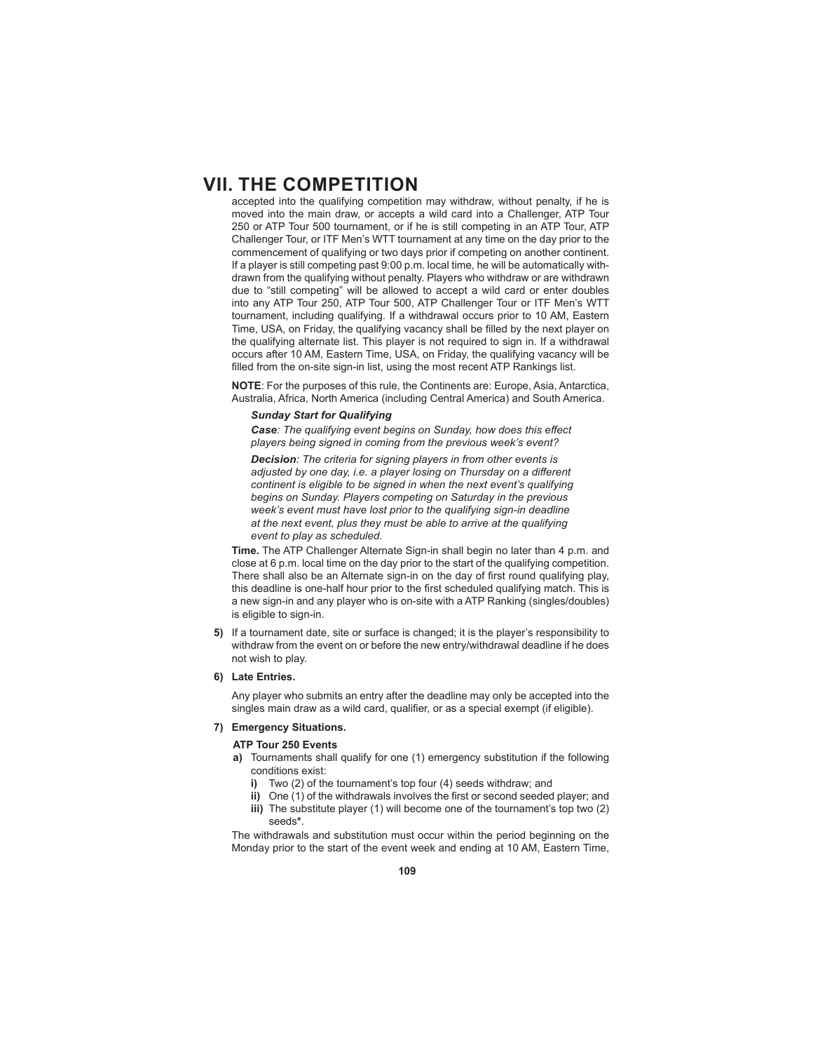# VII. THE COMPETITION

accepted into the qualifying competition may withdraw, without penalty, if he is moved into the main draw, or accepts a wild card into a Challenger, ATP Tour 250 or ATP Tour 500 tournament, or if he is still competing in an ATP Tour, ATP Challenger Tour, or ITF Men's WTT tournament at any time on the day prior to the commencement of qualifying or two days prior if competing on another continent. If a player is still competing past 9:00 p.m. local time, he will be automatically withdrawn from the qualifying without penalty. Players who withdraw or are withdrawn due to "still competing" will be allowed to accept a wild card or enter doubles into any ATP Tour 250, ATP Tour 500, ATP Challenger Tour or ITF Men's WTT tournament, including qualifying. If a withdrawal occurs prior to 10 AM, Eastern Time, USA, on Friday, the qualifying vacancy shall be filled by the next player on the qualifying alternate list. This player is not required to sign in. If a withdrawal occurs after 10 AM, Eastern Time, USA, on Friday, the qualifying vacancy will be filled from the on-site sign-in list, using the most recent ATP Rankings list.

**NOTE**: For the purposes of this rule, the Continents are: Europe, Asia, Antarctica, Australia, Africa, North America (including Central America) and South America.

> ***Sunday Start for Qualifying***
>
> ***Case****: The qualifying event begins on Sunday, how does this effect players being signed in coming from the previous week's event?*
>
> ***Decision****: The criteria for signing players in from other events is adjusted by one day, i.e. a player losing on Thursday on a different continent is eligible to be signed in when the next event's qualifying begins on Sunday. Players competing on Saturday in the previous week's event must have lost prior to the qualifying sign-in deadline at the next event, plus they must be able to arrive at the qualifying event to play as scheduled.*

**Time.** The ATP Challenger Alternate Sign-in shall begin no later than 4 p.m. and close at 6 p.m. local time on the day prior to the start of the qualifying competition. There shall also be an Alternate sign-in on the day of first round qualifying play, this deadline is one-half hour prior to the first scheduled qualifying match. This is a new sign-in and any player who is on-site with a ATP Ranking (singles/doubles) is eligible to sign-in.

**5)** If a tournament date, site or surface is changed; it is the player's responsibility to withdraw from the event on or before the new entry/withdrawal deadline if he does not wish to play.

**6) Late Entries.**

Any player who submits an entry after the deadline may only be accepted into the singles main draw as a wild card, qualifier, or as a special exempt (if eligible).

**7) Emergency Situations.**

**ATP Tour 250 Events**

**a)** Tournaments shall qualify for one (1) emergency substitution if the following conditions exist:

- **i)** Two (2) of the tournament's top four (4) seeds withdraw; and
- **ii)** One (1) of the withdrawals involves the first or second seeded player; and
- **iii)** The substitute player (1) will become one of the tournament's top two (2) seeds**\***.

The withdrawals and substitution must occur within the period beginning on the Monday prior to the start of the event week and ending at 10 AM, Eastern Time,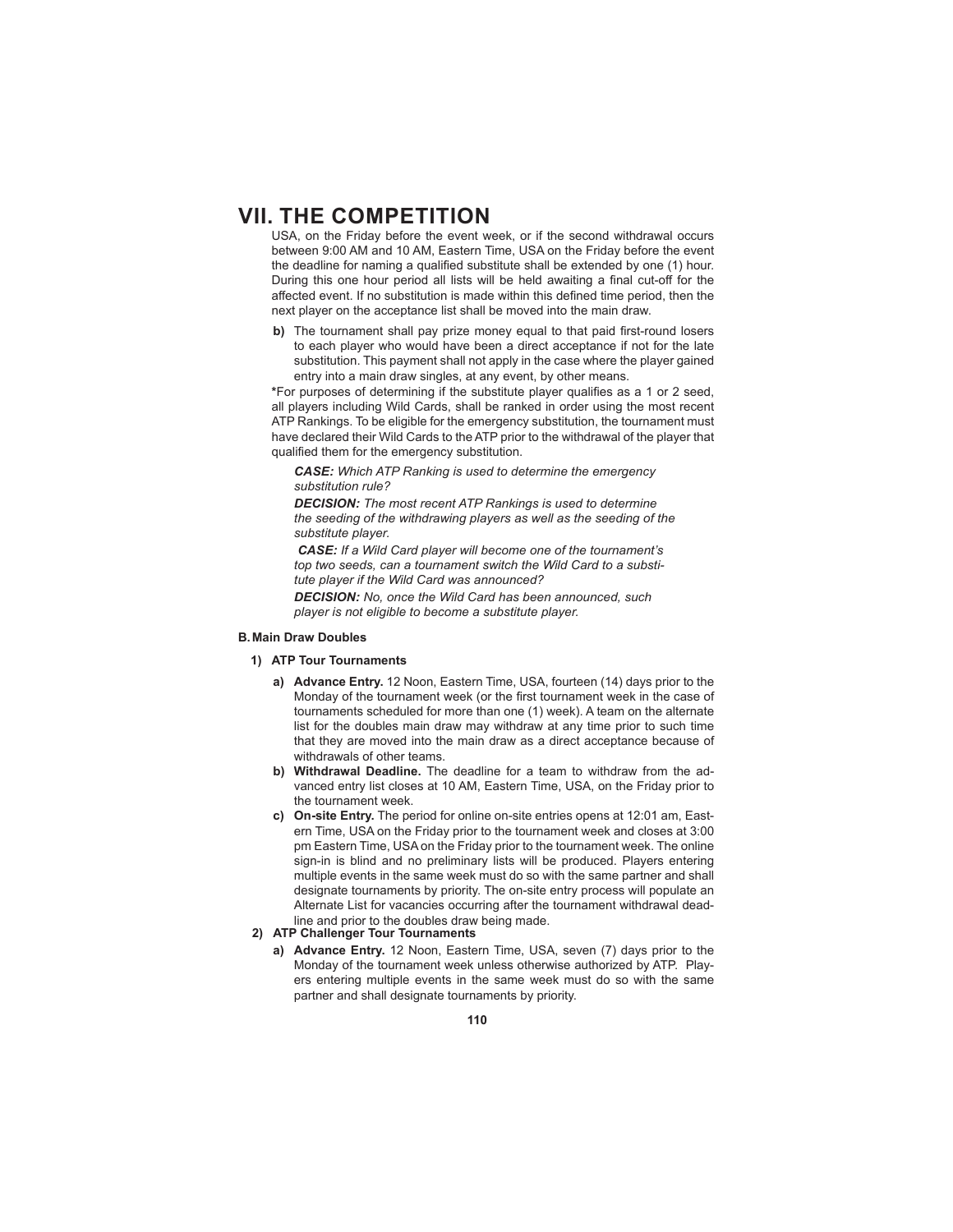# VII. THE COMPETITION

USA, on the Friday before the event week, or if the second withdrawal occurs between 9:00 AM and 10 AM, Eastern Time, USA on the Friday before the event the deadline for naming a qualified substitute shall be extended by one (1) hour. During this one hour period all lists will be held awaiting a final cut-off for the affected event. If no substitution is made within this defined time period, then the next player on the acceptance list shall be moved into the main draw.

**b)** The tournament shall pay prize money equal to that paid first-round losers to each player who would have been a direct acceptance if not for the late substitution. This payment shall not apply in the case where the player gained entry into a main draw singles, at any event, by other means.

**\***For purposes of determining if the substitute player qualifies as a 1 or 2 seed, all players including Wild Cards, shall be ranked in order using the most recent ATP Rankings. To be eligible for the emergency substitution, the tournament must have declared their Wild Cards to the ATP prior to the withdrawal of the player that qualified them for the emergency substitution.

***CASE:*** *Which ATP Ranking is used to determine the emergency substitution rule?*

***DECISION:*** *The most recent ATP Rankings is used to determine the seeding of the withdrawing players as well as the seeding of the substitute player.*

***CASE:*** *If a Wild Card player will become one of the tournament's top two seeds, can a tournament switch the Wild Card to a substitute player if the Wild Card was announced?*

***DECISION:*** *No, once the Wild Card has been announced, such player is not eligible to become a substitute player.*

**B. Main Draw Doubles**

**1) ATP Tour Tournaments**

**a) Advance Entry.** 12 Noon, Eastern Time, USA, fourteen (14) days prior to the Monday of the tournament week (or the first tournament week in the case of tournaments scheduled for more than one (1) week). A team on the alternate list for the doubles main draw may withdraw at any time prior to such time that they are moved into the main draw as a direct acceptance because of withdrawals of other teams.

**b) Withdrawal Deadline.** The deadline for a team to withdraw from the advanced entry list closes at 10 AM, Eastern Time, USA, on the Friday prior to the tournament week.

**c) On-site Entry.** The period for online on-site entries opens at 12:01 am, Eastern Time, USA on the Friday prior to the tournament week and closes at 3:00 pm Eastern Time, USA on the Friday prior to the tournament week. The online sign-in is blind and no preliminary lists will be produced. Players entering multiple events in the same week must do so with the same partner and shall designate tournaments by priority. The on-site entry process will populate an Alternate List for vacancies occurring after the tournament withdrawal deadline and prior to the doubles draw being made.

**2) ATP Challenger Tour Tournaments**

**a) Advance Entry.** 12 Noon, Eastern Time, USA, seven (7) days prior to the Monday of the tournament week unless otherwise authorized by ATP. Players entering multiple events in the same week must do so with the same partner and shall designate tournaments by priority.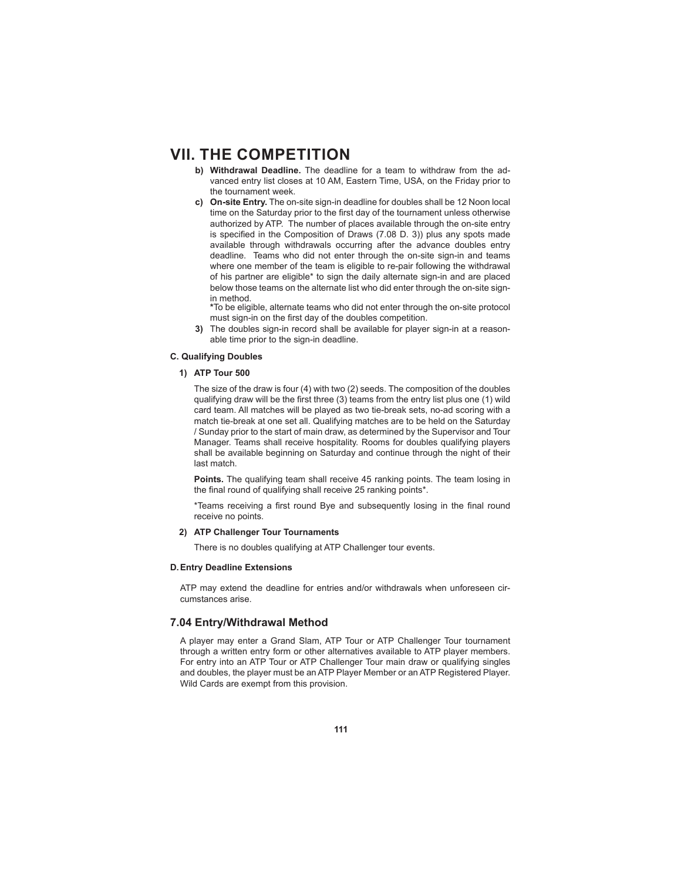# VII. THE COMPETITION

b) **Withdrawal Deadline.** The deadline for a team to withdraw from the advanced entry list closes at 10 AM, Eastern Time, USA, on the Friday prior to the tournament week.

c) **On-site Entry.** The on-site sign-in deadline for doubles shall be 12 Noon local time on the Saturday prior to the first day of the tournament unless otherwise authorized by ATP. The number of places available through the on-site entry is specified in the Composition of Draws (7.08 D. 3)) plus any spots made available through withdrawals occurring after the advance doubles entry deadline. Teams who did not enter through the on-site sign-in and teams where one member of the team is eligible to re-pair following the withdrawal of his partner are eligible* to sign the daily alternate sign-in and are placed below those teams on the alternate list who did enter through the on-site sign-in method.

**\***To be eligible, alternate teams who did not enter through the on-site protocol must sign-in on the first day of the doubles competition.

3) The doubles sign-in record shall be available for player sign-in at a reasonable time prior to the sign-in deadline.

#### C. Qualifying Doubles

**1) ATP Tour 500**

The size of the draw is four (4) with two (2) seeds. The composition of the doubles qualifying draw will be the first three (3) teams from the entry list plus one (1) wild card team. All matches will be played as two tie-break sets, no-ad scoring with a match tie-break at one set all. Qualifying matches are to be held on the Saturday / Sunday prior to the start of main draw, as determined by the Supervisor and Tour Manager. Teams shall receive hospitality. Rooms for doubles qualifying players shall be available beginning on Saturday and continue through the night of their last match.

**Points.** The qualifying team shall receive 45 ranking points. The team losing in the final round of qualifying shall receive 25 ranking points*.

*Teams receiving a first round Bye and subsequently losing in the final round receive no points.

**2) ATP Challenger Tour Tournaments**

There is no doubles qualifying at ATP Challenger tour events.

#### D. Entry Deadline Extensions

ATP may extend the deadline for entries and/or withdrawals when unforeseen circumstances arise.

## 7.04 Entry/Withdrawal Method

A player may enter a Grand Slam, ATP Tour or ATP Challenger Tour tournament through a written entry form or other alternatives available to ATP player members. For entry into an ATP Tour or ATP Challenger Tour main draw or qualifying singles and doubles, the player must be an ATP Player Member or an ATP Registered Player. Wild Cards are exempt from this provision.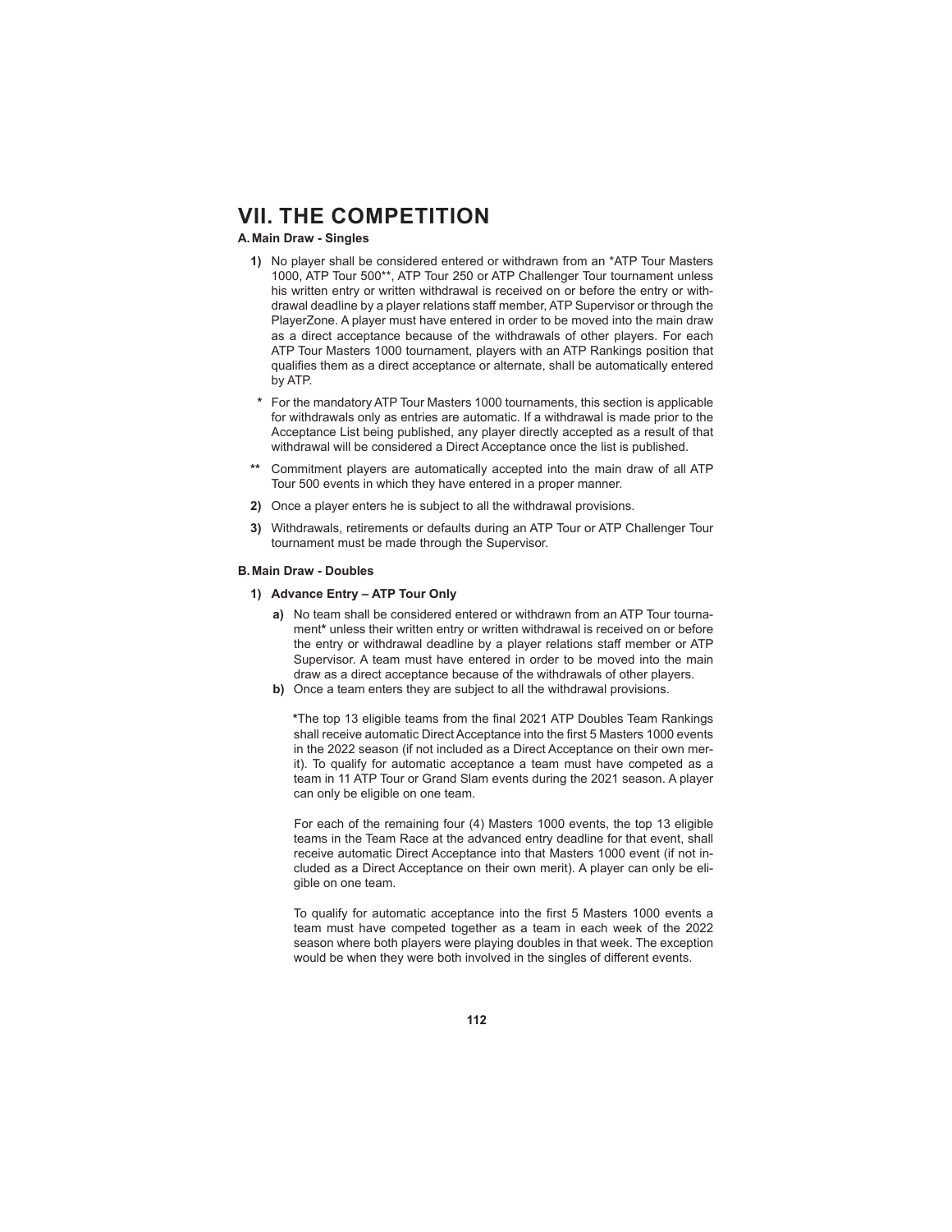# VII. THE COMPETITION

### A. Main Draw - Singles

**1)** No player shall be considered entered or withdrawn from an *ATP Tour Masters 1000, ATP Tour 500**, ATP Tour 250 or ATP Challenger Tour tournament unless his written entry or written withdrawal is received on or before the entry or withdrawal deadline by a player relations staff member, ATP Supervisor or through the PlayerZone. A player must have entered in order to be moved into the main draw as a direct acceptance because of the withdrawals of other players. For each ATP Tour Masters 1000 tournament, players with an ATP Rankings position that qualifies them as a direct acceptance or alternate, shall be automatically entered by ATP.

\* For the mandatory ATP Tour Masters 1000 tournaments, this section is applicable for withdrawals only as entries are automatic. If a withdrawal is made prior to the Acceptance List being published, any player directly accepted as a result of that withdrawal will be considered a Direct Acceptance once the list is published.

\*\* Commitment players are automatically accepted into the main draw of all ATP Tour 500 events in which they have entered in a proper manner.

**2)** Once a player enters he is subject to all the withdrawal provisions.

**3)** Withdrawals, retirements or defaults during an ATP Tour or ATP Challenger Tour tournament must be made through the Supervisor.

### B. Main Draw - Doubles

**1) Advance Entry – ATP Tour Only**

**a)** No team shall be considered entered or withdrawn from an ATP Tour tournament* unless their written entry or written withdrawal is received on or before the entry or withdrawal deadline by a player relations staff member or ATP Supervisor. A team must have entered in order to be moved into the main draw as a direct acceptance because of the withdrawals of other players.

**b)** Once a team enters they are subject to all the withdrawal provisions.

\*The top 13 eligible teams from the final 2021 ATP Doubles Team Rankings shall receive automatic Direct Acceptance into the first 5 Masters 1000 events in the 2022 season (if not included as a Direct Acceptance on their own merit). To qualify for automatic acceptance a team must have competed as a team in 11 ATP Tour or Grand Slam events during the 2021 season. A player can only be eligible on one team.

For each of the remaining four (4) Masters 1000 events, the top 13 eligible teams in the Team Race at the advanced entry deadline for that event, shall receive automatic Direct Acceptance into that Masters 1000 event (if not included as a Direct Acceptance on their own merit). A player can only be eligible on one team.

To qualify for automatic acceptance into the first 5 Masters 1000 events a team must have competed together as a team in each week of the 2022 season where both players were playing doubles in that week. The exception would be when they were both involved in the singles of different events.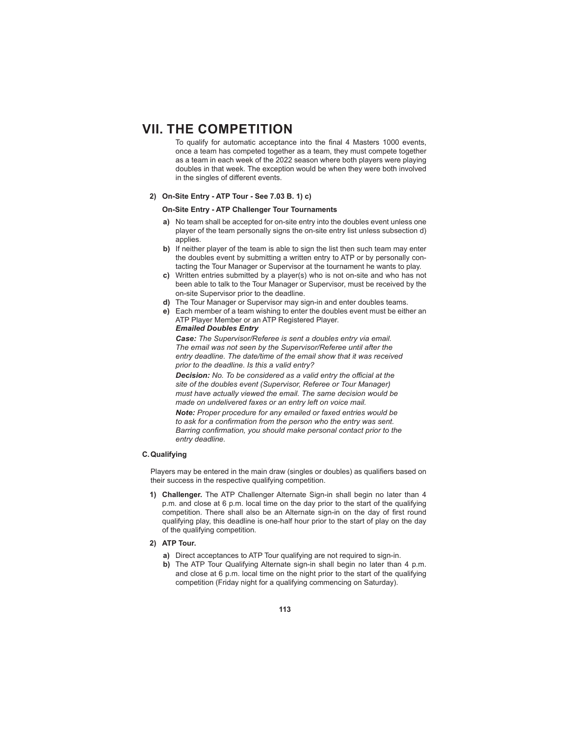# VII. THE COMPETITION

To qualify for automatic acceptance into the final 4 Masters 1000 events, once a team has competed together as a team, they must compete together as a team in each week of the 2022 season where both players were playing doubles in that week. The exception would be when they were both involved in the singles of different events.

**2) On-Site Entry - ATP Tour - See 7.03 B. 1) c)**

**On-Site Entry - ATP Challenger Tour Tournaments**

- **a)** No team shall be accepted for on-site entry into the doubles event unless one player of the team personally signs the on-site entry list unless subsection d) applies.
- **b)** If neither player of the team is able to sign the list then such team may enter the doubles event by submitting a written entry to ATP or by personally contacting the Tour Manager or Supervisor at the tournament he wants to play.
- **c)** Written entries submitted by a player(s) who is not on-site and who has not been able to talk to the Tour Manager or Supervisor, must be received by the on-site Supervisor prior to the deadline.
- **d)** The Tour Manager or Supervisor may sign-in and enter doubles teams.
- **e)** Each member of a team wishing to enter the doubles event must be either an ATP Player Member or an ATP Registered Player.

***Emailed Doubles Entry***

***Case:*** *The Supervisor/Referee is sent a doubles entry via email. The email was not seen by the Supervisor/Referee until after the entry deadline. The date/time of the email show that it was received prior to the deadline. Is this a valid entry?*

***Decision:*** *No. To be considered as a valid entry the official at the site of the doubles event (Supervisor, Referee or Tour Manager) must have actually viewed the email. The same decision would be made on undelivered faxes or an entry left on voice mail.*

***Note:*** *Proper procedure for any emailed or faxed entries would be to ask for a confirmation from the person who the entry was sent. Barring confirmation, you should make personal contact prior to the entry deadline.*

**C. Qualifying**

Players may be entered in the main draw (singles or doubles) as qualifiers based on their success in the respective qualifying competition.

1) **Challenger.** The ATP Challenger Alternate Sign-in shall begin no later than 4 p.m. and close at 6 p.m. local time on the day prior to the start of the qualifying competition. There shall also be an Alternate sign-in on the day of first round qualifying play, this deadline is one-half hour prior to the start of play on the day of the qualifying competition.

2) **ATP Tour.**

- **a)** Direct acceptances to ATP Tour qualifying are not required to sign-in.
- **b)** The ATP Tour Qualifying Alternate sign-in shall begin no later than 4 p.m. and close at 6 p.m. local time on the night prior to the start of the qualifying competition (Friday night for a qualifying commencing on Saturday).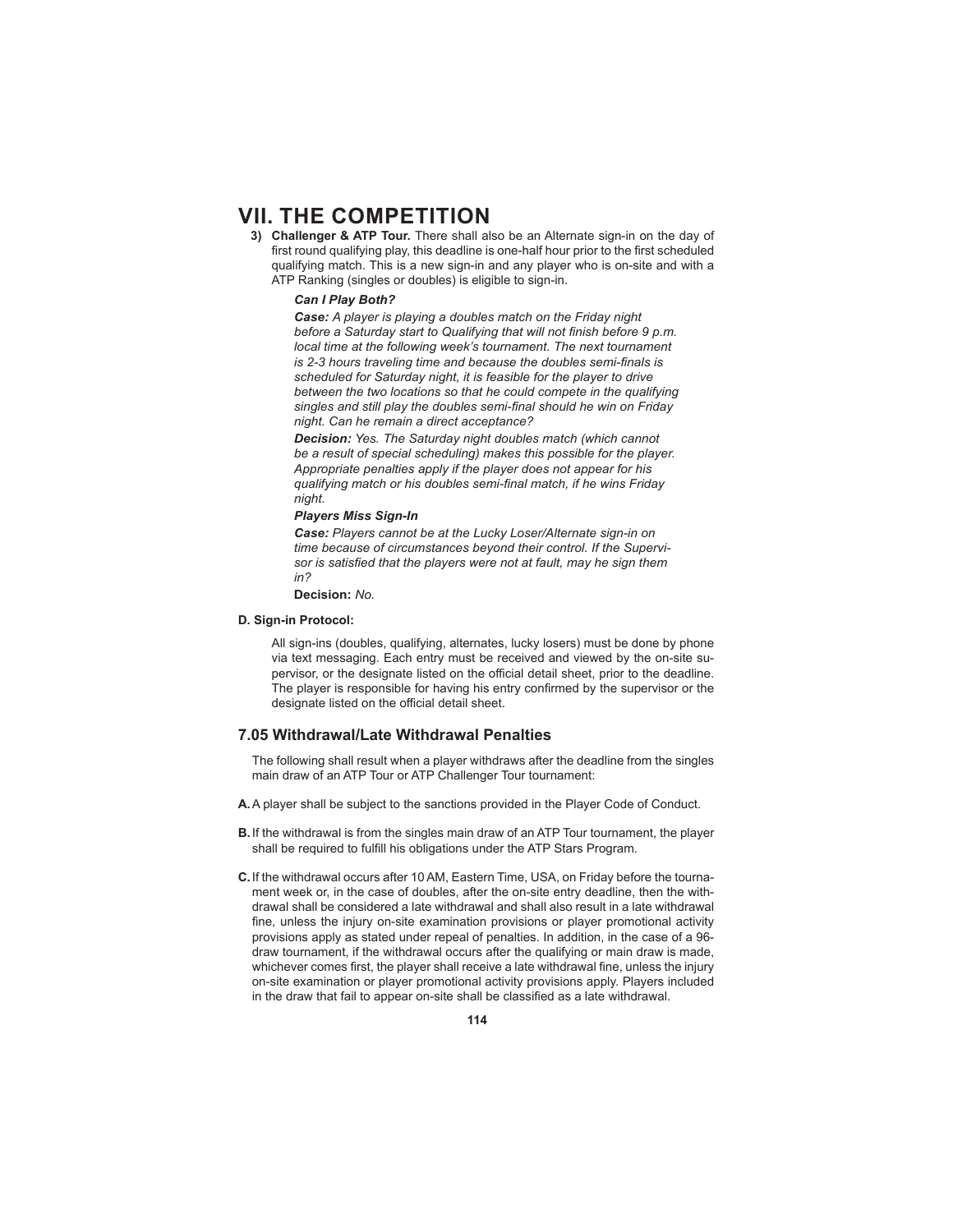# VII. THE COMPETITION

3) **Challenger & ATP Tour.** There shall also be an Alternate sign-in on the day of first round qualifying play, this deadline is one-half hour prior to the first scheduled qualifying match. This is a new sign-in and any player who is on-site and with a ATP Ranking (singles or doubles) is eligible to sign-in.

***Can I Play Both?***

***Case:*** *A player is playing a doubles match on the Friday night before a Saturday start to Qualifying that will not finish before 9 p.m. local time at the following week's tournament. The next tournament is 2-3 hours traveling time and because the doubles semi-finals is scheduled for Saturday night, it is feasible for the player to drive between the two locations so that he could compete in the qualifying singles and still play the doubles semi-final should he win on Friday night. Can he remain a direct acceptance?*

***Decision:*** *Yes. The Saturday night doubles match (which cannot be a result of special scheduling) makes this possible for the player. Appropriate penalties apply if the player does not appear for his qualifying match or his doubles semi-final match, if he wins Friday night.*

***Players Miss Sign-In***

***Case:*** *Players cannot be at the Lucky Loser/Alternate sign-in on time because of circumstances beyond their control. If the Supervisor is satisfied that the players were not at fault, may he sign them in?*

**Decision:** *No.*

**D. Sign-in Protocol:**

All sign-ins (doubles, qualifying, alternates, lucky losers) must be done by phone via text messaging. Each entry must be received and viewed by the on-site supervisor, or the designate listed on the official detail sheet, prior to the deadline. The player is responsible for having his entry confirmed by the supervisor or the designate listed on the official detail sheet.

## 7.05 Withdrawal/Late Withdrawal Penalties

The following shall result when a player withdraws after the deadline from the singles main draw of an ATP Tour or ATP Challenger Tour tournament:

**A.** A player shall be subject to the sanctions provided in the Player Code of Conduct.

**B.** If the withdrawal is from the singles main draw of an ATP Tour tournament, the player shall be required to fulfill his obligations under the ATP Stars Program.

**C.** If the withdrawal occurs after 10 AM, Eastern Time, USA, on Friday before the tournament week or, in the case of doubles, after the on-site entry deadline, then the withdrawal shall be considered a late withdrawal and shall also result in a late withdrawal fine, unless the injury on-site examination provisions or player promotional activity provisions apply as stated under repeal of penalties. In addition, in the case of a 96-draw tournament, if the withdrawal occurs after the qualifying or main draw is made, whichever comes first, the player shall receive a late withdrawal fine, unless the injury on-site examination or player promotional activity provisions apply. Players included in the draw that fail to appear on-site shall be classified as a late withdrawal.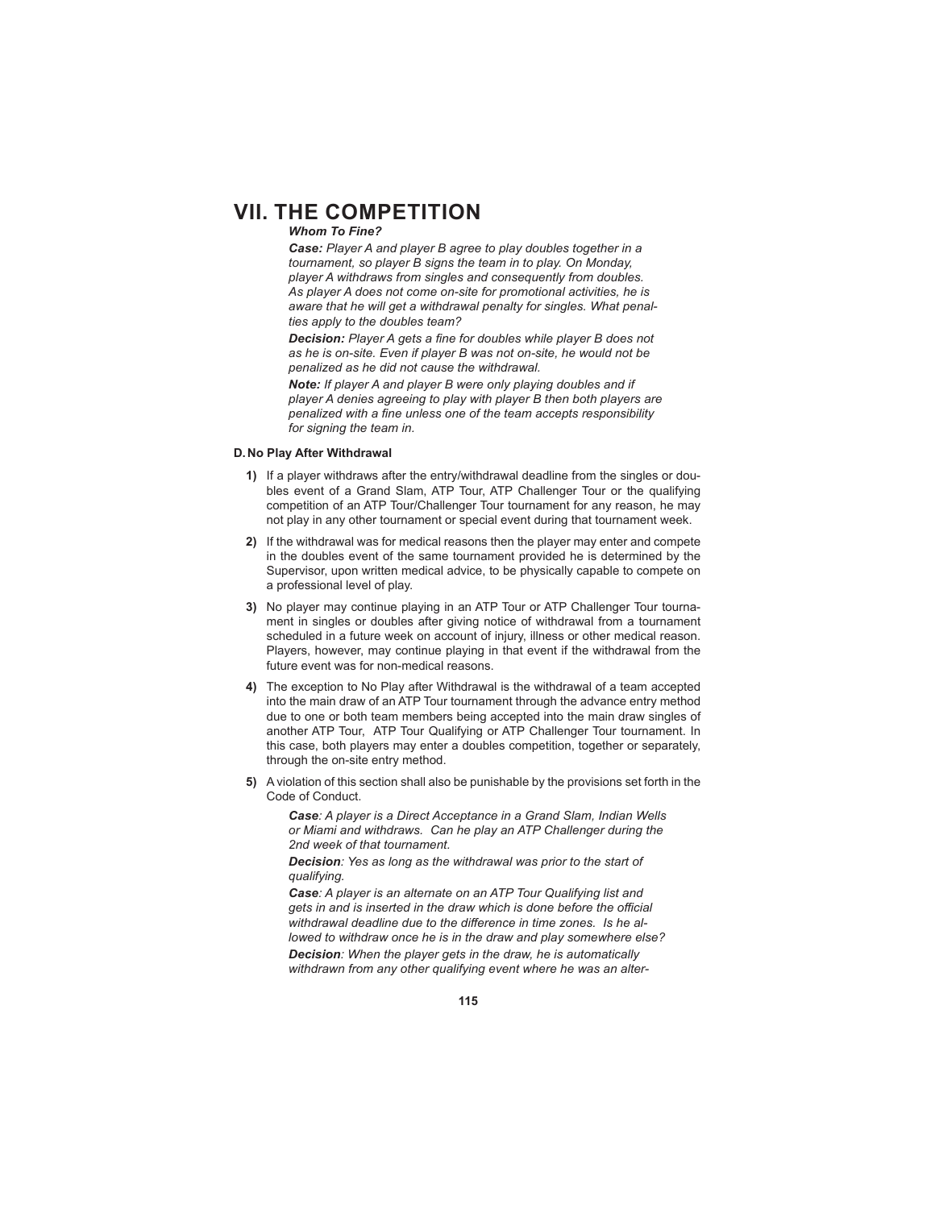# VII. THE COMPETITION

***Whom To Fine?***

***Case:*** *Player A and player B agree to play doubles together in a tournament, so player B signs the team in to play. On Monday, player A withdraws from singles and consequently from doubles. As player A does not come on-site for promotional activities, he is aware that he will get a withdrawal penalty for singles. What penalties apply to the doubles team?*

***Decision:*** *Player A gets a fine for doubles while player B does not as he is on-site. Even if player B was not on-site, he would not be penalized as he did not cause the withdrawal.*

***Note:*** *If player A and player B were only playing doubles and if player A denies agreeing to play with player B then both players are penalized with a fine unless one of the team accepts responsibility for signing the team in.*

**D. No Play After Withdrawal**

**1)** If a player withdraws after the entry/withdrawal deadline from the singles or doubles event of a Grand Slam, ATP Tour, ATP Challenger Tour or the qualifying competition of an ATP Tour/Challenger Tour tournament for any reason, he may not play in any other tournament or special event during that tournament week.

**2)** If the withdrawal was for medical reasons then the player may enter and compete in the doubles event of the same tournament provided he is determined by the Supervisor, upon written medical advice, to be physically capable to compete on a professional level of play.

**3)** No player may continue playing in an ATP Tour or ATP Challenger Tour tournament in singles or doubles after giving notice of withdrawal from a tournament scheduled in a future week on account of injury, illness or other medical reason. Players, however, may continue playing in that event if the withdrawal from the future event was for non-medical reasons.

**4)** The exception to No Play after Withdrawal is the withdrawal of a team accepted into the main draw of an ATP Tour tournament through the advance entry method due to one or both team members being accepted into the main draw singles of another ATP Tour, ATP Tour Qualifying or ATP Challenger Tour tournament. In this case, both players may enter a doubles competition, together or separately, through the on-site entry method.

**5)** A violation of this section shall also be punishable by the provisions set forth in the Code of Conduct.

***Case****: A player is a Direct Acceptance in a Grand Slam, Indian Wells or Miami and withdraws. Can he play an ATP Challenger during the 2nd week of that tournament.*

***Decision****: Yes as long as the withdrawal was prior to the start of qualifying.*

***Case****: A player is an alternate on an ATP Tour Qualifying list and gets in and is inserted in the draw which is done before the official withdrawal deadline due to the difference in time zones. Is he allowed to withdraw once he is in the draw and play somewhere else?*

***Decision****: When the player gets in the draw, he is automatically withdrawn from any other qualifying event where he was an alter-*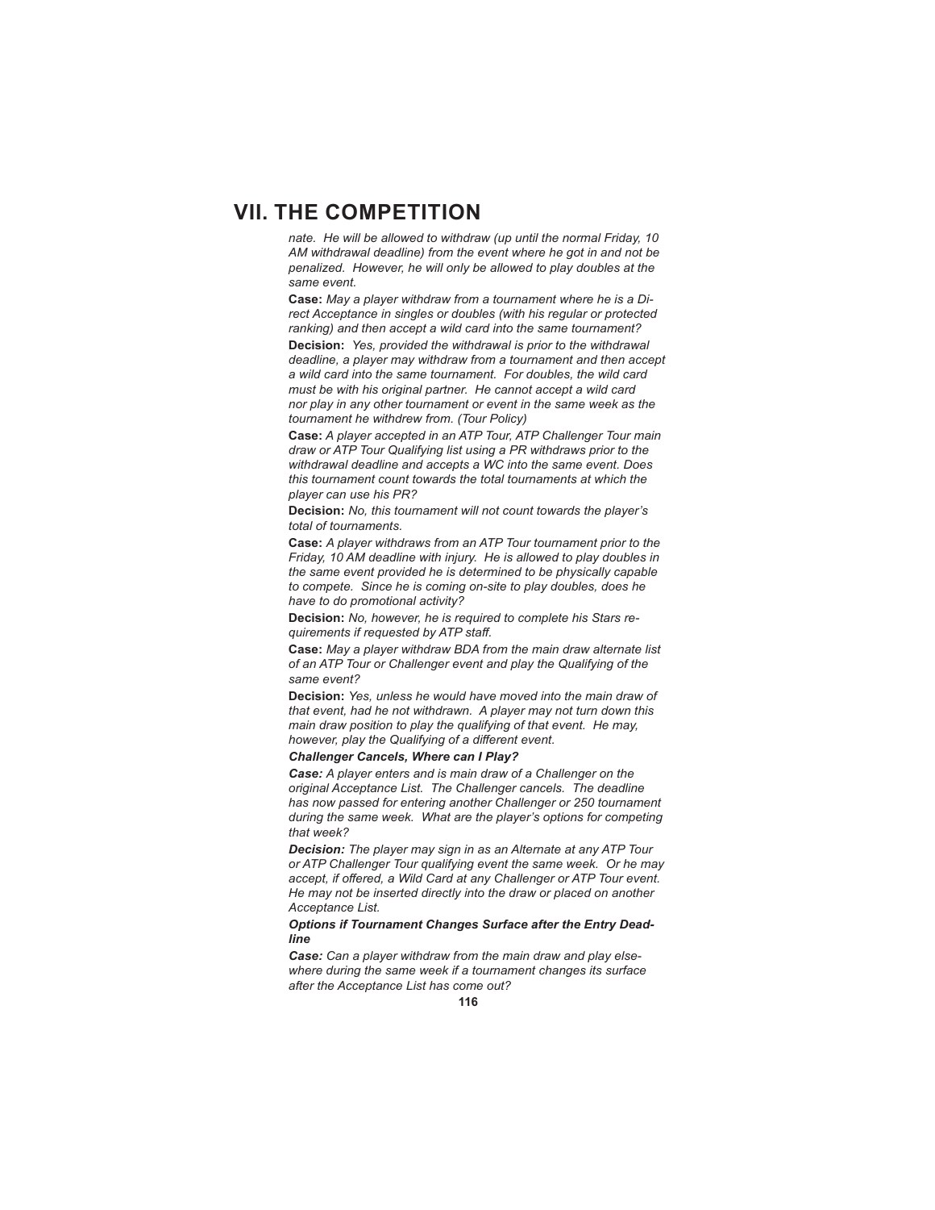*nate. He will be allowed to withdraw (up until the normal Friday, 10 AM withdrawal deadline) from the event where he got in and not be penalized. However, he will only be allowed to play doubles at the same event.*

**Case:** *May a player withdraw from a tournament where he is a Direct Acceptance in singles or doubles (with his regular or protected ranking) and then accept a wild card into the same tournament?*

**Decision:** *Yes, provided the withdrawal is prior to the withdrawal deadline, a player may withdraw from a tournament and then accept a wild card into the same tournament. For doubles, the wild card must be with his original partner. He cannot accept a wild card nor play in any other tournament or event in the same week as the tournament he withdrew from. (Tour Policy)*

**Case:** *A player accepted in an ATP Tour, ATP Challenger Tour main draw or ATP Tour Qualifying list using a PR withdraws prior to the withdrawal deadline and accepts a WC into the same event. Does this tournament count towards the total tournaments at which the player can use his PR?*

**Decision:** *No, this tournament will not count towards the player's total of tournaments.*

**Case:** *A player withdraws from an ATP Tour tournament prior to the Friday, 10 AM deadline with injury. He is allowed to play doubles in the same event provided he is determined to be physically capable to compete. Since he is coming on-site to play doubles, does he have to do promotional activity?*

**Decision:** *No, however, he is required to complete his Stars requirements if requested by ATP staff.*

**Case:** *May a player withdraw BDA from the main draw alternate list of an ATP Tour or Challenger event and play the Qualifying of the same event?*

**Decision:** *Yes, unless he would have moved into the main draw of that event, had he not withdrawn. A player may not turn down this main draw position to play the qualifying of that event. He may, however, play the Qualifying of a different event.*

***Challenger Cancels, Where can I Play?***

***Case:*** *A player enters and is main draw of a Challenger on the original Acceptance List. The Challenger cancels. The deadline has now passed for entering another Challenger or 250 tournament during the same week. What are the player's options for competing that week?*

***Decision:*** *The player may sign in as an Alternate at any ATP Tour or ATP Challenger Tour qualifying event the same week. Or he may accept, if offered, a Wild Card at any Challenger or ATP Tour event. He may not be inserted directly into the draw or placed on another Acceptance List.*

***Options if Tournament Changes Surface after the Entry Deadline***

***Case:*** *Can a player withdraw from the main draw and play elsewhere during the same week if a tournament changes its surface after the Acceptance List has come out?*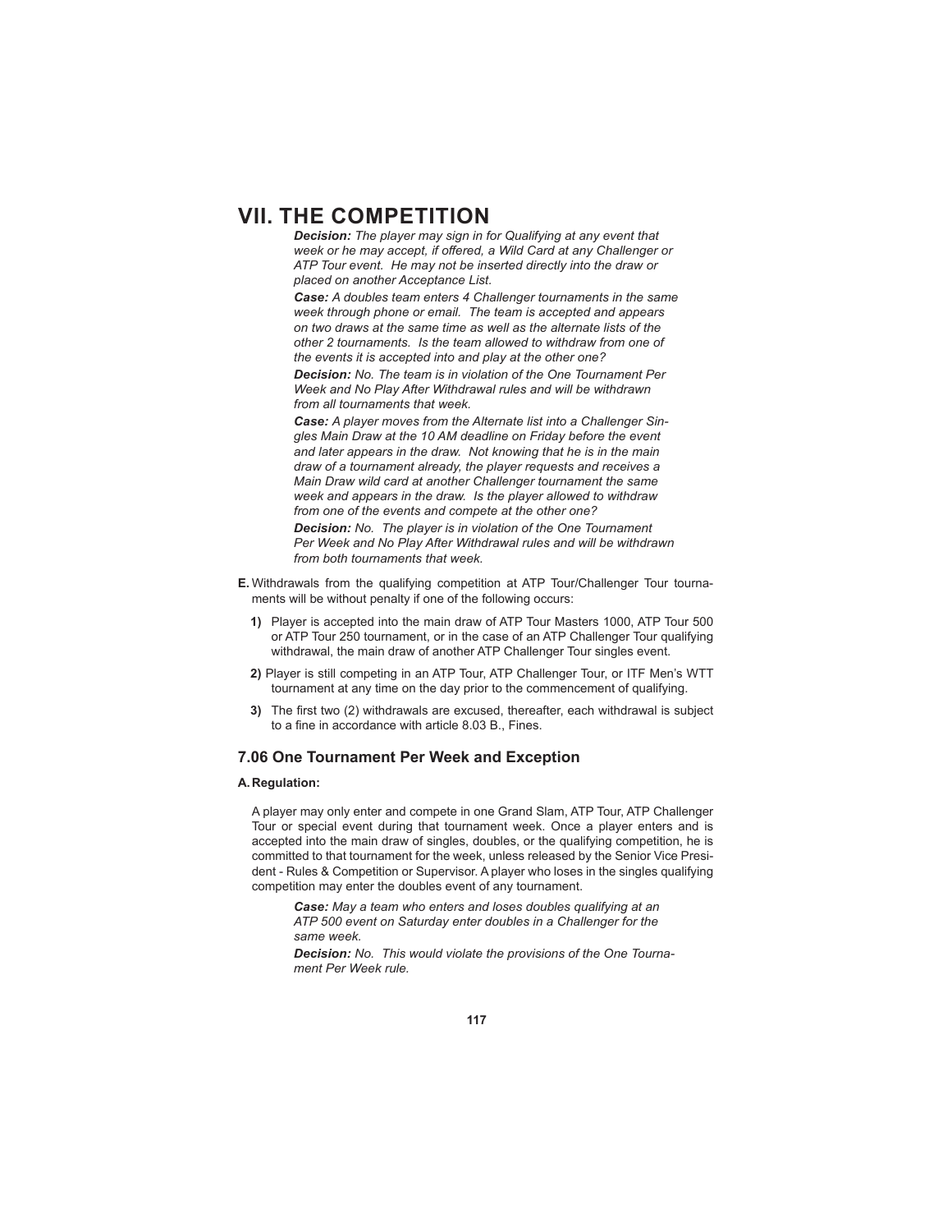# VII. THE COMPETITION

***Decision:*** *The player may sign in for Qualifying at any event that week or he may accept, if offered, a Wild Card at any Challenger or ATP Tour event. He may not be inserted directly into the draw or placed on another Acceptance List.*

***Case:*** *A doubles team enters 4 Challenger tournaments in the same week through phone or email. The team is accepted and appears on two draws at the same time as well as the alternate lists of the other 2 tournaments. Is the team allowed to withdraw from one of the events it is accepted into and play at the other one?*

***Decision:*** *No. The team is in violation of the One Tournament Per Week and No Play After Withdrawal rules and will be withdrawn from all tournaments that week.*

***Case:*** *A player moves from the Alternate list into a Challenger Singles Main Draw at the 10 AM deadline on Friday before the event and later appears in the draw. Not knowing that he is in the main draw of a tournament already, the player requests and receives a Main Draw wild card at another Challenger tournament the same week and appears in the draw. Is the player allowed to withdraw from one of the events and compete at the other one?*

***Decision:*** *No. The player is in violation of the One Tournament Per Week and No Play After Withdrawal rules and will be withdrawn from both tournaments that week.*

**E.** Withdrawals from the qualifying competition at ATP Tour/Challenger Tour tournaments will be without penalty if one of the following occurs:

**1)** Player is accepted into the main draw of ATP Tour Masters 1000, ATP Tour 500 or ATP Tour 250 tournament, or in the case of an ATP Challenger Tour qualifying withdrawal, the main draw of another ATP Challenger Tour singles event.

**2)** Player is still competing in an ATP Tour, ATP Challenger Tour, or ITF Men's WTT tournament at any time on the day prior to the commencement of qualifying.

**3)** The first two (2) withdrawals are excused, thereafter, each withdrawal is subject to a fine in accordance with article 8.03 B., Fines.

## 7.06 One Tournament Per Week and Exception

**A. Regulation:**

A player may only enter and compete in one Grand Slam, ATP Tour, ATP Challenger Tour or special event during that tournament week. Once a player enters and is accepted into the main draw of singles, doubles, or the qualifying competition, he is committed to that tournament for the week, unless released by the Senior Vice President - Rules & Competition or Supervisor. A player who loses in the singles qualifying competition may enter the doubles event of any tournament.

***Case:*** *May a team who enters and loses doubles qualifying at an ATP 500 event on Saturday enter doubles in a Challenger for the same week.*

***Decision:*** *No. This would violate the provisions of the One Tournament Per Week rule.*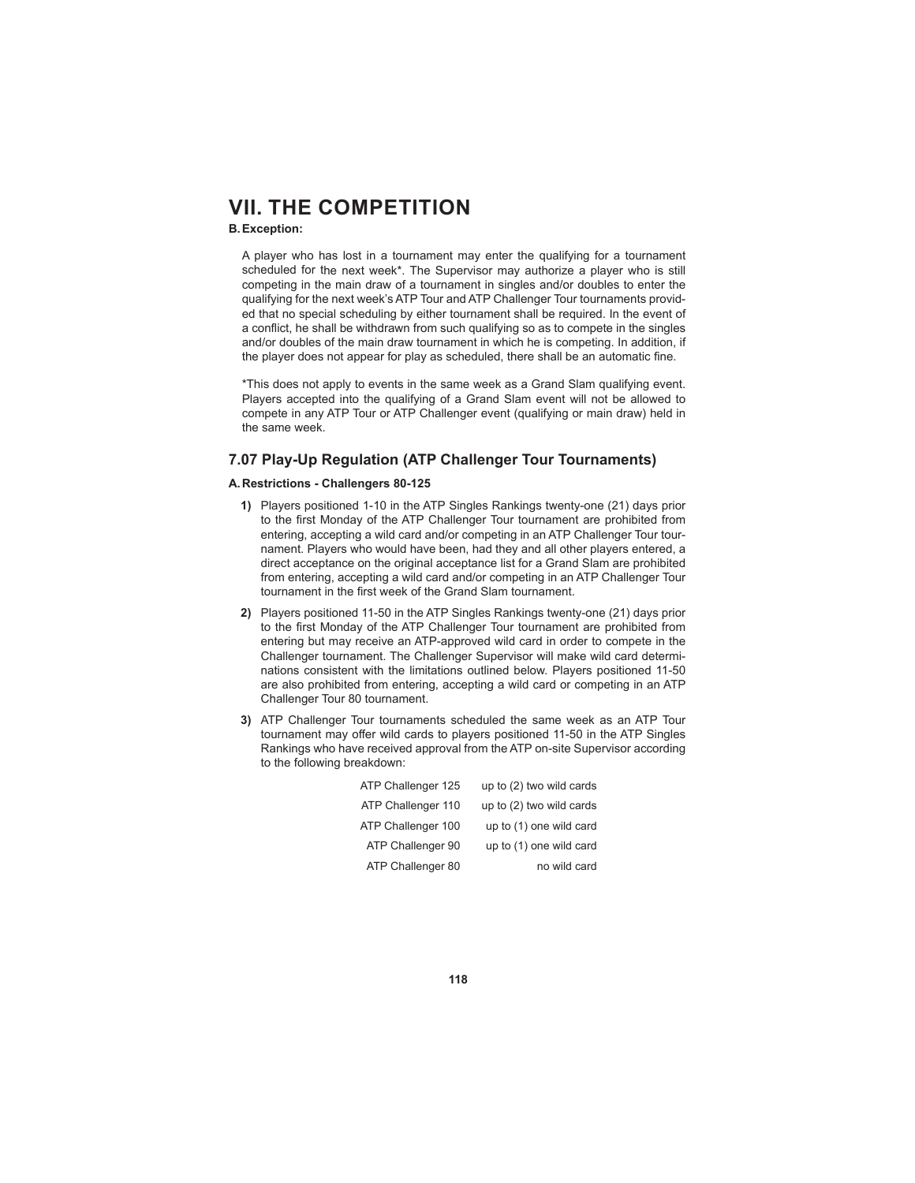# VII. THE COMPETITION

**B. Exception:**

A player who has lost in a tournament may enter the qualifying for a tournament scheduled for the next week*. The Supervisor may authorize a player who is still competing in the main draw of a tournament in singles and/or doubles to enter the qualifying for the next week's ATP Tour and ATP Challenger Tour tournaments provided that no special scheduling by either tournament shall be required. In the event of a conflict, he shall be withdrawn from such qualifying so as to compete in the singles and/or doubles of the main draw tournament in which he is competing. In addition, if the player does not appear for play as scheduled, there shall be an automatic fine.

*This does not apply to events in the same week as a Grand Slam qualifying event. Players accepted into the qualifying of a Grand Slam event will not be allowed to compete in any ATP Tour or ATP Challenger event (qualifying or main draw) held in the same week.

## 7.07 Play-Up Regulation (ATP Challenger Tour Tournaments)

**A. Restrictions - Challengers 80-125**

1) Players positioned 1-10 in the ATP Singles Rankings twenty-one (21) days prior to the first Monday of the ATP Challenger Tour tournament are prohibited from entering, accepting a wild card and/or competing in an ATP Challenger Tour tournament. Players who would have been, had they and all other players entered, a direct acceptance on the original acceptance list for a Grand Slam are prohibited from entering, accepting a wild card and/or competing in an ATP Challenger Tour tournament in the first week of the Grand Slam tournament.

2) Players positioned 11-50 in the ATP Singles Rankings twenty-one (21) days prior to the first Monday of the ATP Challenger Tour tournament are prohibited from entering but may receive an ATP-approved wild card in order to compete in the Challenger tournament. The Challenger Supervisor will make wild card determinations consistent with the limitations outlined below. Players positioned 11-50 are also prohibited from entering, accepting a wild card or competing in an ATP Challenger Tour 80 tournament.

3) ATP Challenger Tour tournaments scheduled the same week as an ATP Tour tournament may offer wild cards to players positioned 11-50 in the ATP Singles Rankings who have received approval from the ATP on-site Supervisor according to the following breakdown:

| | |
|---|---|
| ATP Challenger 125 | up to (2) two wild cards |
| ATP Challenger 110 | up to (2) two wild cards |
| ATP Challenger 100 | up to (1) one wild card |
| ATP Challenger 90 | up to (1) one wild card |
| ATP Challenger 80 | no wild card |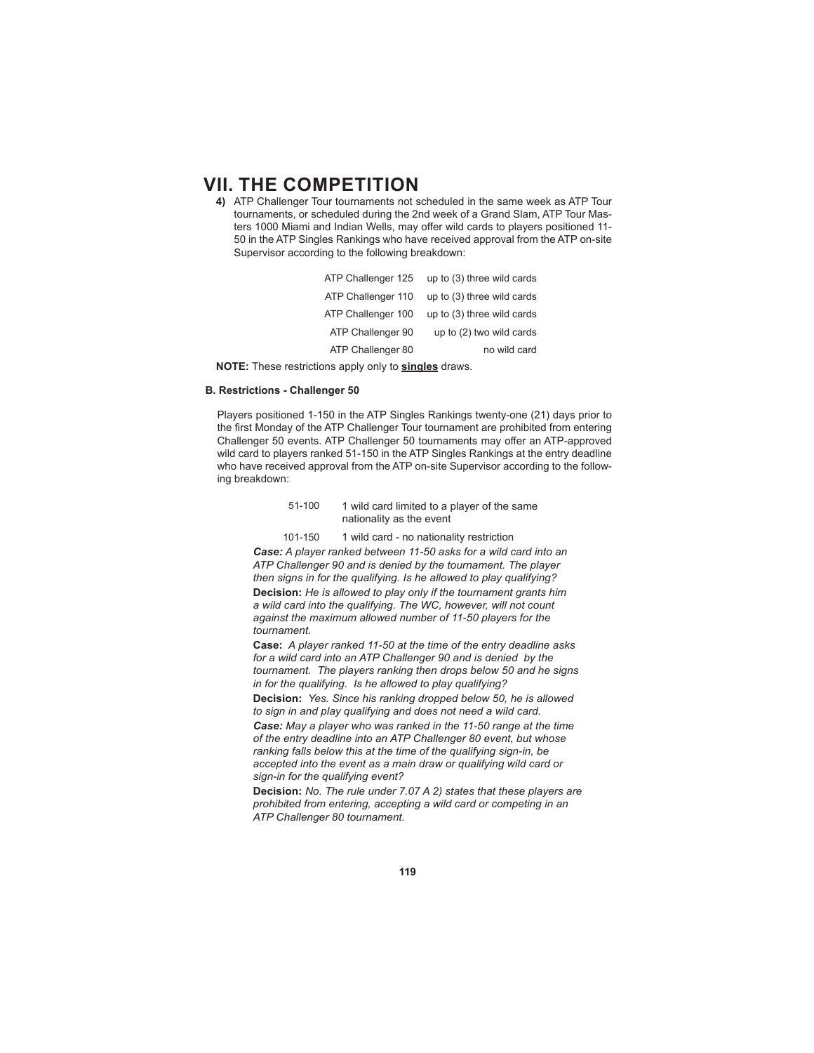# VII. THE COMPETITION

**4)** ATP Challenger Tour tournaments not scheduled in the same week as ATP Tour tournaments, or scheduled during the 2nd week of a Grand Slam, ATP Tour Masters 1000 Miami and Indian Wells, may offer wild cards to players positioned 11-50 in the ATP Singles Rankings who have received approval from the ATP on-site Supervisor according to the following breakdown:

| | |
|---|---|
| ATP Challenger 125 | up to (3) three wild cards |
| ATP Challenger 110 | up to (3) three wild cards |
| ATP Challenger 100 | up to (3) three wild cards |
| ATP Challenger 90 | up to (2) two wild cards |
| ATP Challenger 80 | no wild card |

**NOTE:** These restrictions apply only to **singles** draws.

**B. Restrictions - Challenger 50**

Players positioned 1-150 in the ATP Singles Rankings twenty-one (21) days prior to the first Monday of the ATP Challenger Tour tournament are prohibited from entering Challenger 50 events. ATP Challenger 50 tournaments may offer an ATP-approved wild card to players ranked 51-150 in the ATP Singles Rankings at the entry deadline who have received approval from the ATP on-site Supervisor according to the following breakdown:

| | |
|---|---|
| 51-100 | 1 wild card limited to a player of the same nationality as the event |
| 101-150 | 1 wild card - no nationality restriction |

***Case:*** *A player ranked between 11-50 asks for a wild card into an ATP Challenger 90 and is denied by the tournament. The player then signs in for the qualifying. Is he allowed to play qualifying?*

**Decision:** *He is allowed to play only if the tournament grants him a wild card into the qualifying. The WC, however, will not count against the maximum allowed number of 11-50 players for the tournament.*

**Case:** *A player ranked 11-50 at the time of the entry deadline asks for a wild card into an ATP Challenger 90 and is denied by the tournament. The players ranking then drops below 50 and he signs in for the qualifying. Is he allowed to play qualifying?*

**Decision:** *Yes. Since his ranking dropped below 50, he is allowed to sign in and play qualifying and does not need a wild card.*

***Case:*** *May a player who was ranked in the 11-50 range at the time of the entry deadline into an ATP Challenger 80 event, but whose ranking falls below this at the time of the qualifying sign-in, be accepted into the event as a main draw or qualifying wild card or sign-in for the qualifying event?*

**Decision:** *No. The rule under 7.07 A 2) states that these players are prohibited from entering, accepting a wild card or competing in an ATP Challenger 80 tournament.*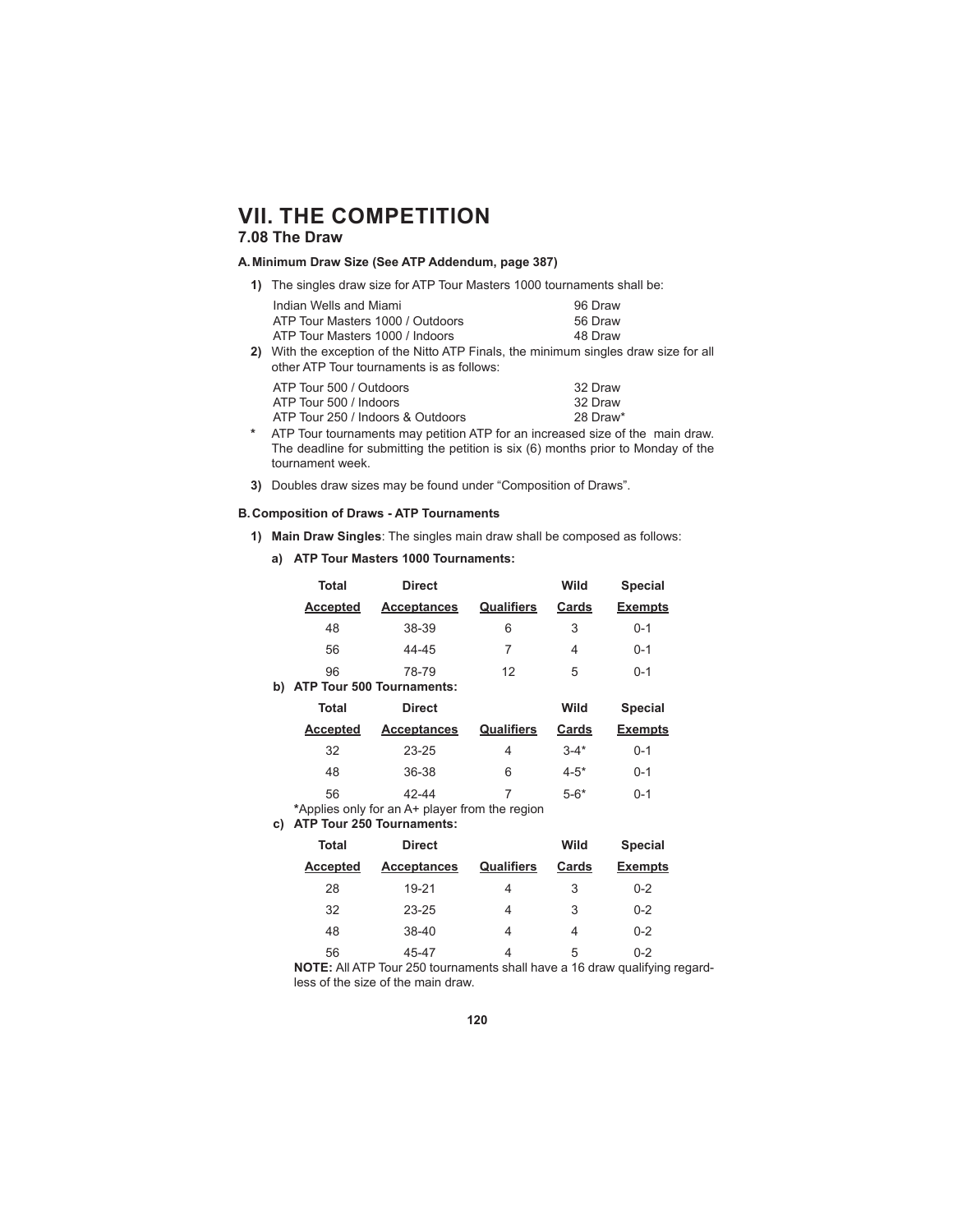# VII. THE COMPETITION

## 7.08 The Draw

### A. Minimum Draw Size (See ATP Addendum, page 387)

**1)** The singles draw size for ATP Tour Masters 1000 tournaments shall be:

| | |
|---|---|
| Indian Wells and Miami | 96 Draw |
| ATP Tour Masters 1000 / Outdoors | 56 Draw |
| ATP Tour Masters 1000 / Indoors | 48 Draw |

**2)** With the exception of the Nitto ATP Finals, the minimum singles draw size for all other ATP Tour tournaments is as follows:

| | |
|---|---|
| ATP Tour 500 / Outdoors | 32 Draw |
| ATP Tour 500 / Indoors | 32 Draw |
| ATP Tour 250 / Indoors & Outdoors | 28 Draw* |

**\*** ATP Tour tournaments may petition ATP for an increased size of the main draw. The deadline for submitting the petition is six (6) months prior to Monday of the tournament week.

**3)** Doubles draw sizes may be found under "Composition of Draws".

### B. Composition of Draws - ATP Tournaments

**1) Main Draw Singles**: The singles main draw shall be composed as follows:

**a) ATP Tour Masters 1000 Tournaments:**

| Total Accepted | Direct Acceptances | Qualifiers | Wild Cards | Special Exempts |
|---|---|---|---|---|
| 48 | 38-39 | 6 | 3 | 0-1 |
| 56 | 44-45 | 7 | 4 | 0-1 |
| 96 | 78-79 | 12 | 5 | 0-1 |

**b) ATP Tour 500 Tournaments:**

| Total Accepted | Direct Acceptances | Qualifiers | Wild Cards | Special Exempts |
|---|---|---|---|---|
| 32 | 23-25 | 4 | 3-4* | 0-1 |
| 48 | 36-38 | 6 | 4-5* | 0-1 |
| 56 | 42-44 | 7 | 5-6* | 0-1 |

**\***Applies only for an A+ player from the region

**c) ATP Tour 250 Tournaments:**

| Total Accepted | Direct Acceptances | Qualifiers | Wild Cards | Special Exempts |
|---|---|---|---|---|
| 28 | 19-21 | 4 | 3 | 0-2 |
| 32 | 23-25 | 4 | 3 | 0-2 |
| 48 | 38-40 | 4 | 4 | 0-2 |
| 56 | 45-47 | 4 | 5 | 0-2 |

**NOTE:** All ATP Tour 250 tournaments shall have a 16 draw qualifying regardless of the size of the main draw.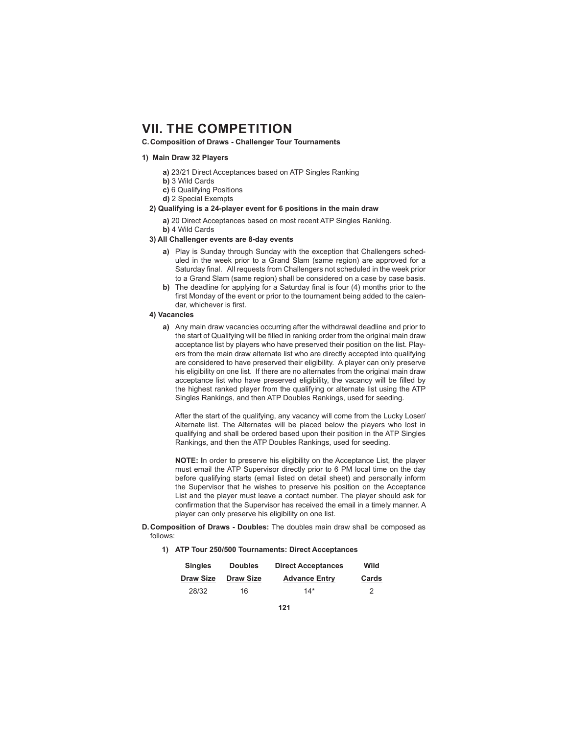# VII. THE COMPETITION

**C. Composition of Draws - Challenger Tour Tournaments**

**1) Main Draw 32 Players**

- **a)** 23/21 Direct Acceptances based on ATP Singles Ranking
- **b)** 3 Wild Cards
- **c)** 6 Qualifying Positions
- **d)** 2 Special Exempts

**2) Qualifying is a 24-player event for 6 positions in the main draw**

- **a)** 20 Direct Acceptances based on most recent ATP Singles Ranking.
- **b)** 4 Wild Cards

**3) All Challenger events are 8-day events**

- **a)** Play is Sunday through Sunday with the exception that Challengers scheduled in the week prior to a Grand Slam (same region) are approved for a Saturday final. All requests from Challengers not scheduled in the week prior to a Grand Slam (same region) shall be considered on a case by case basis.
- **b)** The deadline for applying for a Saturday final is four (4) months prior to the first Monday of the event or prior to the tournament being added to the calendar, whichever is first.

**4) Vacancies**

- **a)** Any main draw vacancies occurring after the withdrawal deadline and prior to the start of Qualifying will be filled in ranking order from the original main draw acceptance list by players who have preserved their position on the list. Players from the main draw alternate list who are directly accepted into qualifying are considered to have preserved their eligibility. A player can only preserve his eligibility on one list. If there are no alternates from the original main draw acceptance list who have preserved eligibility, the vacancy will be filled by the highest ranked player from the qualifying or alternate list using the ATP Singles Rankings, and then ATP Doubles Rankings, used for seeding.

  After the start of the qualifying, any vacancy will come from the Lucky Loser/Alternate list. The Alternates will be placed below the players who lost in qualifying and shall be ordered based upon their position in the ATP Singles Rankings, and then the ATP Doubles Rankings, used for seeding.

  **NOTE: I**n order to preserve his eligibility on the Acceptance List, the player must email the ATP Supervisor directly prior to 6 PM local time on the day before qualifying starts (email listed on detail sheet) and personally inform the Supervisor that he wishes to preserve his position on the Acceptance List and the player must leave a contact number. The player should ask for confirmation that the Supervisor has received the email in a timely manner. A player can only preserve his eligibility on one list.

**D. Composition of Draws - Doubles:** The doubles main draw shall be composed as follows:

**1) ATP Tour 250/500 Tournaments: Direct Acceptances**

| Singles Draw Size | Doubles Draw Size | Direct Acceptances Advance Entry | Wild Cards |
|---|---|---|---|
| 28/32 | 16 | 14* | 2 |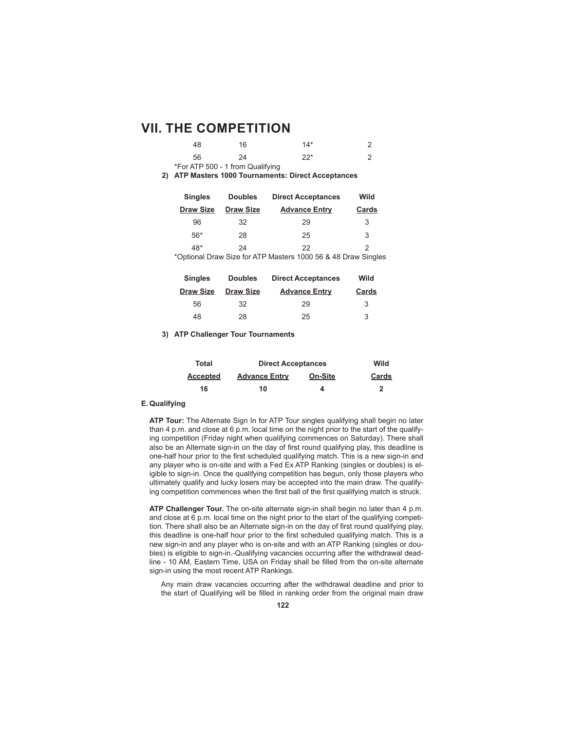# VII. THE COMPETITION

| | | | |
|---|---|---|---|
| 48 | 16 | 14* | 2 |
| 56 | 24 | 22* | 2 |

*For ATP 500 - 1 from Qualifying

**2) ATP Masters 1000 Tournaments: Direct Acceptances**

| Singles Draw Size | Doubles Draw Size | Direct Acceptances Advance Entry | Wild Cards |
|---|---|---|---|
| 96 | 32 | 29 | 3 |
| 56* | 28 | 25 | 3 |
| 48* | 24 | 22 | 2 |

*Optional Draw Size for ATP Masters 1000 56 & 48 Draw Singles

| Singles Draw Size | Doubles Draw Size | Direct Acceptances Advance Entry | Wild Cards |
|---|---|---|---|
| 56 | 32 | 29 | 3 |
| 48 | 28 | 25 | 3 |

**3) ATP Challenger Tour Tournaments**

| Total | Direct Acceptances | | Wild |
|---|---|---|---|
| Accepted | Advance Entry | On-Site | Cards |
| **16** | **10** | **4** | **2** |

**E. Qualifying**

**ATP Tour:** The Alternate Sign In for ATP Tour singles qualifying shall begin no later than 4 p.m. and close at 6 p.m. local time on the night prior to the start of the qualifying competition (Friday night when qualifying commences on Saturday). There shall also be an Alternate sign-in on the day of first round qualifying play, this deadline is one-half hour prior to the first scheduled qualifying match. This is a new sign-in and any player who is on-site and with a Fed Ex ATP Ranking (singles or doubles) is eligible to sign-in. Once the qualifying competition has begun, only those players who ultimately qualify and lucky losers may be accepted into the main draw. The qualifying competition commences when the first ball of the first qualifying match is struck.

**ATP Challenger Tour.** The on-site alternate sign-in shall begin no later than 4 p.m. and close at 6 p.m. local time on the night prior to the start of the qualifying competition. There shall also be an Alternate sign-in on the day of first round qualifying play, this deadline is one-half hour prior to the first scheduled qualifying match. This is a new sign-in and any player who is on-site and with an ATP Ranking (singles or doubles) is eligible to sign-in. Qualifying vacancies occurring after the withdrawal deadline - 10 AM, Eastern Time, USA on Friday shall be filled from the on-site alternate sign-in using the most recent ATP Rankings.

Any main draw vacancies occurring after the withdrawal deadline and prior to the start of Qualifying will be filled in ranking order from the original main draw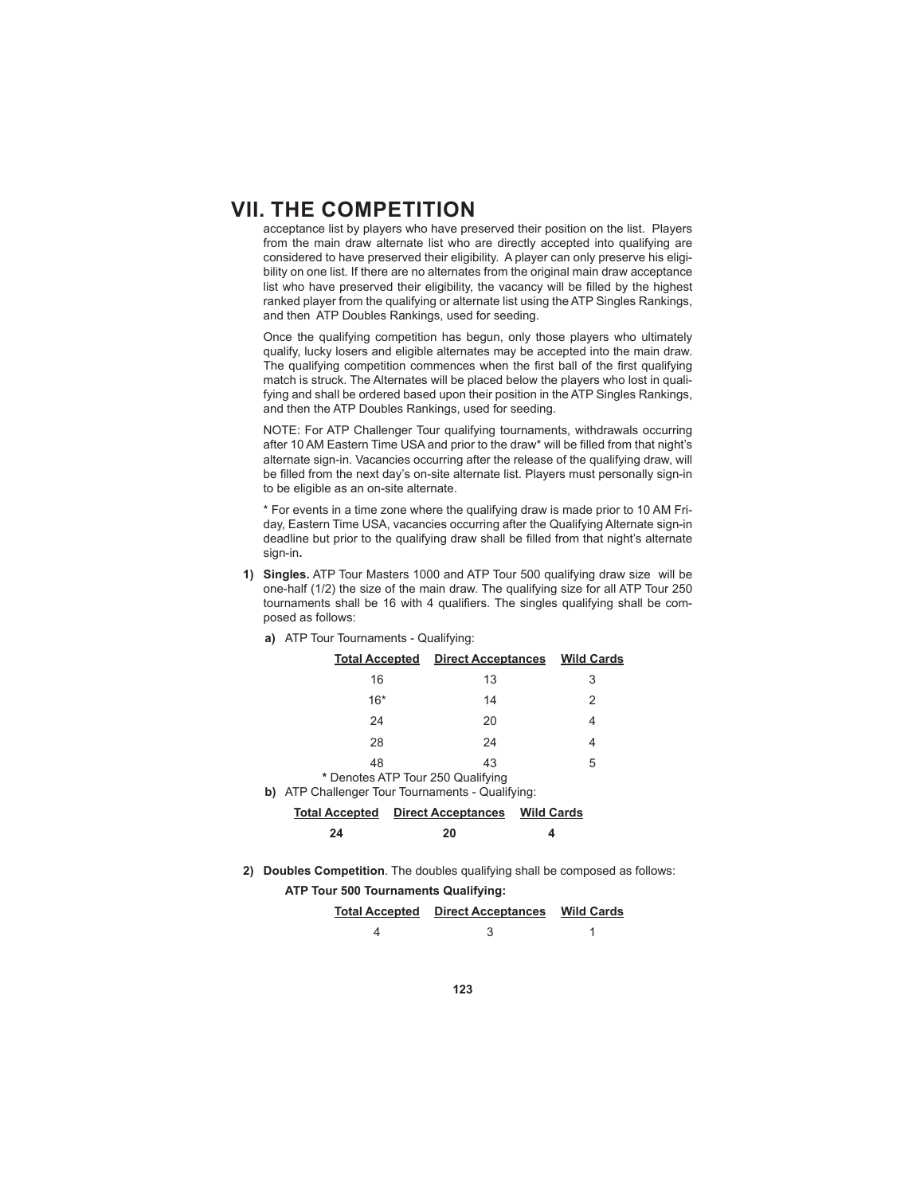# VII. THE COMPETITION

acceptance list by players who have preserved their position on the list. Players from the main draw alternate list who are directly accepted into qualifying are considered to have preserved their eligibility. A player can only preserve his eligibility on one list. If there are no alternates from the original main draw acceptance list who have preserved their eligibility, the vacancy will be filled by the highest ranked player from the qualifying or alternate list using the ATP Singles Rankings, and then ATP Doubles Rankings, used for seeding.

Once the qualifying competition has begun, only those players who ultimately qualify, lucky losers and eligible alternates may be accepted into the main draw. The qualifying competition commences when the first ball of the first qualifying match is struck. The Alternates will be placed below the players who lost in qualifying and shall be ordered based upon their position in the ATP Singles Rankings, and then the ATP Doubles Rankings, used for seeding.

NOTE: For ATP Challenger Tour qualifying tournaments, withdrawals occurring after 10 AM Eastern Time USA and prior to the draw* will be filled from that night's alternate sign-in. Vacancies occurring after the release of the qualifying draw, will be filled from the next day's on-site alternate list. Players must personally sign-in to be eligible as an on-site alternate.

* For events in a time zone where the qualifying draw is made prior to 10 AM Friday, Eastern Time USA, vacancies occurring after the Qualifying Alternate sign-in deadline but prior to the qualifying draw shall be filled from that night's alternate sign-in.

1) **Singles.** ATP Tour Masters 1000 and ATP Tour 500 qualifying draw size will be one-half (1/2) the size of the main draw. The qualifying size for all ATP Tour 250 tournaments shall be 16 with 4 qualifiers. The singles qualifying shall be composed as follows:

   **a)** ATP Tour Tournaments - Qualifying:

| Total Accepted | Direct Acceptances | Wild Cards |
|---|---|---|
| 16 | 13 | 3 |
| 16* | 14 | 2 |
| 24 | 20 | 4 |
| 28 | 24 | 4 |
| 48 | 43 | 5 |

   **\*** Denotes ATP Tour 250 Qualifying

   **b)** ATP Challenger Tour Tournaments - Qualifying:

| Total Accepted | Direct Acceptances | Wild Cards |
|---|---|---|
| **24** | **20** | **4** |

2) **Doubles Competition**. The doubles qualifying shall be composed as follows:

   **ATP Tour 500 Tournaments Qualifying:**

| Total Accepted | Direct Acceptances | Wild Cards |
|---|---|---|
| 4 | 3 | 1 |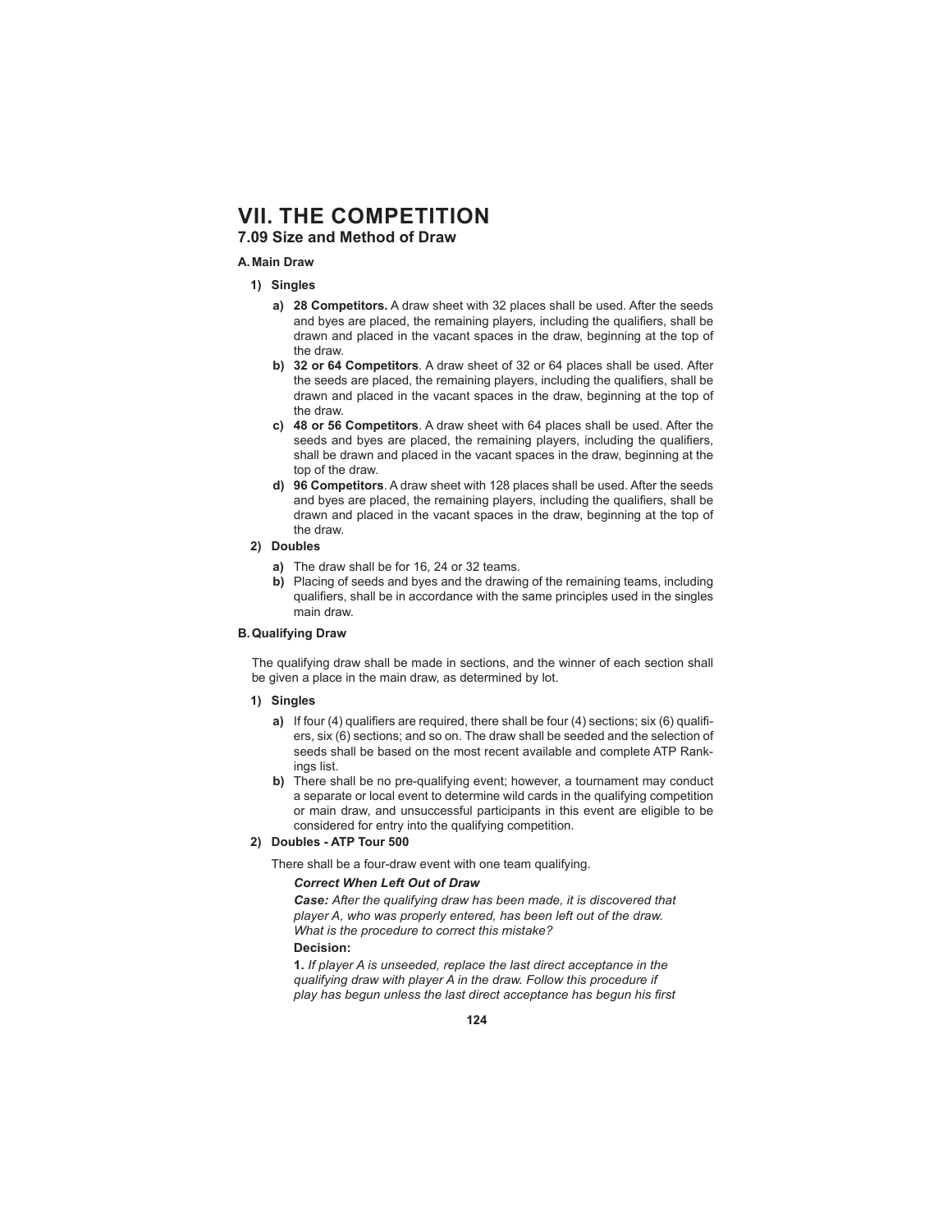# VII. THE COMPETITION

## 7.09 Size and Method of Draw

### A. Main Draw

**1) Singles**

- **a) 28 Competitors.** A draw sheet with 32 places shall be used. After the seeds and byes are placed, the remaining players, including the qualifiers, shall be drawn and placed in the vacant spaces in the draw, beginning at the top of the draw.
- **b) 32 or 64 Competitors**. A draw sheet of 32 or 64 places shall be used. After the seeds are placed, the remaining players, including the qualifiers, shall be drawn and placed in the vacant spaces in the draw, beginning at the top of the draw.
- **c) 48 or 56 Competitors**. A draw sheet with 64 places shall be used. After the seeds and byes are placed, the remaining players, including the qualifiers, shall be drawn and placed in the vacant spaces in the draw, beginning at the top of the draw.
- **d) 96 Competitors**. A draw sheet with 128 places shall be used. After the seeds and byes are placed, the remaining players, including the qualifiers, shall be drawn and placed in the vacant spaces in the draw, beginning at the top of the draw.

**2) Doubles**

- **a)** The draw shall be for 16, 24 or 32 teams.
- **b)** Placing of seeds and byes and the drawing of the remaining teams, including qualifiers, shall be in accordance with the same principles used in the singles main draw.

### B. Qualifying Draw

The qualifying draw shall be made in sections, and the winner of each section shall be given a place in the main draw, as determined by lot.

**1) Singles**

- **a)** If four (4) qualifiers are required, there shall be four (4) sections; six (6) qualifiers, six (6) sections; and so on. The draw shall be seeded and the selection of seeds shall be based on the most recent available and complete ATP Rankings list.
- **b)** There shall be no pre-qualifying event; however, a tournament may conduct a separate or local event to determine wild cards in the qualifying competition or main draw, and unsuccessful participants in this event are eligible to be considered for entry into the qualifying competition.

**2) Doubles - ATP Tour 500**

There shall be a four-draw event with one team qualifying.

***Correct When Left Out of Draw***

***Case:*** *After the qualifying draw has been made, it is discovered that player A, who was properly entered, has been left out of the draw. What is the procedure to correct this mistake?*

**Decision:**

**1.** *If player A is unseeded, replace the last direct acceptance in the qualifying draw with player A in the draw. Follow this procedure if play has begun unless the last direct acceptance has begun his first*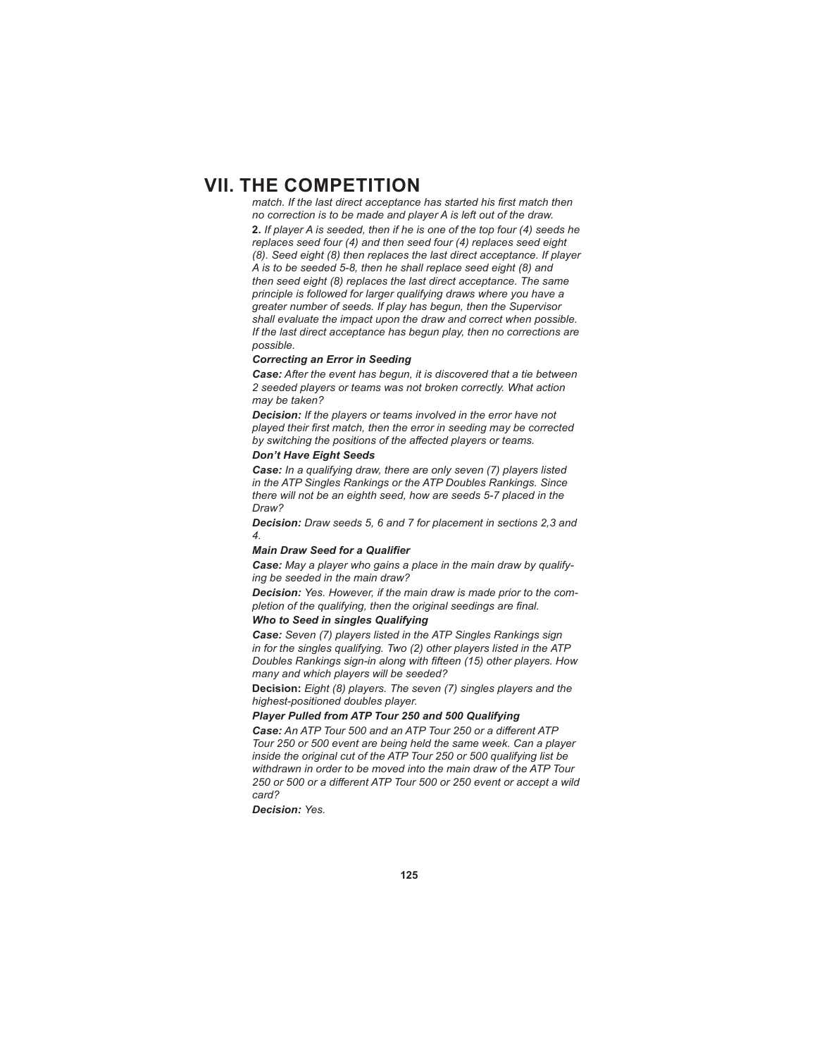## VII. THE COMPETITION

*match. If the last direct acceptance has started his first match then no correction is to be made and player A is left out of the draw.*

**2.** *If player A is seeded, then if he is one of the top four (4) seeds he replaces seed four (4) and then seed four (4) replaces seed eight (8). Seed eight (8) then replaces the last direct acceptance. If player A is to be seeded 5-8, then he shall replace seed eight (8) and then seed eight (8) replaces the last direct acceptance. The same principle is followed for larger qualifying draws where you have a greater number of seeds. If play has begun, then the Supervisor shall evaluate the impact upon the draw and correct when possible. If the last direct acceptance has begun play, then no corrections are possible.*

***Correcting an Error in Seeding***

***Case:*** *After the event has begun, it is discovered that a tie between 2 seeded players or teams was not broken correctly. What action may be taken?*

***Decision:*** *If the players or teams involved in the error have not played their first match, then the error in seeding may be corrected by switching the positions of the affected players or teams.*

***Don't Have Eight Seeds***

***Case:*** *In a qualifying draw, there are only seven (7) players listed in the ATP Singles Rankings or the ATP Doubles Rankings. Since there will not be an eighth seed, how are seeds 5-7 placed in the Draw?*

***Decision:*** *Draw seeds 5, 6 and 7 for placement in sections 2,3 and 4.*

***Main Draw Seed for a Qualifier***

***Case:*** *May a player who gains a place in the main draw by qualifying be seeded in the main draw?*

***Decision:*** *Yes. However, if the main draw is made prior to the completion of the qualifying, then the original seedings are final.*

***Who to Seed in singles Qualifying***

***Case:*** *Seven (7) players listed in the ATP Singles Rankings sign in for the singles qualifying. Two (2) other players listed in the ATP Doubles Rankings sign-in along with fifteen (15) other players. How many and which players will be seeded?*

**Decision:** *Eight (8) players. The seven (7) singles players and the highest-positioned doubles player.*

***Player Pulled from ATP Tour 250 and 500 Qualifying***

***Case:*** *An ATP Tour 500 and an ATP Tour 250 or a different ATP Tour 250 or 500 event are being held the same week. Can a player inside the original cut of the ATP Tour 250 or 500 qualifying list be withdrawn in order to be moved into the main draw of the ATP Tour 250 or 500 or a different ATP Tour 500 or 250 event or accept a wild card?*

***Decision:*** *Yes.*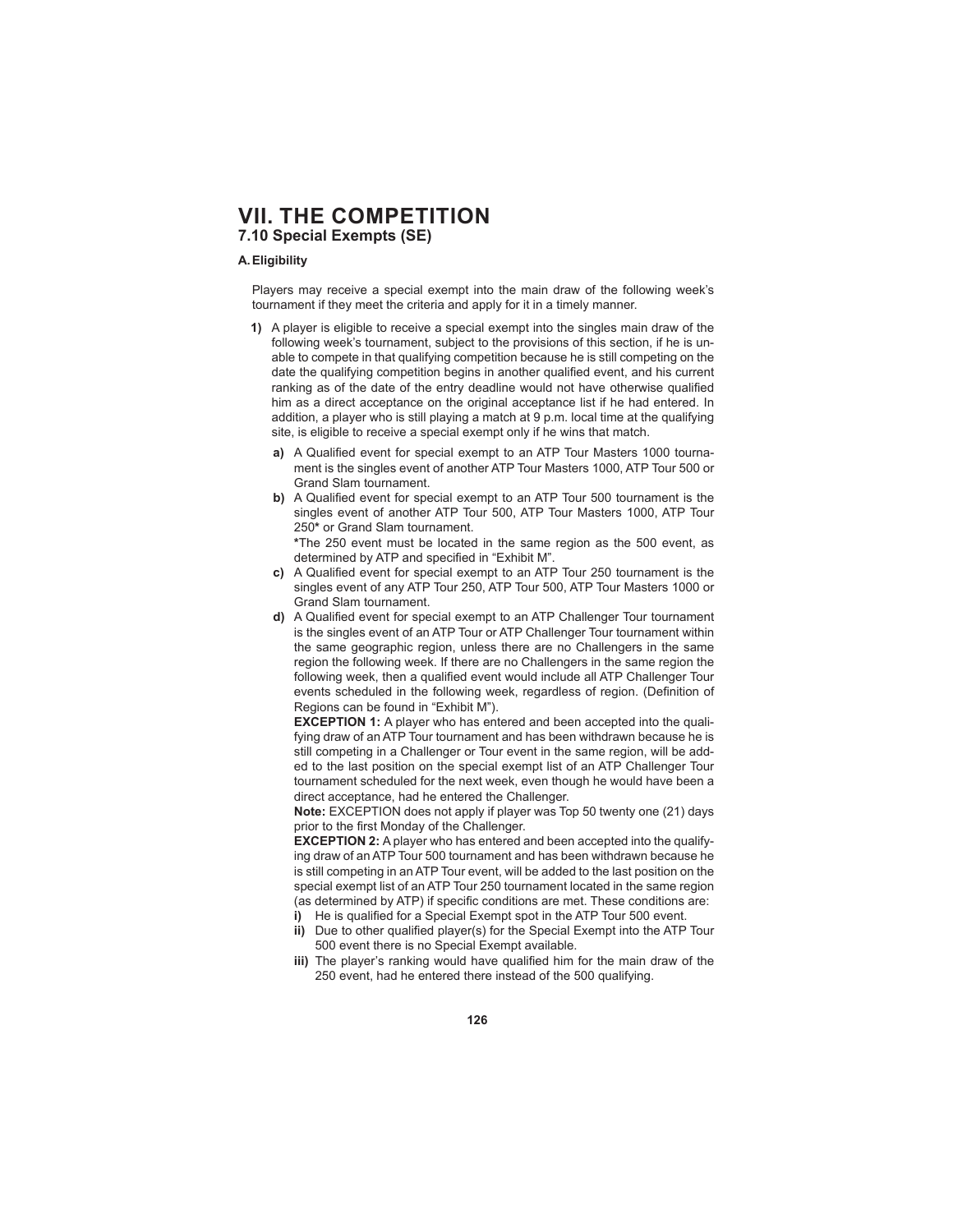# VII. THE COMPETITION

## 7.10 Special Exempts (SE)

### A. Eligibility

Players may receive a special exempt into the main draw of the following week's tournament if they meet the criteria and apply for it in a timely manner.

**1)** A player is eligible to receive a special exempt into the singles main draw of the following week's tournament, subject to the provisions of this section, if he is unable to compete in that qualifying competition because he is still competing on the date the qualifying competition begins in another qualified event, and his current ranking as of the date of the entry deadline would not have otherwise qualified him as a direct acceptance on the original acceptance list if he had entered. In addition, a player who is still playing a match at 9 p.m. local time at the qualifying site, is eligible to receive a special exempt only if he wins that match.

- **a)** A Qualified event for special exempt to an ATP Tour Masters 1000 tournament is the singles event of another ATP Tour Masters 1000, ATP Tour 500 or Grand Slam tournament.
- **b)** A Qualified event for special exempt to an ATP Tour 500 tournament is the singles event of another ATP Tour 500, ATP Tour Masters 1000, ATP Tour 250**\*** or Grand Slam tournament.

  **\***The 250 event must be located in the same region as the 500 event, as determined by ATP and specified in "Exhibit M".
- **c)** A Qualified event for special exempt to an ATP Tour 250 tournament is the singles event of any ATP Tour 250, ATP Tour 500, ATP Tour Masters 1000 or Grand Slam tournament.
- **d)** A Qualified event for special exempt to an ATP Challenger Tour tournament is the singles event of an ATP Tour or ATP Challenger Tour tournament within the same geographic region, unless there are no Challengers in the same region the following week. If there are no Challengers in the same region the following week, then a qualified event would include all ATP Challenger Tour events scheduled in the following week, regardless of region. (Definition of Regions can be found in "Exhibit M").

  **EXCEPTION 1:** A player who has entered and been accepted into the qualifying draw of an ATP Tour tournament and has been withdrawn because he is still competing in a Challenger or Tour event in the same region, will be added to the last position on the special exempt list of an ATP Challenger Tour tournament scheduled for the next week, even though he would have been a direct acceptance, had he entered the Challenger.

  **Note:** EXCEPTION does not apply if player was Top 50 twenty one (21) days prior to the first Monday of the Challenger.

  **EXCEPTION 2:** A player who has entered and been accepted into the qualifying draw of an ATP Tour 500 tournament and has been withdrawn because he is still competing in an ATP Tour event, will be added to the last position on the special exempt list of an ATP Tour 250 tournament located in the same region (as determined by ATP) if specific conditions are met. These conditions are:

  - **i)** He is qualified for a Special Exempt spot in the ATP Tour 500 event.
  - **ii)** Due to other qualified player(s) for the Special Exempt into the ATP Tour 500 event there is no Special Exempt available.
  - **iii)** The player's ranking would have qualified him for the main draw of the 250 event, had he entered there instead of the 500 qualifying.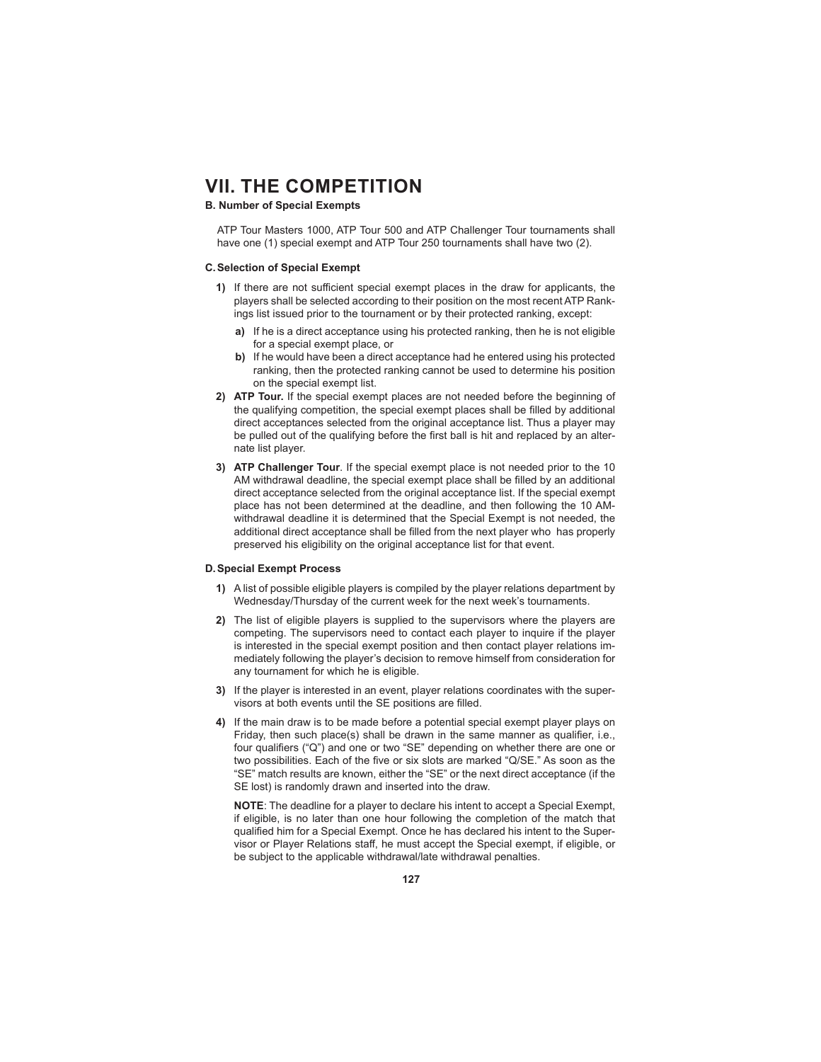# VII. THE COMPETITION

### B. Number of Special Exempts

ATP Tour Masters 1000, ATP Tour 500 and ATP Challenger Tour tournaments shall have one (1) special exempt and ATP Tour 250 tournaments shall have two (2).

### C. Selection of Special Exempt

1) If there are not sufficient special exempt places in the draw for applicants, the players shall be selected according to their position on the most recent ATP Rankings list issued prior to the tournament or by their protected ranking, except:
    a) If he is a direct acceptance using his protected ranking, then he is not eligible for a special exempt place, or
    b) If he would have been a direct acceptance had he entered using his protected ranking, then the protected ranking cannot be used to determine his position on the special exempt list.
2) **ATP Tour.** If the special exempt places are not needed before the beginning of the qualifying competition, the special exempt places shall be filled by additional direct acceptances selected from the original acceptance list. Thus a player may be pulled out of the qualifying before the first ball is hit and replaced by an alternate list player.
3) **ATP Challenger Tour**. If the special exempt place is not needed prior to the 10 AM withdrawal deadline, the special exempt place shall be filled by an additional direct acceptance selected from the original acceptance list. If the special exempt place has not been determined at the deadline, and then following the 10 AM-withdrawal deadline it is determined that the Special Exempt is not needed, the additional direct acceptance shall be filled from the next player who has properly preserved his eligibility on the original acceptance list for that event.

### D. Special Exempt Process

1) A list of possible eligible players is compiled by the player relations department by Wednesday/Thursday of the current week for the next week's tournaments.
2) The list of eligible players is supplied to the supervisors where the players are competing. The supervisors need to contact each player to inquire if the player is interested in the special exempt position and then contact player relations immediately following the player's decision to remove himself from consideration for any tournament for which he is eligible.
3) If the player is interested in an event, player relations coordinates with the supervisors at both events until the SE positions are filled.
4) If the main draw is to be made before a potential special exempt player plays on Friday, then such place(s) shall be drawn in the same manner as qualifier, i.e., four qualifiers ("Q") and one or two "SE" depending on whether there are one or two possibilities. Each of the five or six slots are marked "Q/SE." As soon as the "SE" match results are known, either the "SE" or the next direct acceptance (if the SE lost) is randomly drawn and inserted into the draw.

    **NOTE**: The deadline for a player to declare his intent to accept a Special Exempt, if eligible, is no later than one hour following the completion of the match that qualified him for a Special Exempt. Once he has declared his intent to the Supervisor or Player Relations staff, he must accept the Special exempt, if eligible, or be subject to the applicable withdrawal/late withdrawal penalties.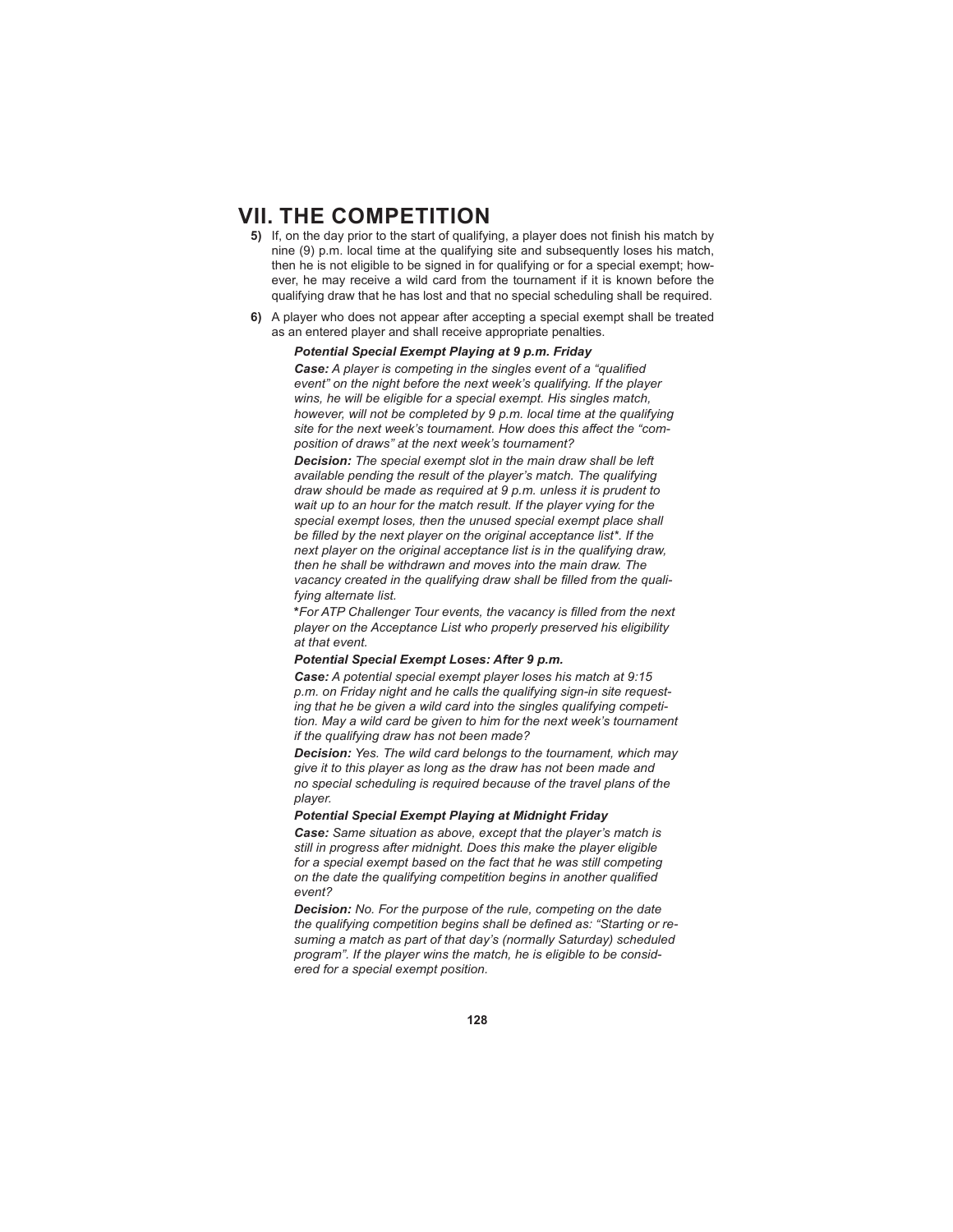## VII. THE COMPETITION

**5)** If, on the day prior to the start of qualifying, a player does not finish his match by nine (9) p.m. local time at the qualifying site and subsequently loses his match, then he is not eligible to be signed in for qualifying or for a special exempt; however, he may receive a wild card from the tournament if it is known before the qualifying draw that he has lost and that no special scheduling shall be required.

**6)** A player who does not appear after accepting a special exempt shall be treated as an entered player and shall receive appropriate penalties.

***Potential Special Exempt Playing at 9 p.m. Friday***

***Case:*** *A player is competing in the singles event of a "qualified event" on the night before the next week's qualifying. If the player wins, he will be eligible for a special exempt. His singles match, however, will not be completed by 9 p.m. local time at the qualifying site for the next week's tournament. How does this affect the "composition of draws" at the next week's tournament?*

***Decision:*** *The special exempt slot in the main draw shall be left available pending the result of the player's match. The qualifying draw should be made as required at 9 p.m. unless it is prudent to wait up to an hour for the match result. If the player vying for the special exempt loses, then the unused special exempt place shall be filled by the next player on the original acceptance list\*. If the next player on the original acceptance list is in the qualifying draw, then he shall be withdrawn and moves into the main draw. The vacancy created in the qualifying draw shall be filled from the qualifying alternate list.*

***\****For ATP Challenger Tour events, the vacancy is filled from the next player on the Acceptance List who properly preserved his eligibility at that event.*

***Potential Special Exempt Loses: After 9 p.m.***

***Case:*** *A potential special exempt player loses his match at 9:15 p.m. on Friday night and he calls the qualifying sign-in site requesting that he be given a wild card into the singles qualifying competition. May a wild card be given to him for the next week's tournament if the qualifying draw has not been made?*

***Decision:*** *Yes. The wild card belongs to the tournament, which may give it to this player as long as the draw has not been made and no special scheduling is required because of the travel plans of the player.*

***Potential Special Exempt Playing at Midnight Friday***

***Case:*** *Same situation as above, except that the player's match is still in progress after midnight. Does this make the player eligible for a special exempt based on the fact that he was still competing on the date the qualifying competition begins in another qualified event?*

***Decision:*** *No. For the purpose of the rule, competing on the date the qualifying competition begins shall be defined as: "Starting or resuming a match as part of that day's (normally Saturday) scheduled program". If the player wins the match, he is eligible to be considered for a special exempt position.*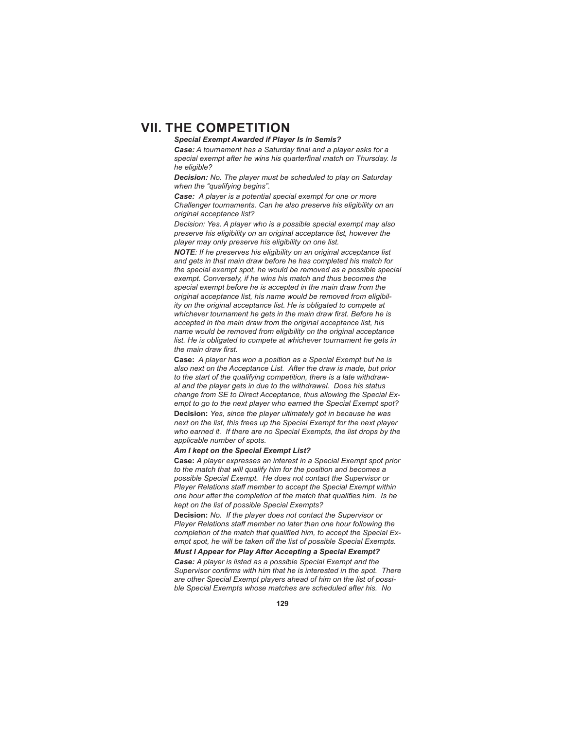# VII. THE COMPETITION

***Special Exempt Awarded if Player Is in Semis?***

***Case:*** *A tournament has a Saturday final and a player asks for a special exempt after he wins his quarterfinal match on Thursday. Is he eligible?*

***Decision:*** *No. The player must be scheduled to play on Saturday when the "qualifying begins".*

***Case:*** *A player is a potential special exempt for one or more Challenger tournaments. Can he also preserve his eligibility on an original acceptance list?*

*Decision: Yes. A player who is a possible special exempt may also preserve his eligibility on an original acceptance list, however the player may only preserve his eligibility on one list.*

***NOTE****: If he preserves his eligibility on an original acceptance list and gets in that main draw before he has completed his match for the special exempt spot, he would be removed as a possible special exempt. Conversely, if he wins his match and thus becomes the special exempt before he is accepted in the main draw from the original acceptance list, his name would be removed from eligibility on the original acceptance list. He is obligated to compete at whichever tournament he gets in the main draw first. Before he is accepted in the main draw from the original acceptance list, his name would be removed from eligibility on the original acceptance list. He is obligated to compete at whichever tournament he gets in the main draw first.*

**Case:** *A player has won a position as a Special Exempt but he is also next on the Acceptance List. After the draw is made, but prior to the start of the qualifying competition, there is a late withdrawal and the player gets in due to the withdrawal. Does his status change from SE to Direct Acceptance, thus allowing the Special Exempt to go to the next player who earned the Special Exempt spot?*

**Decision:** *Yes, since the player ultimately got in because he was next on the list, this frees up the Special Exempt for the next player who earned it. If there are no Special Exempts, the list drops by the applicable number of spots.*

***Am I kept on the Special Exempt List?***

**Case:** *A player expresses an interest in a Special Exempt spot prior to the match that will qualify him for the position and becomes a possible Special Exempt. He does not contact the Supervisor or Player Relations staff member to accept the Special Exempt within one hour after the completion of the match that qualifies him. Is he kept on the list of possible Special Exempts?*

**Decision:** *No. If the player does not contact the Supervisor or Player Relations staff member no later than one hour following the completion of the match that qualified him, to accept the Special Exempt spot, he will be taken off the list of possible Special Exempts.*

***Must I Appear for Play After Accepting a Special Exempt?***

***Case:*** *A player is listed as a possible Special Exempt and the Supervisor confirms with him that he is interested in the spot. There are other Special Exempt players ahead of him on the list of possible Special Exempts whose matches are scheduled after his. No*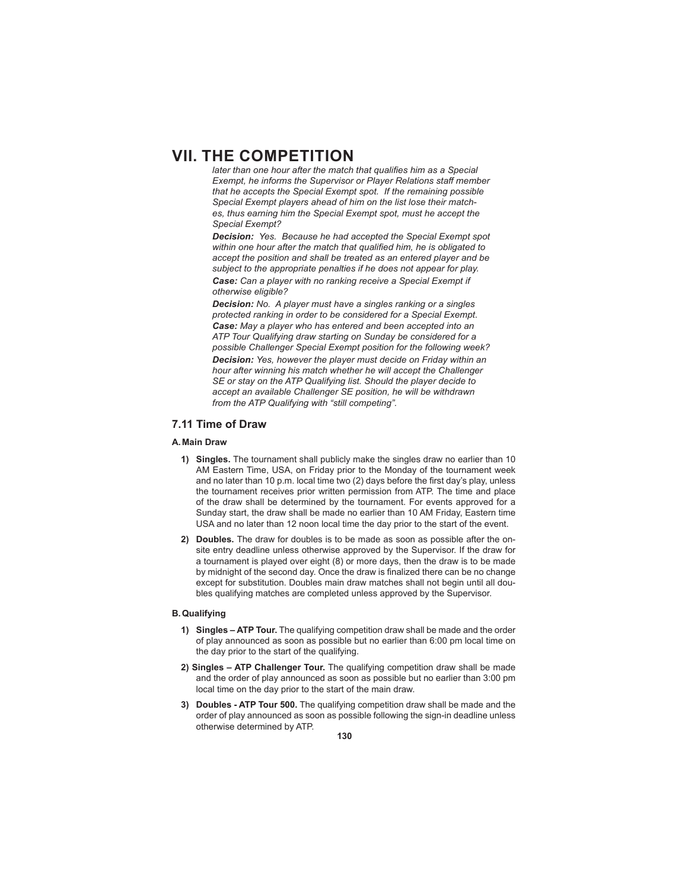*later than one hour after the match that qualifies him as a Special Exempt, he informs the Supervisor or Player Relations staff member that he accepts the Special Exempt spot. If the remaining possible Special Exempt players ahead of him on the list lose their matches, thus earning him the Special Exempt spot, must he accept the Special Exempt?*

***Decision:*** *Yes. Because he had accepted the Special Exempt spot within one hour after the match that qualified him, he is obligated to accept the position and shall be treated as an entered player and be subject to the appropriate penalties if he does not appear for play.*

***Case:*** *Can a player with no ranking receive a Special Exempt if otherwise eligible?*

***Decision:*** *No. A player must have a singles ranking or a singles protected ranking in order to be considered for a Special Exempt.*

***Case:*** *May a player who has entered and been accepted into an ATP Tour Qualifying draw starting on Sunday be considered for a possible Challenger Special Exempt position for the following week?*

***Decision:*** *Yes, however the player must decide on Friday within an hour after winning his match whether he will accept the Challenger SE or stay on the ATP Qualifying list. Should the player decide to accept an available Challenger SE position, he will be withdrawn from the ATP Qualifying with "still competing".*

## 7.11 Time of Draw

### A. Main Draw

1) **Singles.** The tournament shall publicly make the singles draw no earlier than 10 AM Eastern Time, USA, on Friday prior to the Monday of the tournament week and no later than 10 p.m. local time two (2) days before the first day's play, unless the tournament receives prior written permission from ATP. The time and place of the draw shall be determined by the tournament. For events approved for a Sunday start, the draw shall be made no earlier than 10 AM Friday, Eastern time USA and no later than 12 noon local time the day prior to the start of the event.

2) **Doubles.** The draw for doubles is to be made as soon as possible after the on-site entry deadline unless otherwise approved by the Supervisor. If the draw for a tournament is played over eight (8) or more days, then the draw is to be made by midnight of the second day. Once the draw is finalized there can be no change except for substitution. Doubles main draw matches shall not begin until all doubles qualifying matches are completed unless approved by the Supervisor.

### B. Qualifying

1) **Singles – ATP Tour.** The qualifying competition draw shall be made and the order of play announced as soon as possible but no earlier than 6:00 pm local time on the day prior to the start of the qualifying.

2) **Singles – ATP Challenger Tour.** The qualifying competition draw shall be made and the order of play announced as soon as possible but no earlier than 3:00 pm local time on the day prior to the start of the main draw.

3) **Doubles - ATP Tour 500.** The qualifying competition draw shall be made and the order of play announced as soon as possible following the sign-in deadline unless otherwise determined by ATP.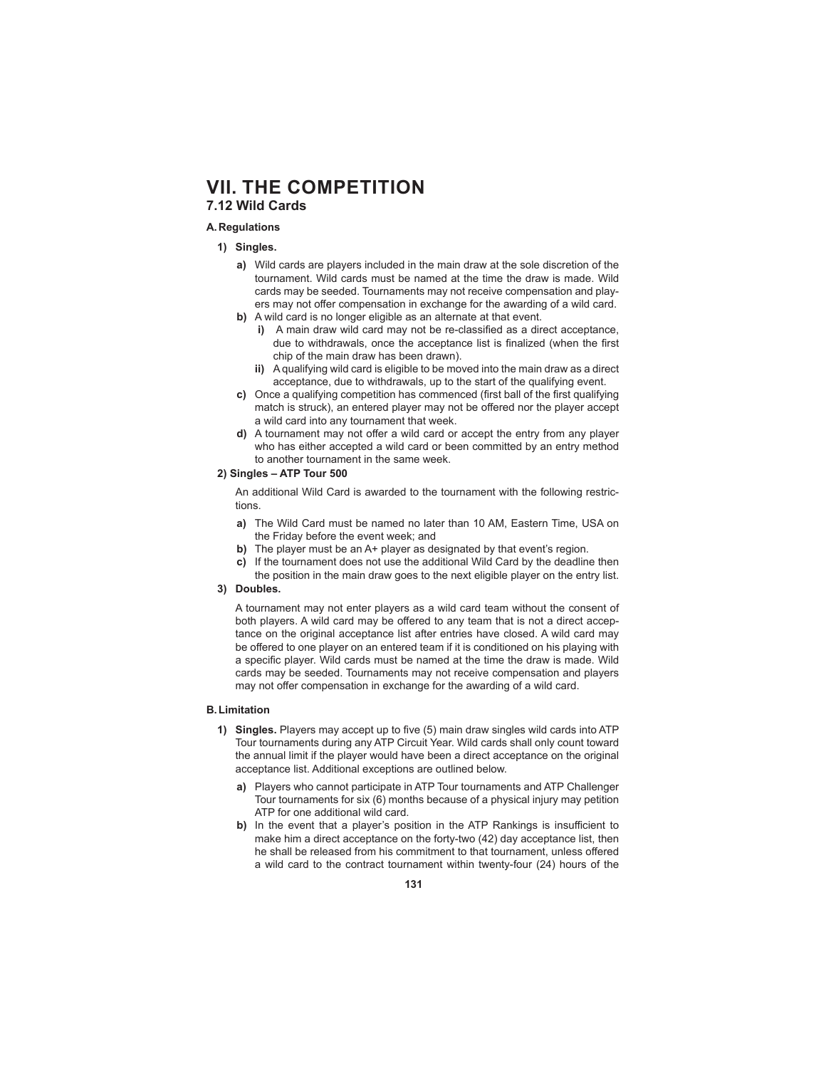# VII. THE COMPETITION

## 7.12 Wild Cards

### A. Regulations

**1) Singles.**

**a)** Wild cards are players included in the main draw at the sole discretion of the tournament. Wild cards must be named at the time the draw is made. Wild cards may be seeded. Tournaments may not receive compensation and players may not offer compensation in exchange for the awarding of a wild card.

**b)** A wild card is no longer eligible as an alternate at that event.

- **i)** A main draw wild card may not be re-classified as a direct acceptance, due to withdrawals, once the acceptance list is finalized (when the first chip of the main draw has been drawn).
- **ii)** A qualifying wild card is eligible to be moved into the main draw as a direct acceptance, due to withdrawals, up to the start of the qualifying event.

**c)** Once a qualifying competition has commenced (first ball of the first qualifying match is struck), an entered player may not be offered nor the player accept a wild card into any tournament that week.

**d)** A tournament may not offer a wild card or accept the entry from any player who has either accepted a wild card or been committed by an entry method to another tournament in the same week.

**2) Singles – ATP Tour 500**

An additional Wild Card is awarded to the tournament with the following restrictions.

**a)** The Wild Card must be named no later than 10 AM, Eastern Time, USA on the Friday before the event week; and

**b)** The player must be an A+ player as designated by that event's region.

**c)** If the tournament does not use the additional Wild Card by the deadline then the position in the main draw goes to the next eligible player on the entry list.

**3) Doubles.**

A tournament may not enter players as a wild card team without the consent of both players. A wild card may be offered to any team that is not a direct acceptance on the original acceptance list after entries have closed. A wild card may be offered to one player on an entered team if it is conditioned on his playing with a specific player. Wild cards must be named at the time the draw is made. Wild cards may be seeded. Tournaments may not receive compensation and players may not offer compensation in exchange for the awarding of a wild card.

### B. Limitation

**1) Singles.** Players may accept up to five (5) main draw singles wild cards into ATP Tour tournaments during any ATP Circuit Year. Wild cards shall only count toward the annual limit if the player would have been a direct acceptance on the original acceptance list. Additional exceptions are outlined below.

**a)** Players who cannot participate in ATP Tour tournaments and ATP Challenger Tour tournaments for six (6) months because of a physical injury may petition ATP for one additional wild card.

**b)** In the event that a player's position in the ATP Rankings is insufficient to make him a direct acceptance on the forty-two (42) day acceptance list, then he shall be released from his commitment to that tournament, unless offered a wild card to the contract tournament within twenty-four (24) hours of the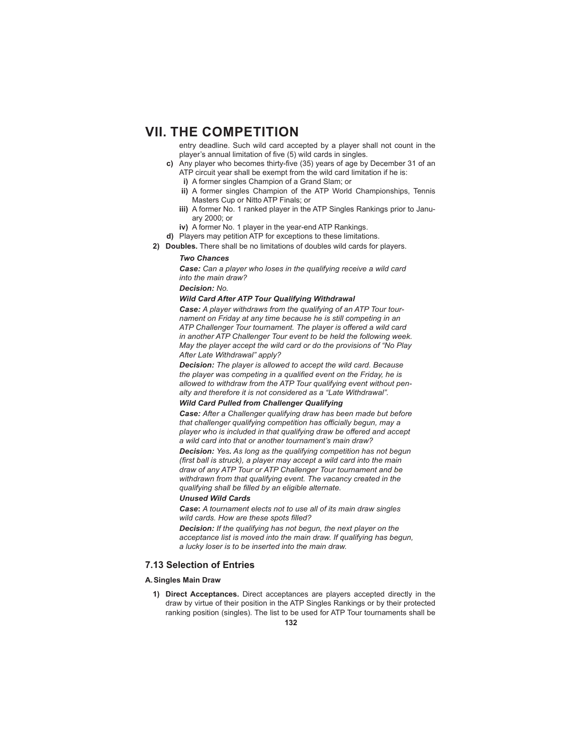entry deadline. Such wild card accepted by a player shall not count in the player's annual limitation of five (5) wild cards in singles.

**c)** Any player who becomes thirty-five (35) years of age by December 31 of an ATP circuit year shall be exempt from the wild card limitation if he is:

  **i)** A former singles Champion of a Grand Slam; or

  **ii)** A former singles Champion of the ATP World Championships, Tennis Masters Cup or Nitto ATP Finals; or

  **iii)** A former No. 1 ranked player in the ATP Singles Rankings prior to January 2000; or

  **iv)** A former No. 1 player in the year-end ATP Rankings.

**d)** Players may petition ATP for exceptions to these limitations.

**2) Doubles.** There shall be no limitations of doubles wild cards for players.

***Two Chances***

***Case:*** *Can a player who loses in the qualifying receive a wild card into the main draw?*

***Decision:*** *No.*

***Wild Card After ATP Tour Qualifying Withdrawal***

***Case:*** *A player withdraws from the qualifying of an ATP Tour tournament on Friday at any time because he is still competing in an ATP Challenger Tour tournament. The player is offered a wild card in another ATP Challenger Tour event to be held the following week. May the player accept the wild card or do the provisions of "No Play After Late Withdrawal" apply?*

***Decision:*** *The player is allowed to accept the wild card. Because the player was competing in a qualified event on the Friday, he is allowed to withdraw from the ATP Tour qualifying event without penalty and therefore it is not considered as a "Late Withdrawal".*

***Wild Card Pulled from Challenger Qualifying***

***Case:*** *After a Challenger qualifying draw has been made but before that challenger qualifying competition has officially begun, may a player who is included in that qualifying draw be offered and accept a wild card into that or another tournament's main draw?*

***Decision:*** *Yes. As long as the qualifying competition has not begun (first ball is struck), a player may accept a wild card into the main draw of any ATP Tour or ATP Challenger Tour tournament and be withdrawn from that qualifying event. The vacancy created in the qualifying shall be filled by an eligible alternate.*

***Unused Wild Cards***

***Case:*** *A tournament elects not to use all of its main draw singles wild cards. How are these spots filled?*

***Decision:*** *If the qualifying has not begun, the next player on the acceptance list is moved into the main draw. If qualifying has begun, a lucky loser is to be inserted into the main draw.*

## 7.13 Selection of Entries

### A. Singles Main Draw

**1) Direct Acceptances.** Direct acceptances are players accepted directly in the draw by virtue of their position in the ATP Singles Rankings or by their protected ranking position (singles). The list to be used for ATP Tour tournaments shall be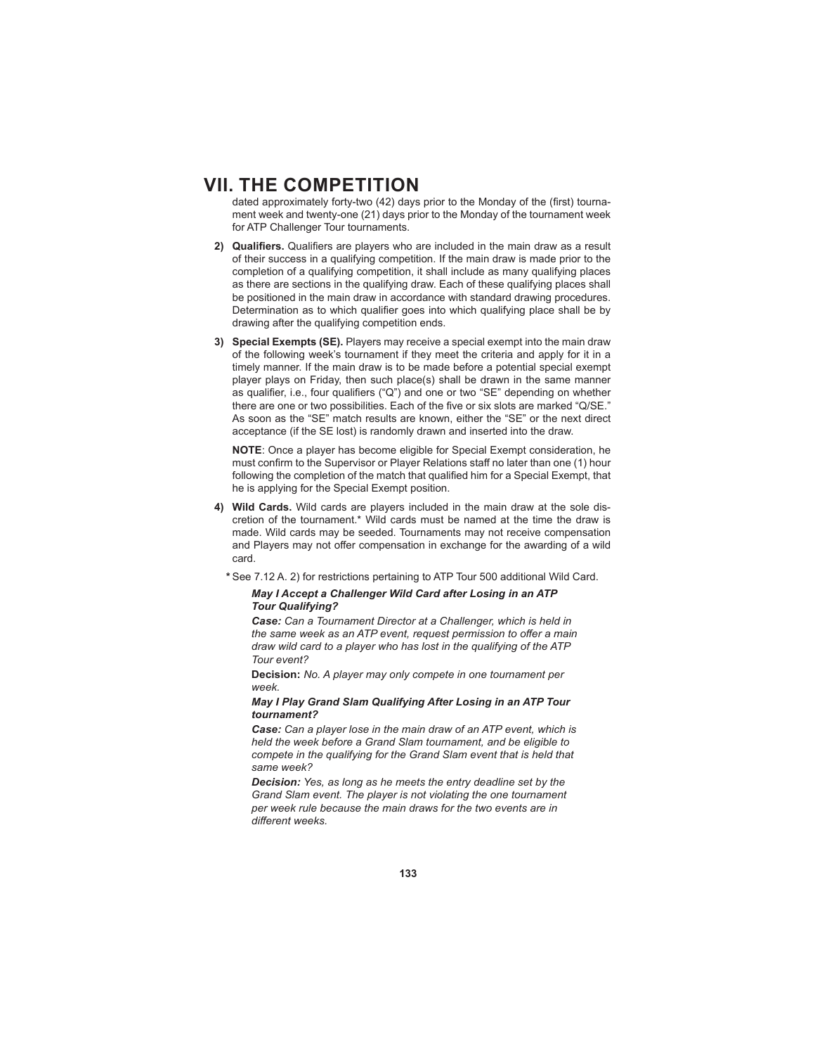# VII. THE COMPETITION

dated approximately forty-two (42) days prior to the Monday of the (first) tournament week and twenty-one (21) days prior to the Monday of the tournament week for ATP Challenger Tour tournaments.

2) **Qualifiers.** Qualifiers are players who are included in the main draw as a result of their success in a qualifying competition. If the main draw is made prior to the completion of a qualifying competition, it shall include as many qualifying places as there are sections in the qualifying draw. Each of these qualifying places shall be positioned in the main draw in accordance with standard drawing procedures. Determination as to which qualifier goes into which qualifying place shall be by drawing after the qualifying competition ends.

3) **Special Exempts (SE).** Players may receive a special exempt into the main draw of the following week's tournament if they meet the criteria and apply for it in a timely manner. If the main draw is to be made before a potential special exempt player plays on Friday, then such place(s) shall be drawn in the same manner as qualifier, i.e., four qualifiers ("Q") and one or two "SE" depending on whether there are one or two possibilities. Each of the five or six slots are marked "Q/SE." As soon as the "SE" match results are known, either the "SE" or the next direct acceptance (if the SE lost) is randomly drawn and inserted into the draw.

   **NOTE**: Once a player has become eligible for Special Exempt consideration, he must confirm to the Supervisor or Player Relations staff no later than one (1) hour following the completion of the match that qualified him for a Special Exempt, that he is applying for the Special Exempt position.

4) **Wild Cards.** Wild cards are players included in the main draw at the sole discretion of the tournament.* Wild cards must be named at the time the draw is made. Wild cards may be seeded. Tournaments may not receive compensation and Players may not offer compensation in exchange for the awarding of a wild card.

   **\*** See 7.12 A. 2) for restrictions pertaining to ATP Tour 500 additional Wild Card.

   ***May I Accept a Challenger Wild Card after Losing in an ATP Tour Qualifying?***

   ***Case:*** *Can a Tournament Director at a Challenger, which is held in the same week as an ATP event, request permission to offer a main draw wild card to a player who has lost in the qualifying of the ATP Tour event?*

   **Decision:** *No. A player may only compete in one tournament per week.*

   ***May I Play Grand Slam Qualifying After Losing in an ATP Tour tournament?***

   ***Case:*** *Can a player lose in the main draw of an ATP event, which is held the week before a Grand Slam tournament, and be eligible to compete in the qualifying for the Grand Slam event that is held that same week?*

   ***Decision:*** *Yes, as long as he meets the entry deadline set by the Grand Slam event. The player is not violating the one tournament per week rule because the main draws for the two events are in different weeks.*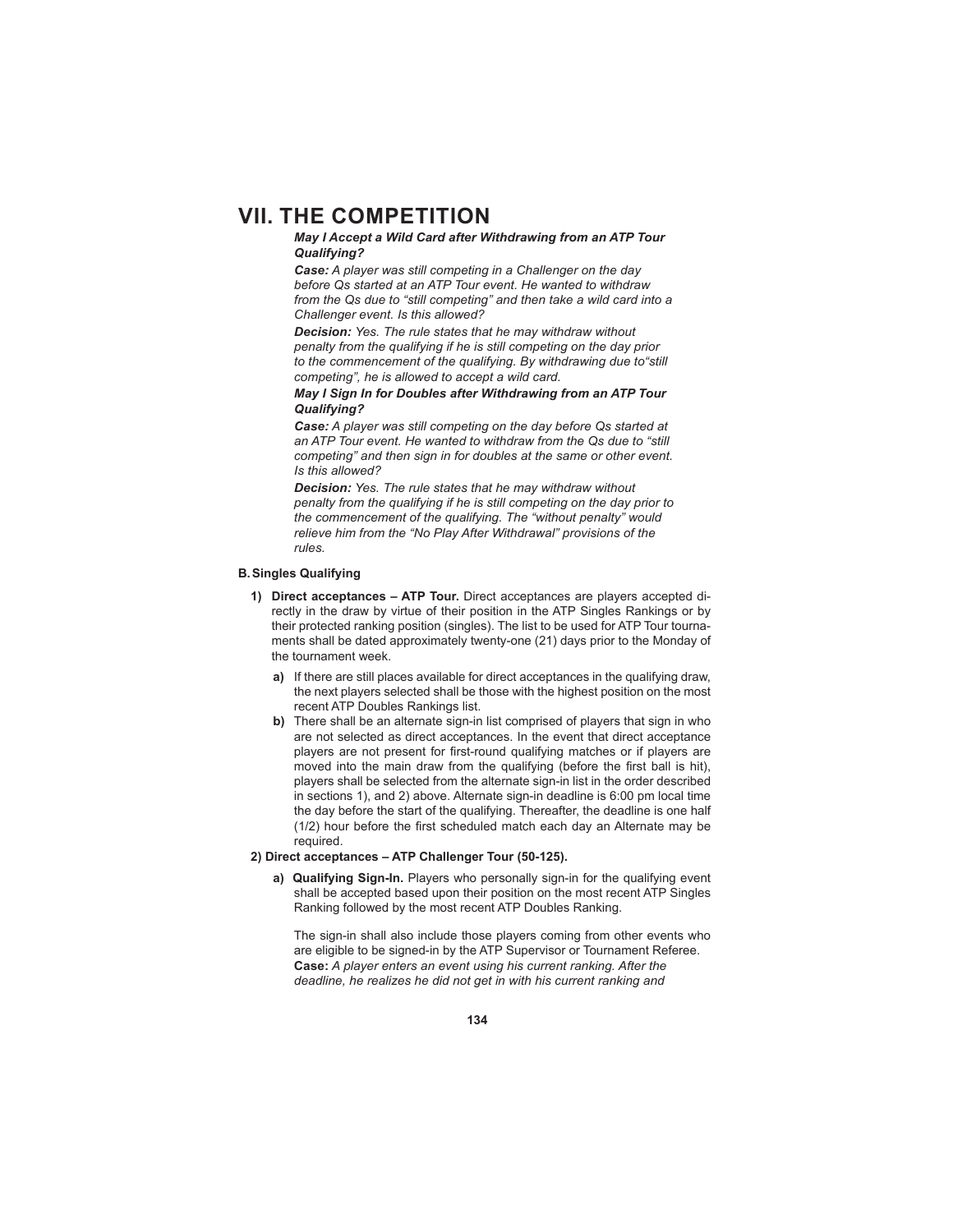# VII. THE COMPETITION

***May I Accept a Wild Card after Withdrawing from an ATP Tour Qualifying?***

***Case:*** *A player was still competing in a Challenger on the day before Qs started at an ATP Tour event. He wanted to withdraw from the Qs due to "still competing" and then take a wild card into a Challenger event. Is this allowed?*

***Decision:*** *Yes. The rule states that he may withdraw without penalty from the qualifying if he is still competing on the day prior to the commencement of the qualifying. By withdrawing due to"still competing", he is allowed to accept a wild card.*

***May I Sign In for Doubles after Withdrawing from an ATP Tour Qualifying?***

***Case:*** *A player was still competing on the day before Qs started at an ATP Tour event. He wanted to withdraw from the Qs due to "still competing" and then sign in for doubles at the same or other event. Is this allowed?*

***Decision:*** *Yes. The rule states that he may withdraw without penalty from the qualifying if he is still competing on the day prior to the commencement of the qualifying. The "without penalty" would relieve him from the "No Play After Withdrawal" provisions of the rules.*

### B. Singles Qualifying

1) **Direct acceptances – ATP Tour.** Direct acceptances are players accepted directly in the draw by virtue of their position in the ATP Singles Rankings or by their protected ranking position (singles). The list to be used for ATP Tour tournaments shall be dated approximately twenty-one (21) days prior to the Monday of the tournament week.

   a) If there are still places available for direct acceptances in the qualifying draw, the next players selected shall be those with the highest position on the most recent ATP Doubles Rankings list.

   b) There shall be an alternate sign-in list comprised of players that sign in who are not selected as direct acceptances. In the event that direct acceptance players are not present for first-round qualifying matches or if players are moved into the main draw from the qualifying (before the first ball is hit), players shall be selected from the alternate sign-in list in the order described in sections 1), and 2) above. Alternate sign-in deadline is 6:00 pm local time the day before the start of the qualifying. Thereafter, the deadline is one half (1/2) hour before the first scheduled match each day an Alternate may be required.

2) **Direct acceptances – ATP Challenger Tour (50-125).**

   a) **Qualifying Sign-In.** Players who personally sign-in for the qualifying event shall be accepted based upon their position on the most recent ATP Singles Ranking followed by the most recent ATP Doubles Ranking.

   The sign-in shall also include those players coming from other events who are eligible to be signed-in by the ATP Supervisor or Tournament Referee.
   **Case:** *A player enters an event using his current ranking. After the deadline, he realizes he did not get in with his current ranking and*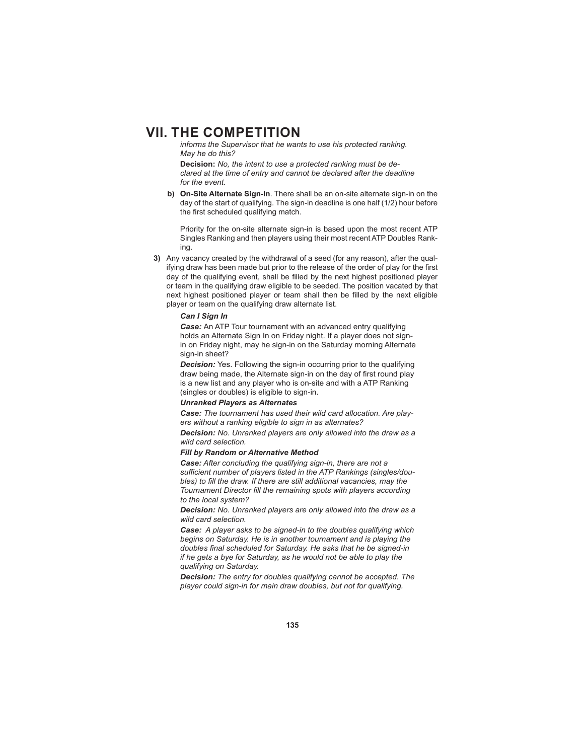# VII. THE COMPETITION

*informs the Supervisor that he wants to use his protected ranking. May he do this?*

**Decision:** *No, the intent to use a protected ranking must be declared at the time of entry and cannot be declared after the deadline for the event.*

**b) On-Site Alternate Sign-In**. There shall be an on-site alternate sign-in on the day of the start of qualifying. The sign-in deadline is one half (1/2) hour before the first scheduled qualifying match.

Priority for the on-site alternate sign-in is based upon the most recent ATP Singles Ranking and then players using their most recent ATP Doubles Ranking.

**3)** Any vacancy created by the withdrawal of a seed (for any reason), after the qualifying draw has been made but prior to the release of the order of play for the first day of the qualifying event, shall be filled by the next highest positioned player or team in the qualifying draw eligible to be seeded. The position vacated by that next highest positioned player or team shall then be filled by the next eligible player or team on the qualifying draw alternate list.

***Can I Sign In***

***Case:*** An ATP Tour tournament with an advanced entry qualifying holds an Alternate Sign In on Friday night. If a player does not sign-in on Friday night, may he sign-in on the Saturday morning Alternate sign-in sheet?

***Decision:*** Yes. Following the sign-in occurring prior to the qualifying draw being made, the Alternate sign-in on the day of first round play is a new list and any player who is on-site and with a ATP Ranking (singles or doubles) is eligible to sign-in.

***Unranked Players as Alternates***

***Case:*** *The tournament has used their wild card allocation. Are players without a ranking eligible to sign in as alternates?*

***Decision:*** *No. Unranked players are only allowed into the draw as a wild card selection.*

***Fill by Random or Alternative Method***

***Case:*** *After concluding the qualifying sign-in, there are not a sufficient number of players listed in the ATP Rankings (singles/doubles) to fill the draw. If there are still additional vacancies, may the Tournament Director fill the remaining spots with players according to the local system?*

***Decision:*** *No. Unranked players are only allowed into the draw as a wild card selection.*

***Case:*** *A player asks to be signed-in to the doubles qualifying which begins on Saturday. He is in another tournament and is playing the doubles final scheduled for Saturday. He asks that he be signed-in if he gets a bye for Saturday, as he would not be able to play the qualifying on Saturday.*

***Decision:*** *The entry for doubles qualifying cannot be accepted. The player could sign-in for main draw doubles, but not for qualifying.*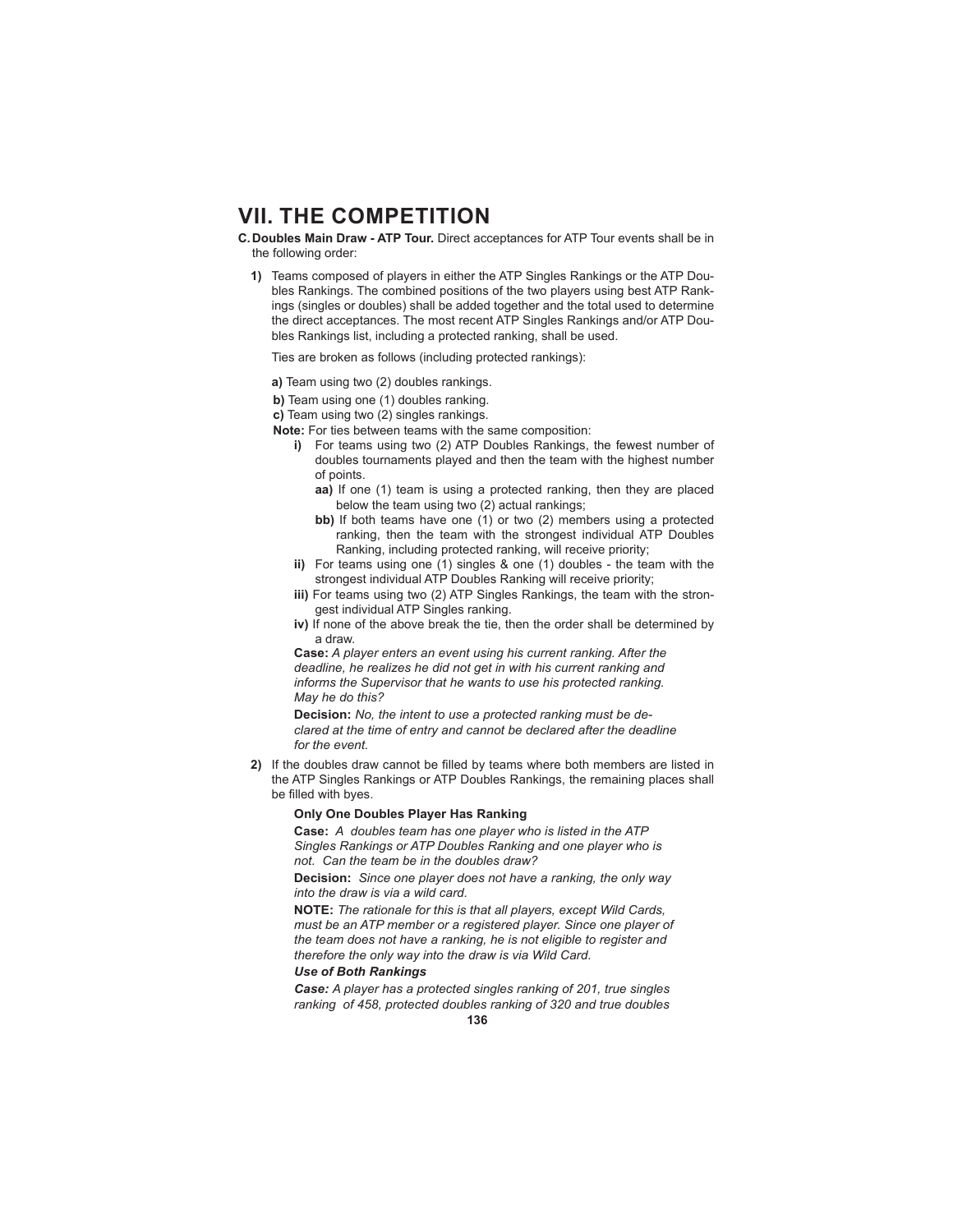# VII. THE COMPETITION

**C. Doubles Main Draw - ATP Tour.** Direct acceptances for ATP Tour events shall be in the following order:

**1)** Teams composed of players in either the ATP Singles Rankings or the ATP Doubles Rankings. The combined positions of the two players using best ATP Rankings (singles or doubles) shall be added together and the total used to determine the direct acceptances. The most recent ATP Singles Rankings and/or ATP Doubles Rankings list, including a protected ranking, shall be used.

Ties are broken as follows (including protected rankings):

**a)** Team using two (2) doubles rankings.

**b)** Team using one (1) doubles ranking.

**c)** Team using two (2) singles rankings.

**Note:** For ties between teams with the same composition:

**i)** For teams using two (2) ATP Doubles Rankings, the fewest number of doubles tournaments played and then the team with the highest number of points.

**aa)** If one (1) team is using a protected ranking, then they are placed below the team using two (2) actual rankings;

**bb)** If both teams have one (1) or two (2) members using a protected ranking, then the team with the strongest individual ATP Doubles Ranking, including protected ranking, will receive priority;

**ii)** For teams using one (1) singles & one (1) doubles - the team with the strongest individual ATP Doubles Ranking will receive priority;

**iii)** For teams using two (2) ATP Singles Rankings, the team with the strongest individual ATP Singles ranking.

**iv)** If none of the above break the tie, then the order shall be determined by a draw.

**Case:** *A player enters an event using his current ranking. After the deadline, he realizes he did not get in with his current ranking and informs the Supervisor that he wants to use his protected ranking. May he do this?*

**Decision:** *No, the intent to use a protected ranking must be declared at the time of entry and cannot be declared after the deadline for the event.*

**2)** If the doubles draw cannot be filled by teams where both members are listed in the ATP Singles Rankings or ATP Doubles Rankings, the remaining places shall be filled with byes.

**Only One Doubles Player Has Ranking**

**Case:** *A doubles team has one player who is listed in the ATP Singles Rankings or ATP Doubles Ranking and one player who is not. Can the team be in the doubles draw?*

**Decision:** *Since one player does not have a ranking, the only way into the draw is via a wild card.*

**NOTE:** *The rationale for this is that all players, except Wild Cards, must be an ATP member or a registered player. Since one player of the team does not have a ranking, he is not eligible to register and therefore the only way into the draw is via Wild Card.*

***Use of Both Rankings***

***Case:*** *A player has a protected singles ranking of 201, true singles ranking of 458, protected doubles ranking of 320 and true doubles*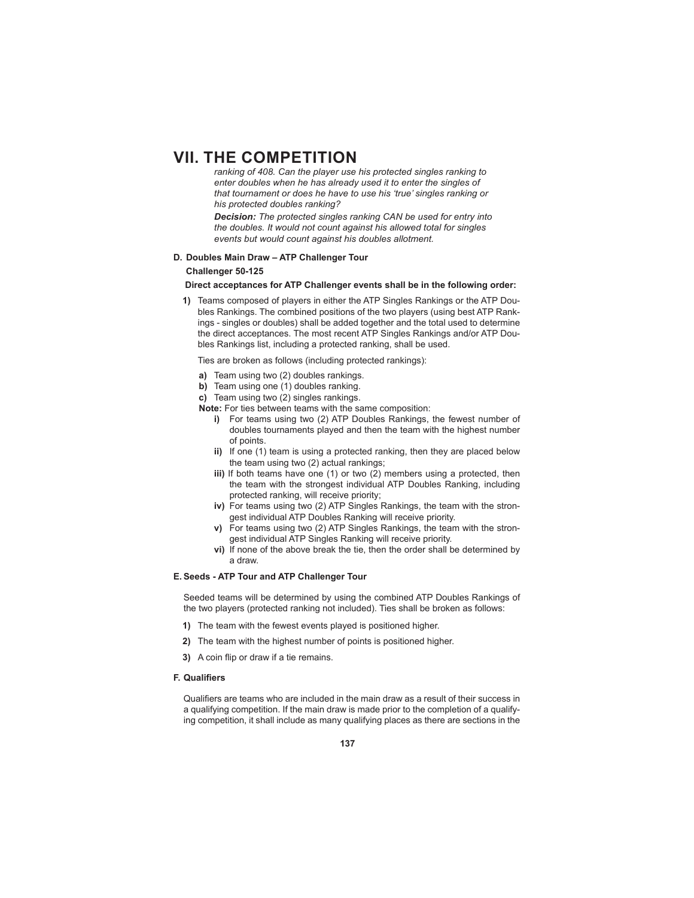# VII. THE COMPETITION

*ranking of 408. Can the player use his protected singles ranking to enter doubles when he has already used it to enter the singles of that tournament or does he have to use his 'true' singles ranking or his protected doubles ranking?*

***Decision:*** *The protected singles ranking CAN be used for entry into the doubles. It would not count against his allowed total for singles events but would count against his doubles allotment.*

### D. Doubles Main Draw – ATP Challenger Tour

**Challenger 50-125**

**Direct acceptances for ATP Challenger events shall be in the following order:**

**1)** Teams composed of players in either the ATP Singles Rankings or the ATP Doubles Rankings. The combined positions of the two players (using best ATP Rankings - singles or doubles) shall be added together and the total used to determine the direct acceptances. The most recent ATP Singles Rankings and/or ATP Doubles Rankings list, including a protected ranking, shall be used.

Ties are broken as follows (including protected rankings):

- **a)** Team using two (2) doubles rankings.
- **b)** Team using one (1) doubles ranking.
- **c)** Team using two (2) singles rankings.

**Note:** For ties between teams with the same composition:

- **i)** For teams using two (2) ATP Doubles Rankings, the fewest number of doubles tournaments played and then the team with the highest number of points.
- **ii)** If one (1) team is using a protected ranking, then they are placed below the team using two (2) actual rankings;
- **iii)** If both teams have one (1) or two (2) members using a protected, then the team with the strongest individual ATP Doubles Ranking, including protected ranking, will receive priority;
- **iv)** For teams using two (2) ATP Singles Rankings, the team with the strongest individual ATP Doubles Ranking will receive priority.
- **v)** For teams using two (2) ATP Singles Rankings, the team with the strongest individual ATP Singles Ranking will receive priority.
- **vi)** If none of the above break the tie, then the order shall be determined by a draw.

### E. Seeds - ATP Tour and ATP Challenger Tour

Seeded teams will be determined by using the combined ATP Doubles Rankings of the two players (protected ranking not included). Ties shall be broken as follows:

**1)** The team with the fewest events played is positioned higher.

**2)** The team with the highest number of points is positioned higher.

**3)** A coin flip or draw if a tie remains.

### F. Qualifiers

Qualifiers are teams who are included in the main draw as a result of their success in a qualifying competition. If the main draw is made prior to the completion of a qualifying competition, it shall include as many qualifying places as there are sections in the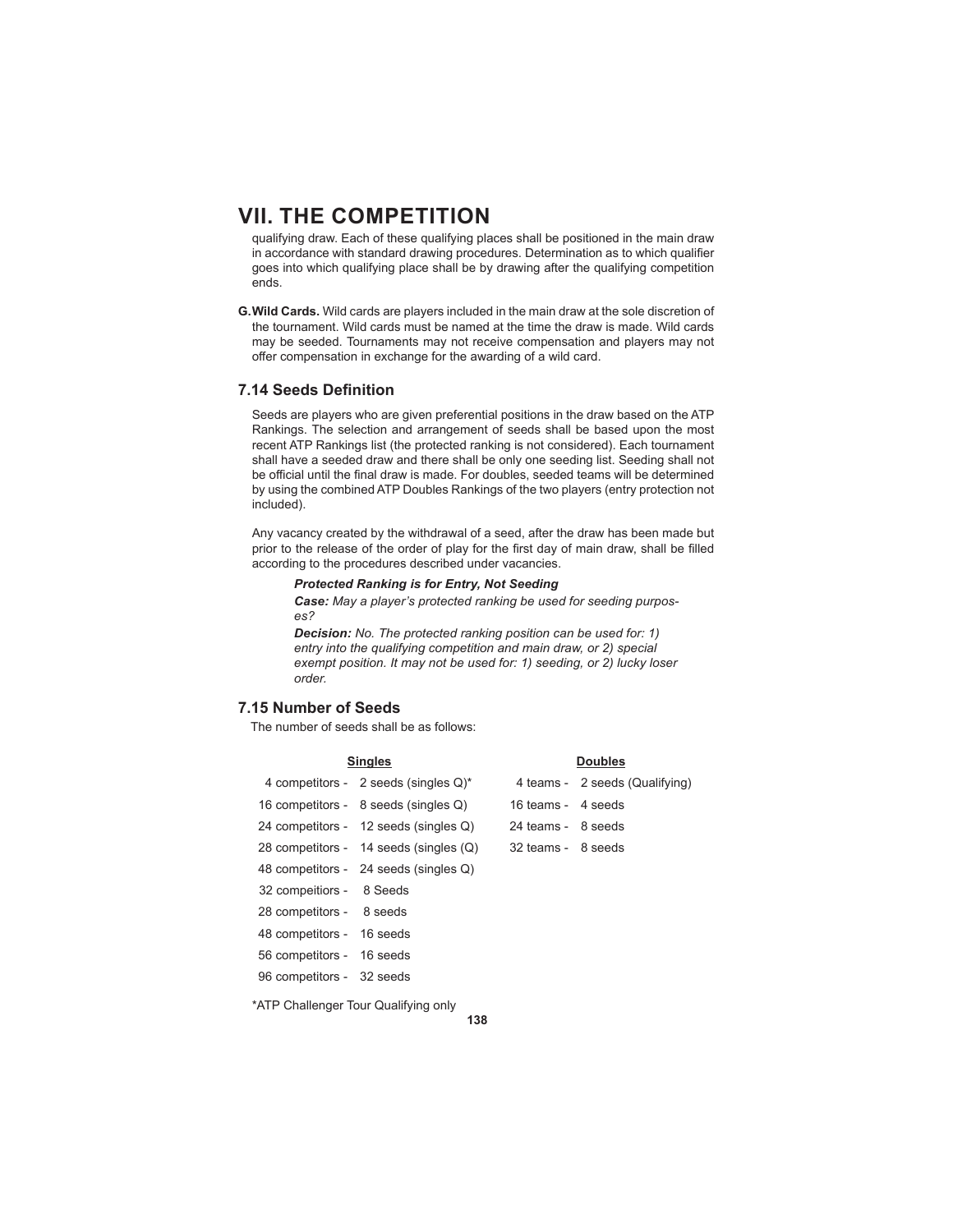# VII. THE COMPETITION

qualifying draw. Each of these qualifying places shall be positioned in the main draw in accordance with standard drawing procedures. Determination as to which qualifier goes into which qualifying place shall be by drawing after the qualifying competition ends.

**G. Wild Cards.** Wild cards are players included in the main draw at the sole discretion of the tournament. Wild cards must be named at the time the draw is made. Wild cards may be seeded. Tournaments may not receive compensation and players may not offer compensation in exchange for the awarding of a wild card.

## 7.14 Seeds Definition

Seeds are players who are given preferential positions in the draw based on the ATP Rankings. The selection and arrangement of seeds shall be based upon the most recent ATP Rankings list (the protected ranking is not considered). Each tournament shall have a seeded draw and there shall be only one seeding list. Seeding shall not be official until the final draw is made. For doubles, seeded teams will be determined by using the combined ATP Doubles Rankings of the two players (entry protection not included).

Any vacancy created by the withdrawal of a seed, after the draw has been made but prior to the release of the order of play for the first day of main draw, shall be filled according to the procedures described under vacancies.

> ***Protected Ranking is for Entry, Not Seeding***
>
> ***Case:*** *May a player's protected ranking be used for seeding purposes?*
>
> ***Decision:*** *No. The protected ranking position can be used for: 1) entry into the qualifying competition and main draw, or 2) special exempt position. It may not be used for: 1) seeding, or 2) lucky loser order.*

## 7.15 Number of Seeds

The number of seeds shall be as follows:

| Singles | | Doubles | |
|---|---|---|---|
| 4 competitors - | 2 seeds (singles Q)* | 4 teams - | 2 seeds (Qualifying) |
| 16 competitors - | 8 seeds (singles Q) | 16 teams - | 4 seeds |
| 24 competitors - | 12 seeds (singles Q) | 24 teams - | 8 seeds |
| 28 competitors - | 14 seeds (singles (Q) | 32 teams - | 8 seeds |
| 48 competitors - | 24 seeds (singles Q) | | |
| 32 compeitiors - | 8 Seeds | | |
| 28 competitors - | 8 seeds | | |
| 48 competitors - | 16 seeds | | |
| 56 competitors - | 16 seeds | | |
| 96 competitors - | 32 seeds | | |

*ATP Challenger Tour Qualifying only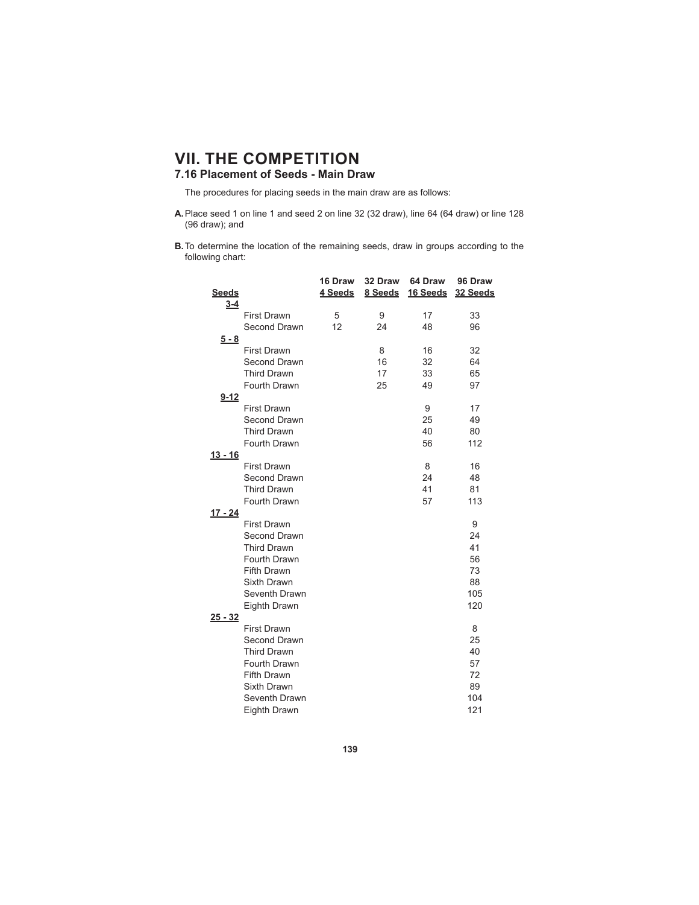# VII. THE COMPETITION

## 7.16 Placement of Seeds - Main Draw

The procedures for placing seeds in the main draw are as follows:

**A.** Place seed 1 on line 1 and seed 2 on line 32 (32 draw), line 64 (64 draw) or line 128 (96 draw); and

**B.** To determine the location of the remaining seeds, draw in groups according to the following chart:

| Seeds | | 16 Draw 4 Seeds | 32 Draw 8 Seeds | 64 Draw 16 Seeds | 96 Draw 32 Seeds |
|---|---|---|---|---|---|
| **3-4** | | | | | |
| | First Drawn | 5 | 9 | 17 | 33 |
| | Second Drawn | 12 | 24 | 48 | 96 |
| **5 - 8** | | | | | |
| | First Drawn | | 8 | 16 | 32 |
| | Second Drawn | | 16 | 32 | 64 |
| | Third Drawn | | 17 | 33 | 65 |
| | Fourth Drawn | | 25 | 49 | 97 |
| **9-12** | | | | | |
| | First Drawn | | | 9 | 17 |
| | Second Drawn | | | 25 | 49 |
| | Third Drawn | | | 40 | 80 |
| | Fourth Drawn | | | 56 | 112 |
| **13 - 16** | | | | | |
| | First Drawn | | | 8 | 16 |
| | Second Drawn | | | 24 | 48 |
| | Third Drawn | | | 41 | 81 |
| | Fourth Drawn | | | 57 | 113 |
| **17 - 24** | | | | | |
| | First Drawn | | | | 9 |
| | Second Drawn | | | | 24 |
| | Third Drawn | | | | 41 |
| | Fourth Drawn | | | | 56 |
| | Fifth Drawn | | | | 73 |
| | Sixth Drawn | | | | 88 |
| | Seventh Drawn | | | | 105 |
| | Eighth Drawn | | | | 120 |
| **25 - 32** | | | | | |
| | First Drawn | | | | 8 |
| | Second Drawn | | | | 25 |
| | Third Drawn | | | | 40 |
| | Fourth Drawn | | | | 57 |
| | Fifth Drawn | | | | 72 |
| | Sixth Drawn | | | | 89 |
| | Seventh Drawn | | | | 104 |
| | Eighth Drawn | | | | 121 |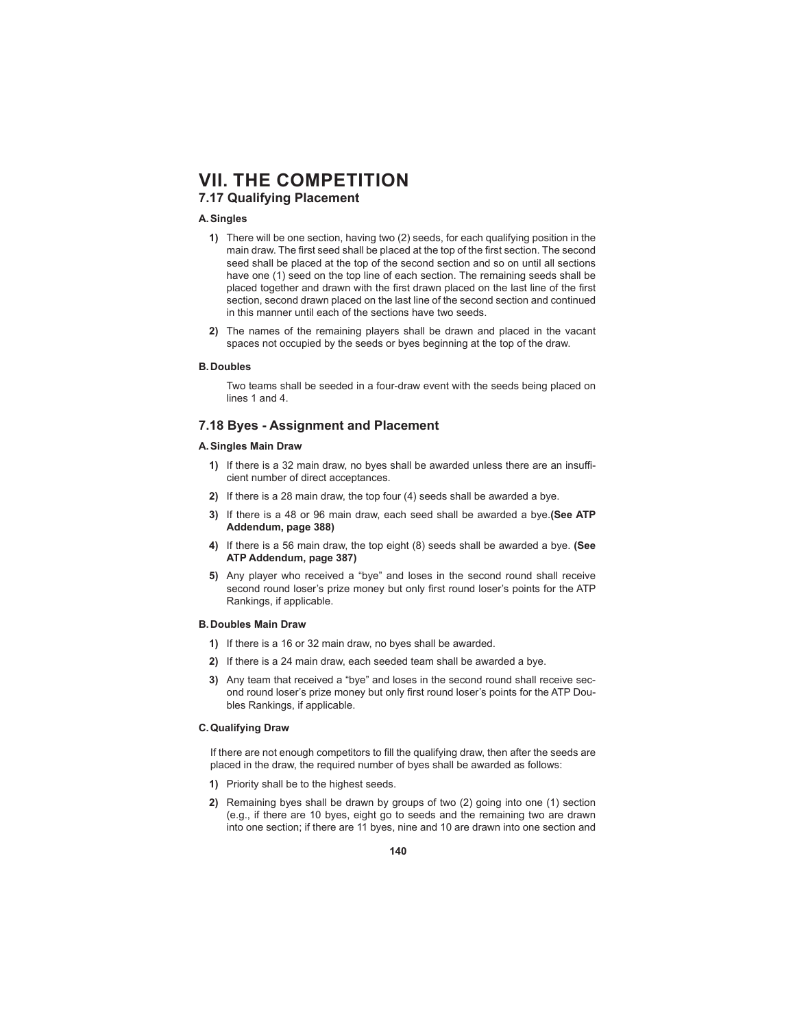# VII. THE COMPETITION

## 7.17 Qualifying Placement

### A. Singles

1) There will be one section, having two (2) seeds, for each qualifying position in the main draw. The first seed shall be placed at the top of the first section. The second seed shall be placed at the top of the second section and so on until all sections have one (1) seed on the top line of each section. The remaining seeds shall be placed together and drawn with the first drawn placed on the last line of the first section, second drawn placed on the last line of the second section and continued in this manner until each of the sections have two seeds.

2) The names of the remaining players shall be drawn and placed in the vacant spaces not occupied by the seeds or byes beginning at the top of the draw.

### B. Doubles

Two teams shall be seeded in a four-draw event with the seeds being placed on lines 1 and 4.

## 7.18 Byes - Assignment and Placement

### A. Singles Main Draw

1) If there is a 32 main draw, no byes shall be awarded unless there are an insufficient number of direct acceptances.

2) If there is a 28 main draw, the top four (4) seeds shall be awarded a bye.

3) If there is a 48 or 96 main draw, each seed shall be awarded a bye. **(See ATP Addendum, page 388)**

4) If there is a 56 main draw, the top eight (8) seeds shall be awarded a bye. **(See ATP Addendum, page 387)**

5) Any player who received a “bye” and loses in the second round shall receive second round loser’s prize money but only first round loser’s points for the ATP Rankings, if applicable.

### B. Doubles Main Draw

1) If there is a 16 or 32 main draw, no byes shall be awarded.

2) If there is a 24 main draw, each seeded team shall be awarded a bye.

3) Any team that received a “bye” and loses in the second round shall receive second round loser’s prize money but only first round loser’s points for the ATP Doubles Rankings, if applicable.

### C. Qualifying Draw

If there are not enough competitors to fill the qualifying draw, then after the seeds are placed in the draw, the required number of byes shall be awarded as follows:

1) Priority shall be to the highest seeds.

2) Remaining byes shall be drawn by groups of two (2) going into one (1) section (e.g., if there are 10 byes, eight go to seeds and the remaining two are drawn into one section; if there are 11 byes, nine and 10 are drawn into one section and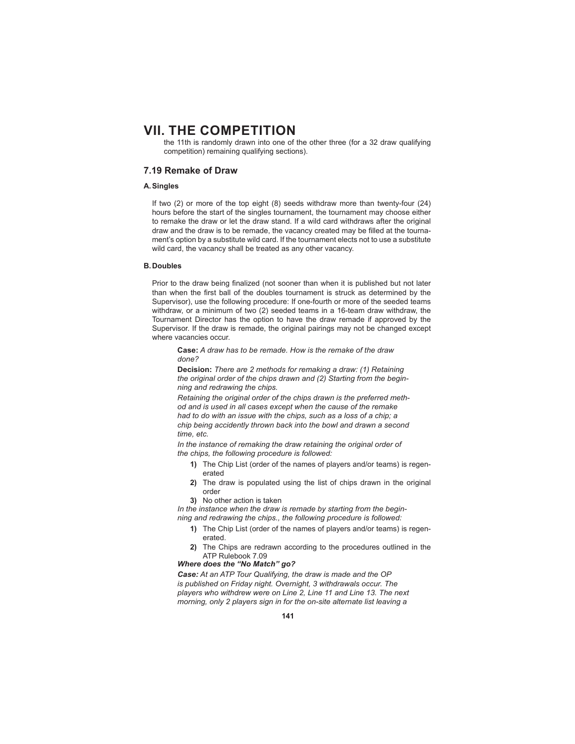the 11th is randomly drawn into one of the other three (for a 32 draw qualifying competition) remaining qualifying sections).

## 7.19 Remake of Draw

### A. Singles

If two (2) or more of the top eight (8) seeds withdraw more than twenty-four (24) hours before the start of the singles tournament, the tournament may choose either to remake the draw or let the draw stand. If a wild card withdraws after the original draw and the draw is to be remade, the vacancy created may be filled at the tournament's option by a substitute wild card. If the tournament elects not to use a substitute wild card, the vacancy shall be treated as any other vacancy.

### B. Doubles

Prior to the draw being finalized (not sooner than when it is published but not later than when the first ball of the doubles tournament is struck as determined by the Supervisor), use the following procedure: If one-fourth or more of the seeded teams withdraw, or a minimum of two (2) seeded teams in a 16-team draw withdraw, the Tournament Director has the option to have the draw remade if approved by the Supervisor. If the draw is remade, the original pairings may not be changed except where vacancies occur.

**Case:** *A draw has to be remade. How is the remake of the draw done?*

**Decision:** *There are 2 methods for remaking a draw: (1) Retaining the original order of the chips drawn and (2) Starting from the beginning and redrawing the chips.*

*Retaining the original order of the chips drawn is the preferred method and is used in all cases except when the cause of the remake had to do with an issue with the chips, such as a loss of a chip; a chip being accidently thrown back into the bowl and drawn a second time, etc.*

*In the instance of remaking the draw retaining the original order of the chips, the following procedure is followed:*

1) The Chip List (order of the names of players and/or teams) is regenerated
2) The draw is populated using the list of chips drawn in the original order
3) No other action is taken

*In the instance when the draw is remade by starting from the beginning and redrawing the chips., the following procedure is followed:*

1) The Chip List (order of the names of players and/or teams) is regenerated.
2) The Chips are redrawn according to the procedures outlined in the ATP Rulebook 7.09

***Where does the "No Match" go?***

***Case:*** *At an ATP Tour Qualifying, the draw is made and the OP is published on Friday night. Overnight, 3 withdrawals occur. The players who withdrew were on Line 2, Line 11 and Line 13. The next morning, only 2 players sign in for the on-site alternate list leaving a*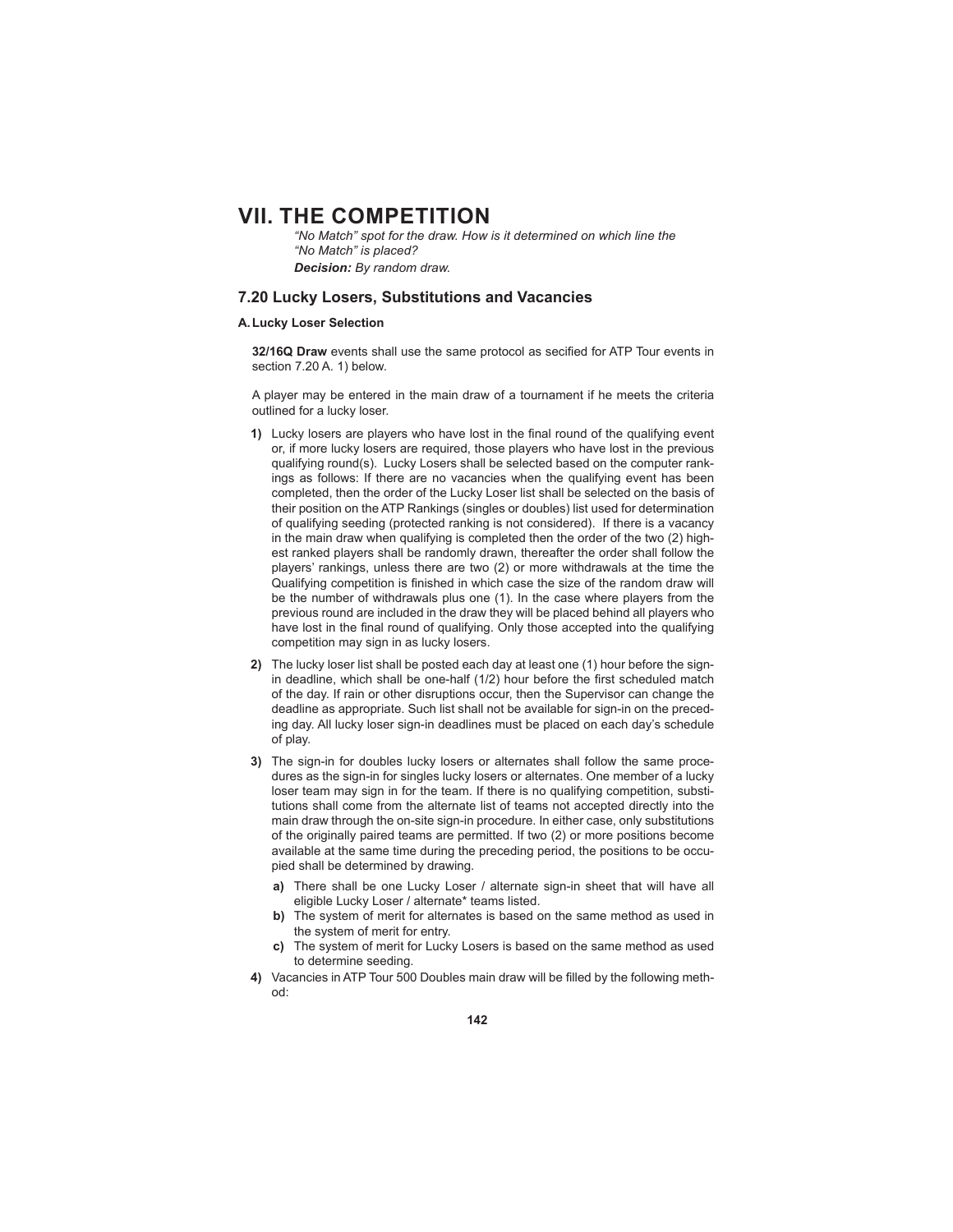# VII. THE COMPETITION

*"No Match" spot for the draw. How is it determined on which line the "No Match" is placed?*

***Decision:*** *By random draw.*

## 7.20 Lucky Losers, Substitutions and Vacancies

### A. Lucky Loser Selection

**32/16Q Draw** events shall use the same protocol as secified for ATP Tour events in section 7.20 A. 1) below.

A player may be entered in the main draw of a tournament if he meets the criteria outlined for a lucky loser.

**1)** Lucky losers are players who have lost in the final round of the qualifying event or, if more lucky losers are required, those players who have lost in the previous qualifying round(s). Lucky Losers shall be selected based on the computer rankings as follows: If there are no vacancies when the qualifying event has been completed, then the order of the Lucky Loser list shall be selected on the basis of their position on the ATP Rankings (singles or doubles) list used for determination of qualifying seeding (protected ranking is not considered). If there is a vacancy in the main draw when qualifying is completed then the order of the two (2) highest ranked players shall be randomly drawn, thereafter the order shall follow the players' rankings, unless there are two (2) or more withdrawals at the time the Qualifying competition is finished in which case the size of the random draw will be the number of withdrawals plus one (1). In the case where players from the previous round are included in the draw they will be placed behind all players who have lost in the final round of qualifying. Only those accepted into the qualifying competition may sign in as lucky losers.

**2)** The lucky loser list shall be posted each day at least one (1) hour before the sign-in deadline, which shall be one-half (1/2) hour before the first scheduled match of the day. If rain or other disruptions occur, then the Supervisor can change the deadline as appropriate. Such list shall not be available for sign-in on the preceding day. All lucky loser sign-in deadlines must be placed on each day's schedule of play.

**3)** The sign-in for doubles lucky losers or alternates shall follow the same procedures as the sign-in for singles lucky losers or alternates. One member of a lucky loser team may sign in for the team. If there is no qualifying competition, substitutions shall come from the alternate list of teams not accepted directly into the main draw through the on-site sign-in procedure. In either case, only substitutions of the originally paired teams are permitted. If two (2) or more positions become available at the same time during the preceding period, the positions to be occupied shall be determined by drawing.

- **a)** There shall be one Lucky Loser / alternate sign-in sheet that will have all eligible Lucky Loser / alternate* teams listed.
- **b)** The system of merit for alternates is based on the same method as used in the system of merit for entry.
- **c)** The system of merit for Lucky Losers is based on the same method as used to determine seeding.

**4)** Vacancies in ATP Tour 500 Doubles main draw will be filled by the following method: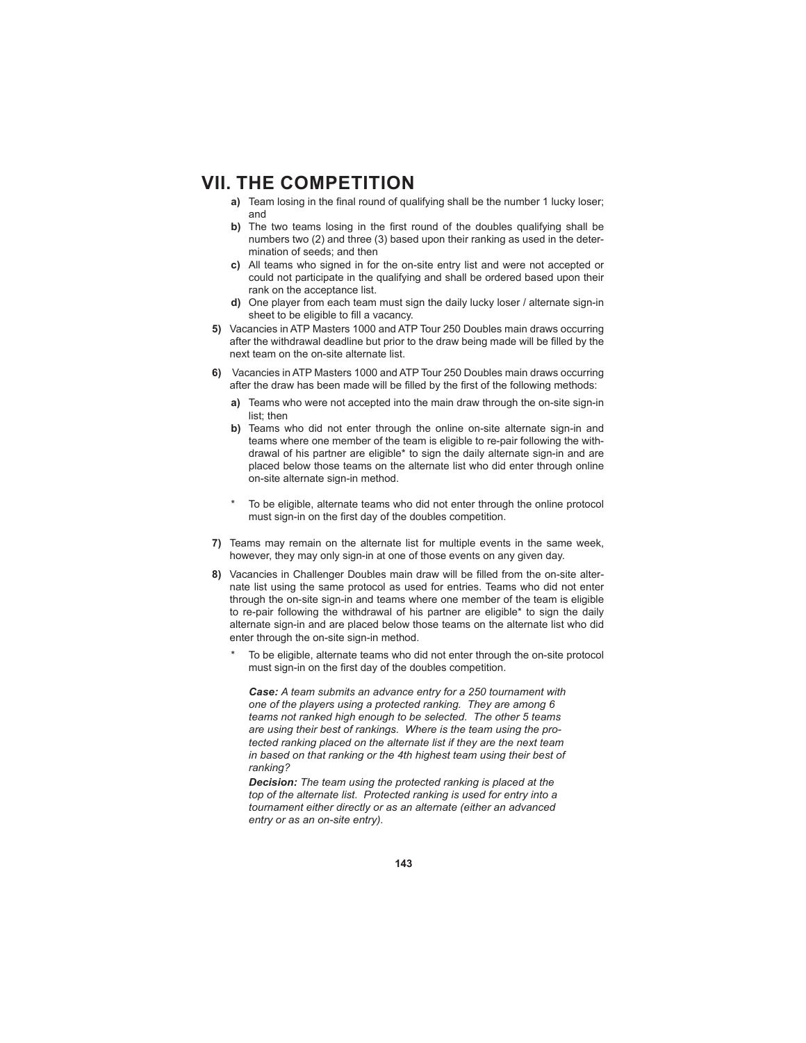# VII. THE COMPETITION

- **a)** Team losing in the final round of qualifying shall be the number 1 lucky loser; and
- **b)** The two teams losing in the first round of the doubles qualifying shall be numbers two (2) and three (3) based upon their ranking as used in the determination of seeds; and then
- **c)** All teams who signed in for the on-site entry list and were not accepted or could not participate in the qualifying and shall be ordered based upon their rank on the acceptance list.
- **d)** One player from each team must sign the daily lucky loser / alternate sign-in sheet to be eligible to fill a vacancy.

**5)** Vacancies in ATP Masters 1000 and ATP Tour 250 Doubles main draws occurring after the withdrawal deadline but prior to the draw being made will be filled by the next team on the on-site alternate list.

**6)** Vacancies in ATP Masters 1000 and ATP Tour 250 Doubles main draws occurring after the draw has been made will be filled by the first of the following methods:

- **a)** Teams who were not accepted into the main draw through the on-site sign-in list; then
- **b)** Teams who did not enter through the online on-site alternate sign-in and teams where one member of the team is eligible to re-pair following the withdrawal of his partner are eligible* to sign the daily alternate sign-in and are placed below those teams on the alternate list who did enter through online on-site alternate sign-in method.

\* To be eligible, alternate teams who did not enter through the online protocol must sign-in on the first day of the doubles competition.

**7)** Teams may remain on the alternate list for multiple events in the same week, however, they may only sign-in at one of those events on any given day.

**8)** Vacancies in Challenger Doubles main draw will be filled from the on-site alternate list using the same protocol as used for entries. Teams who did not enter through the on-site sign-in and teams where one member of the team is eligible to re-pair following the withdrawal of his partner are eligible* to sign the daily alternate sign-in and are placed below those teams on the alternate list who did enter through the on-site sign-in method.

\* To be eligible, alternate teams who did not enter through the on-site protocol must sign-in on the first day of the doubles competition.

***Case:*** *A team submits an advance entry for a 250 tournament with one of the players using a protected ranking. They are among 6 teams not ranked high enough to be selected. The other 5 teams are using their best of rankings. Where is the team using the protected ranking placed on the alternate list if they are the next team in based on that ranking or the 4th highest team using their best of ranking?*

***Decision:*** *The team using the protected ranking is placed at the top of the alternate list. Protected ranking is used for entry into a tournament either directly or as an alternate (either an advanced entry or as an on-site entry).*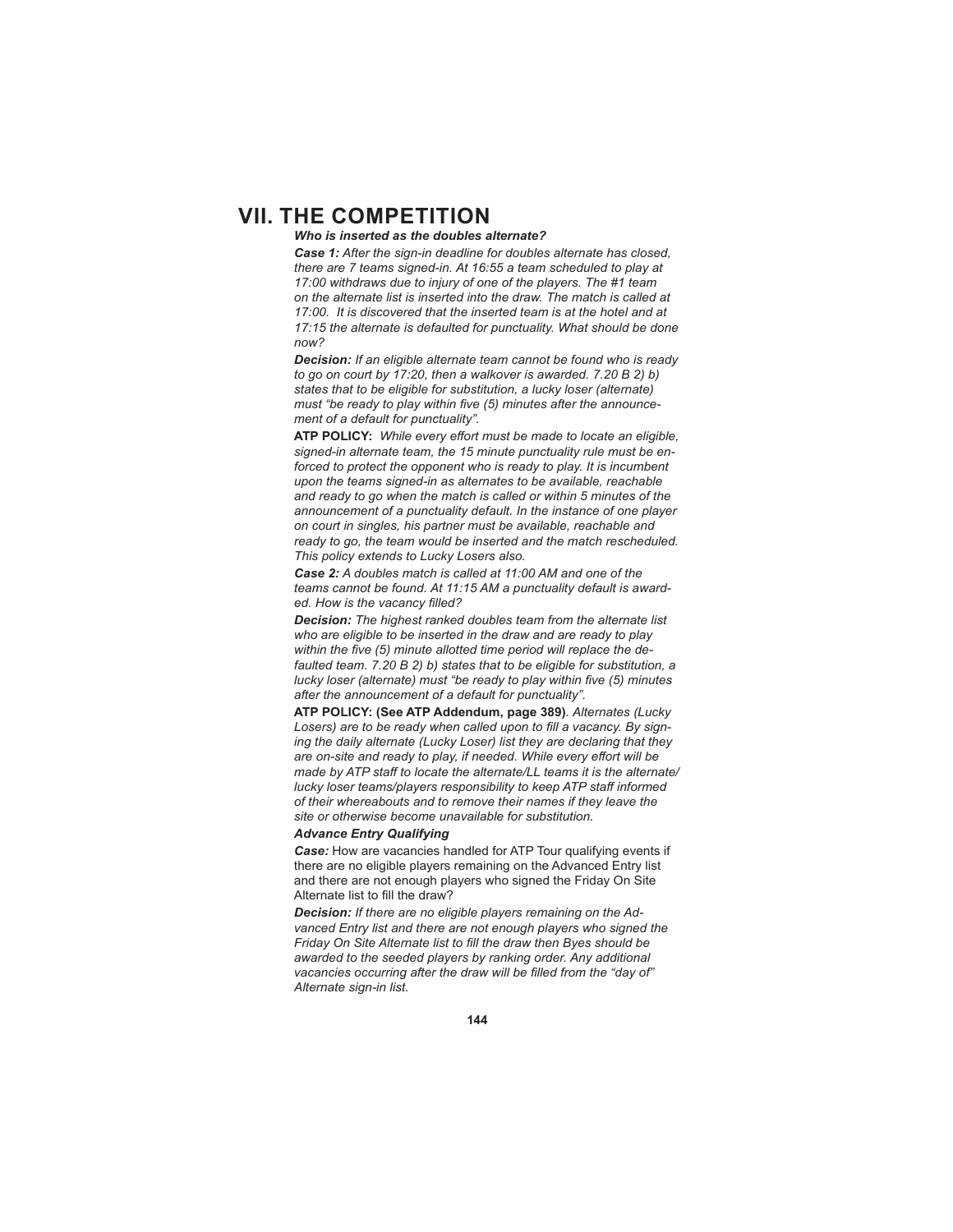# VII. THE COMPETITION

***Who is inserted as the doubles alternate?***

***Case 1:*** *After the sign-in deadline for doubles alternate has closed, there are 7 teams signed-in. At 16:55 a team scheduled to play at 17:00 withdraws due to injury of one of the players. The #1 team on the alternate list is inserted into the draw. The match is called at 17:00. It is discovered that the inserted team is at the hotel and at 17:15 the alternate is defaulted for punctuality. What should be done now?*

***Decision:*** *If an eligible alternate team cannot be found who is ready to go on court by 17:20, then a walkover is awarded. 7.20 B 2) b) states that to be eligible for substitution, a lucky loser (alternate) must "be ready to play within five (5) minutes after the announcement of a default for punctuality".*

**ATP POLICY:** *While every effort must be made to locate an eligible, signed-in alternate team, the 15 minute punctuality rule must be enforced to protect the opponent who is ready to play. It is incumbent upon the teams signed-in as alternates to be available, reachable and ready to go when the match is called or within 5 minutes of the announcement of a punctuality default. In the instance of one player on court in singles, his partner must be available, reachable and ready to go, the team would be inserted and the match rescheduled. This policy extends to Lucky Losers also.*

***Case 2:*** *A doubles match is called at 11:00 AM and one of the teams cannot be found. At 11:15 AM a punctuality default is awarded. How is the vacancy filled?*

***Decision:*** *The highest ranked doubles team from the alternate list who are eligible to be inserted in the draw and are ready to play within the five (5) minute allotted time period will replace the defaulted team. 7.20 B 2) b) states that to be eligible for substitution, a lucky loser (alternate) must "be ready to play within five (5) minutes after the announcement of a default for punctuality".*

**ATP POLICY: (See ATP Addendum, page 389)**. *Alternates (Lucky Losers) are to be ready when called upon to fill a vacancy. By signing the daily alternate (Lucky Loser) list they are declaring that they are on-site and ready to play, if needed. While every effort will be made by ATP staff to locate the alternate/LL teams it is the alternate/lucky loser teams/players responsibility to keep ATP staff informed of their whereabouts and to remove their names if they leave the site or otherwise become unavailable for substitution.*

***Advance Entry Qualifying***

***Case:*** How are vacancies handled for ATP Tour qualifying events if there are no eligible players remaining on the Advanced Entry list and there are not enough players who signed the Friday On Site Alternate list to fill the draw?

***Decision:*** *If there are no eligible players remaining on the Advanced Entry list and there are not enough players who signed the Friday On Site Alternate list to fill the draw then Byes should be awarded to the seeded players by ranking order. Any additional vacancies occurring after the draw will be filled from the "day of" Alternate sign-in list.*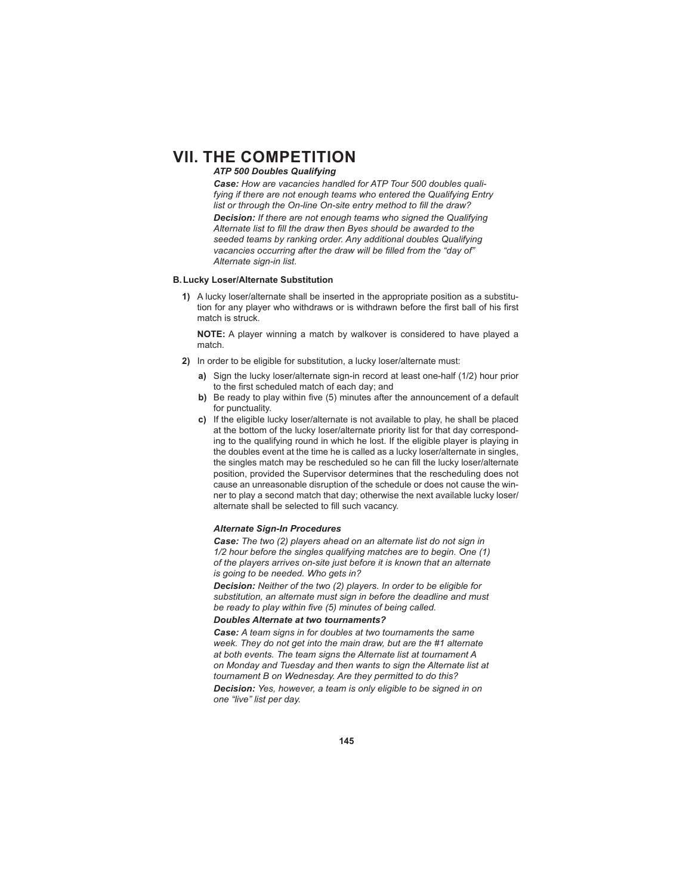# VII. THE COMPETITION

***ATP 500 Doubles Qualifying***

***Case:*** *How are vacancies handled for ATP Tour 500 doubles qualifying if there are not enough teams who entered the Qualifying Entry list or through the On-line On-site entry method to fill the draw?*

***Decision:*** *If there are not enough teams who signed the Qualifying Alternate list to fill the draw then Byes should be awarded to the seeded teams by ranking order. Any additional doubles Qualifying vacancies occurring after the draw will be filled from the "day of" Alternate sign-in list.*

### B. Lucky Loser/Alternate Substitution

**1)** A lucky loser/alternate shall be inserted in the appropriate position as a substitution for any player who withdraws or is withdrawn before the first ball of his first match is struck.

**NOTE:** A player winning a match by walkover is considered to have played a match.

**2)** In order to be eligible for substitution, a lucky loser/alternate must:

- **a)** Sign the lucky loser/alternate sign-in record at least one-half (1/2) hour prior to the first scheduled match of each day; and
- **b)** Be ready to play within five (5) minutes after the announcement of a default for punctuality.
- **c)** If the eligible lucky loser/alternate is not available to play, he shall be placed at the bottom of the lucky loser/alternate priority list for that day corresponding to the qualifying round in which he lost. If the eligible player is playing in the doubles event at the time he is called as a lucky loser/alternate in singles, the singles match may be rescheduled so he can fill the lucky loser/alternate position, provided the Supervisor determines that the rescheduling does not cause an unreasonable disruption of the schedule or does not cause the winner to play a second match that day; otherwise the next available lucky loser/alternate shall be selected to fill such vacancy.

***Alternate Sign-In Procedures***

***Case:*** *The two (2) players ahead on an alternate list do not sign in 1/2 hour before the singles qualifying matches are to begin. One (1) of the players arrives on-site just before it is known that an alternate is going to be needed. Who gets in?*

***Decision:*** *Neither of the two (2) players. In order to be eligible for substitution, an alternate must sign in before the deadline and must be ready to play within five (5) minutes of being called.*

***Doubles Alternate at two tournaments?***

***Case:*** *A team signs in for doubles at two tournaments the same week. They do not get into the main draw, but are the #1 alternate at both events. The team signs the Alternate list at tournament A on Monday and Tuesday and then wants to sign the Alternate list at tournament B on Wednesday. Are they permitted to do this?*

***Decision:*** *Yes, however, a team is only eligible to be signed in on one "live" list per day.*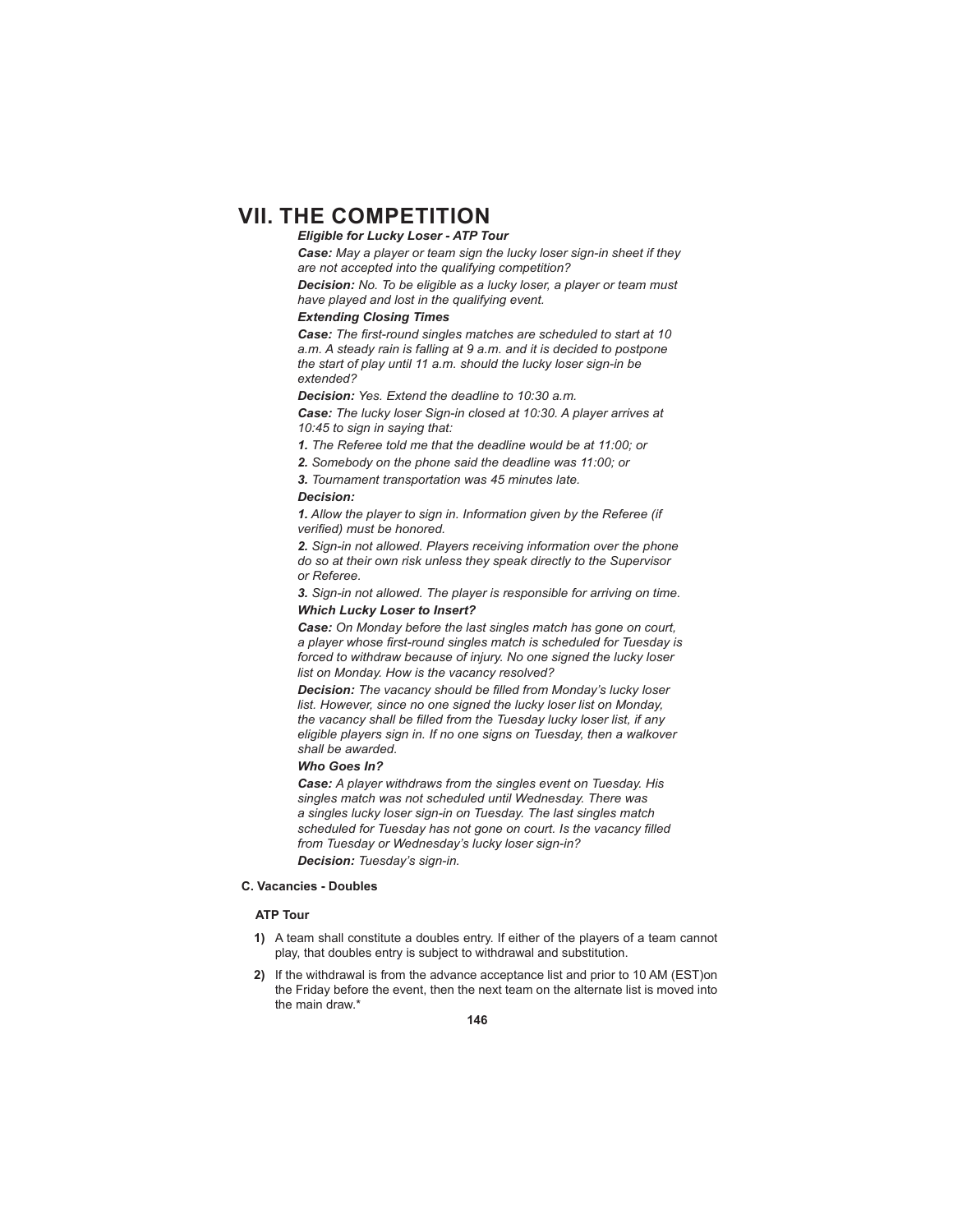# VII. THE COMPETITION

***Eligible for Lucky Loser - ATP Tour***

***Case:*** *May a player or team sign the lucky loser sign-in sheet if they are not accepted into the qualifying competition?*

***Decision:*** *No. To be eligible as a lucky loser, a player or team must have played and lost in the qualifying event.*

***Extending Closing Times***

***Case:*** *The first-round singles matches are scheduled to start at 10 a.m. A steady rain is falling at 9 a.m. and it is decided to postpone the start of play until 11 a.m. should the lucky loser sign-in be extended?*

***Decision:*** *Yes. Extend the deadline to 10:30 a.m.*

***Case:*** *The lucky loser Sign-in closed at 10:30. A player arrives at 10:45 to sign in saying that:*

***1.*** *The Referee told me that the deadline would be at 11:00; or*

***2.*** *Somebody on the phone said the deadline was 11:00; or*

***3.*** *Tournament transportation was 45 minutes late.*

***Decision:***

***1.*** *Allow the player to sign in. Information given by the Referee (if verified) must be honored.*

***2.*** *Sign-in not allowed. Players receiving information over the phone do so at their own risk unless they speak directly to the Supervisor or Referee.*

***3.*** *Sign-in not allowed. The player is responsible for arriving on time.*

***Which Lucky Loser to Insert?***

***Case:*** *On Monday before the last singles match has gone on court, a player whose first-round singles match is scheduled for Tuesday is forced to withdraw because of injury. No one signed the lucky loser list on Monday. How is the vacancy resolved?*

***Decision:*** *The vacancy should be filled from Monday's lucky loser list. However, since no one signed the lucky loser list on Monday, the vacancy shall be filled from the Tuesday lucky loser list, if any eligible players sign in. If no one signs on Tuesday, then a walkover shall be awarded.*

***Who Goes In?***

***Case:*** *A player withdraws from the singles event on Tuesday. His singles match was not scheduled until Wednesday. There was a singles lucky loser sign-in on Tuesday. The last singles match scheduled for Tuesday has not gone on court. Is the vacancy filled from Tuesday or Wednesday's lucky loser sign-in?*

***Decision:*** *Tuesday's sign-in.*

**C. Vacancies - Doubles**

**ATP Tour**

**1)** A team shall constitute a doubles entry. If either of the players of a team cannot play, that doubles entry is subject to withdrawal and substitution.

**2)** If the withdrawal is from the advance acceptance list and prior to 10 AM (EST)on the Friday before the event, then the next team on the alternate list is moved into the main draw.*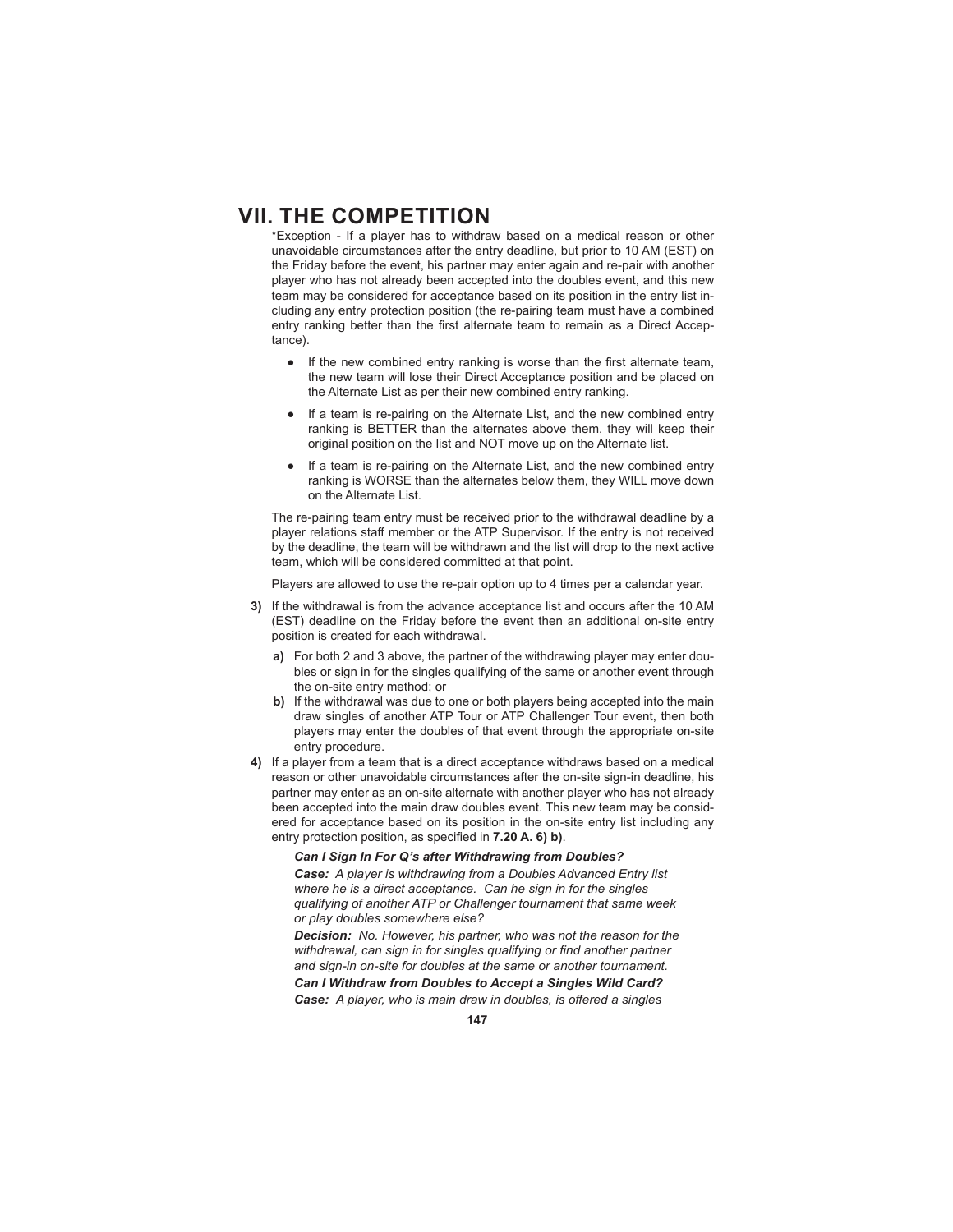# VII. THE COMPETITION

*Exception - If a player has to withdraw based on a medical reason or other unavoidable circumstances after the entry deadline, but prior to 10 AM (EST) on the Friday before the event, his partner may enter again and re-pair with another player who has not already been accepted into the doubles event, and this new team may be considered for acceptance based on its position in the entry list including any entry protection position (the re-pairing team must have a combined entry ranking better than the first alternate team to remain as a Direct Acceptance).

- If the new combined entry ranking is worse than the first alternate team, the new team will lose their Direct Acceptance position and be placed on the Alternate List as per their new combined entry ranking.
- If a team is re-pairing on the Alternate List, and the new combined entry ranking is BETTER than the alternates above them, they will keep their original position on the list and NOT move up on the Alternate list.
- If a team is re-pairing on the Alternate List, and the new combined entry ranking is WORSE than the alternates below them, they WILL move down on the Alternate List.

The re-pairing team entry must be received prior to the withdrawal deadline by a player relations staff member or the ATP Supervisor. If the entry is not received by the deadline, the team will be withdrawn and the list will drop to the next active team, which will be considered committed at that point.

Players are allowed to use the re-pair option up to 4 times per a calendar year.

**3)** If the withdrawal is from the advance acceptance list and occurs after the 10 AM (EST) deadline on the Friday before the event then an additional on-site entry position is created for each withdrawal.

**a)** For both 2 and 3 above, the partner of the withdrawing player may enter doubles or sign in for the singles qualifying of the same or another event through the on-site entry method; or

**b)** If the withdrawal was due to one or both players being accepted into the main draw singles of another ATP Tour or ATP Challenger Tour event, then both players may enter the doubles of that event through the appropriate on-site entry procedure.

**4)** If a player from a team that is a direct acceptance withdraws based on a medical reason or other unavoidable circumstances after the on-site sign-in deadline, his partner may enter as an on-site alternate with another player who has not already been accepted into the main draw doubles event. This new team may be considered for acceptance based on its position in the on-site entry list including any entry protection position, as specified in **7.20 A. 6) b)**.

***Can I Sign In For Q's after Withdrawing from Doubles?***

***Case:*** *A player is withdrawing from a Doubles Advanced Entry list where he is a direct acceptance. Can he sign in for the singles qualifying of another ATP or Challenger tournament that same week or play doubles somewhere else?*

***Decision:*** *No. However, his partner, who was not the reason for the withdrawal, can sign in for singles qualifying or find another partner and sign-in on-site for doubles at the same or another tournament.*

***Can I Withdraw from Doubles to Accept a Singles Wild Card?***

***Case:*** *A player, who is main draw in doubles, is offered a singles*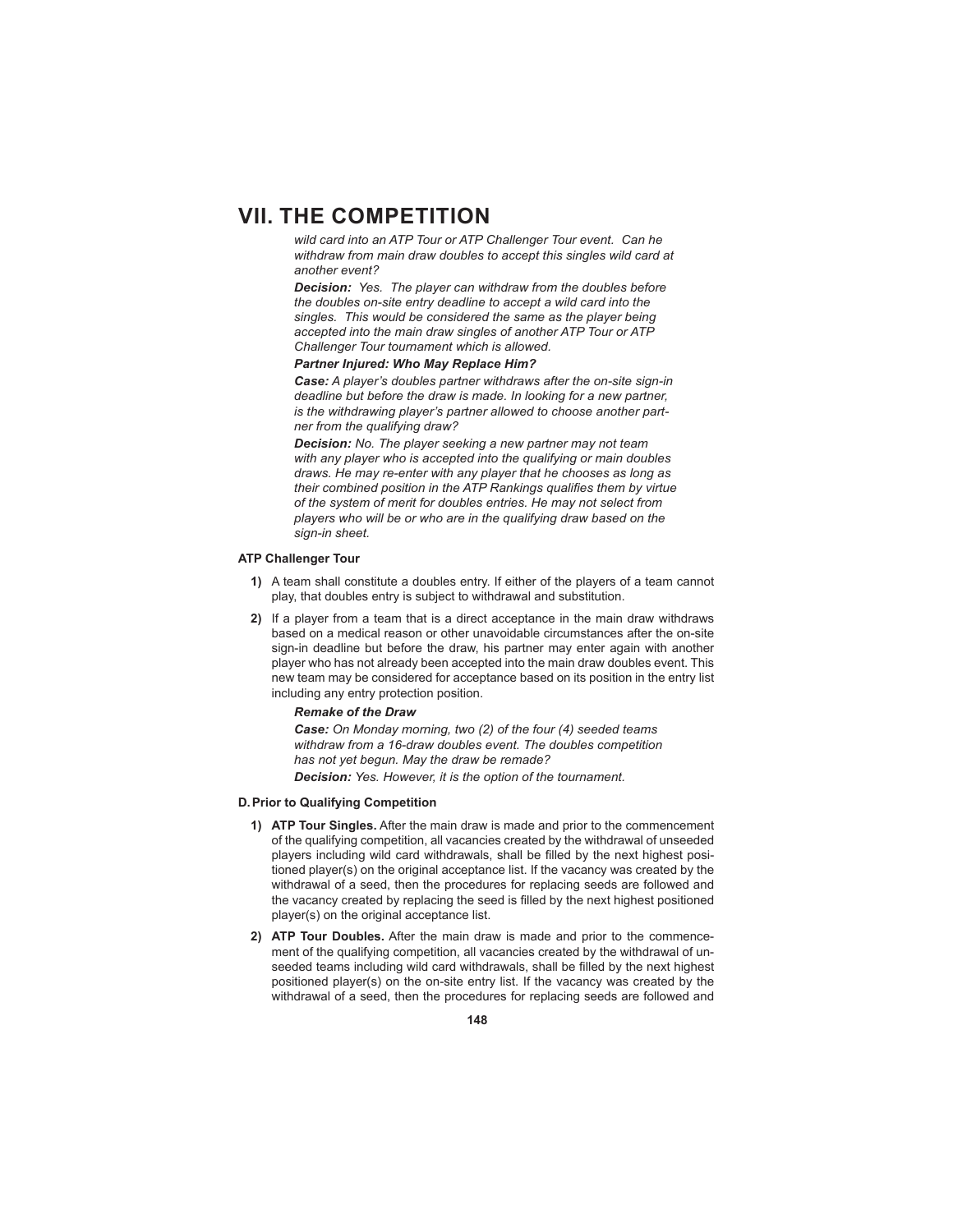# VII. THE COMPETITION

*wild card into an ATP Tour or ATP Challenger Tour event. Can he withdraw from main draw doubles to accept this singles wild card at another event?*

***Decision:*** *Yes. The player can withdraw from the doubles before the doubles on-site entry deadline to accept a wild card into the singles. This would be considered the same as the player being accepted into the main draw singles of another ATP Tour or ATP Challenger Tour tournament which is allowed.*

***Partner Injured: Who May Replace Him?***

***Case:*** *A player's doubles partner withdraws after the on-site sign-in deadline but before the draw is made. In looking for a new partner, is the withdrawing player's partner allowed to choose another partner from the qualifying draw?*

***Decision:*** *No. The player seeking a new partner may not team with any player who is accepted into the qualifying or main doubles draws. He may re-enter with any player that he chooses as long as their combined position in the ATP Rankings qualifies them by virtue of the system of merit for doubles entries. He may not select from players who will be or who are in the qualifying draw based on the sign-in sheet.*

**ATP Challenger Tour**

**1)** A team shall constitute a doubles entry. If either of the players of a team cannot play, that doubles entry is subject to withdrawal and substitution.

**2)** If a player from a team that is a direct acceptance in the main draw withdraws based on a medical reason or other unavoidable circumstances after the on-site sign-in deadline but before the draw, his partner may enter again with another player who has not already been accepted into the main draw doubles event. This new team may be considered for acceptance based on its position in the entry list including any entry protection position.

***Remake of the Draw***

***Case:*** *On Monday morning, two (2) of the four (4) seeded teams withdraw from a 16-draw doubles event. The doubles competition has not yet begun. May the draw be remade?*

***Decision:*** *Yes. However, it is the option of the tournament.*

**D. Prior to Qualifying Competition**

**1) ATP Tour Singles.** After the main draw is made and prior to the commencement of the qualifying competition, all vacancies created by the withdrawal of unseeded players including wild card withdrawals, shall be filled by the next highest positioned player(s) on the original acceptance list. If the vacancy was created by the withdrawal of a seed, then the procedures for replacing seeds are followed and the vacancy created by replacing the seed is filled by the next highest positioned player(s) on the original acceptance list.

**2) ATP Tour Doubles.** After the main draw is made and prior to the commencement of the qualifying competition, all vacancies created by the withdrawal of unseeded teams including wild card withdrawals, shall be filled by the next highest positioned player(s) on the on-site entry list. If the vacancy was created by the withdrawal of a seed, then the procedures for replacing seeds are followed and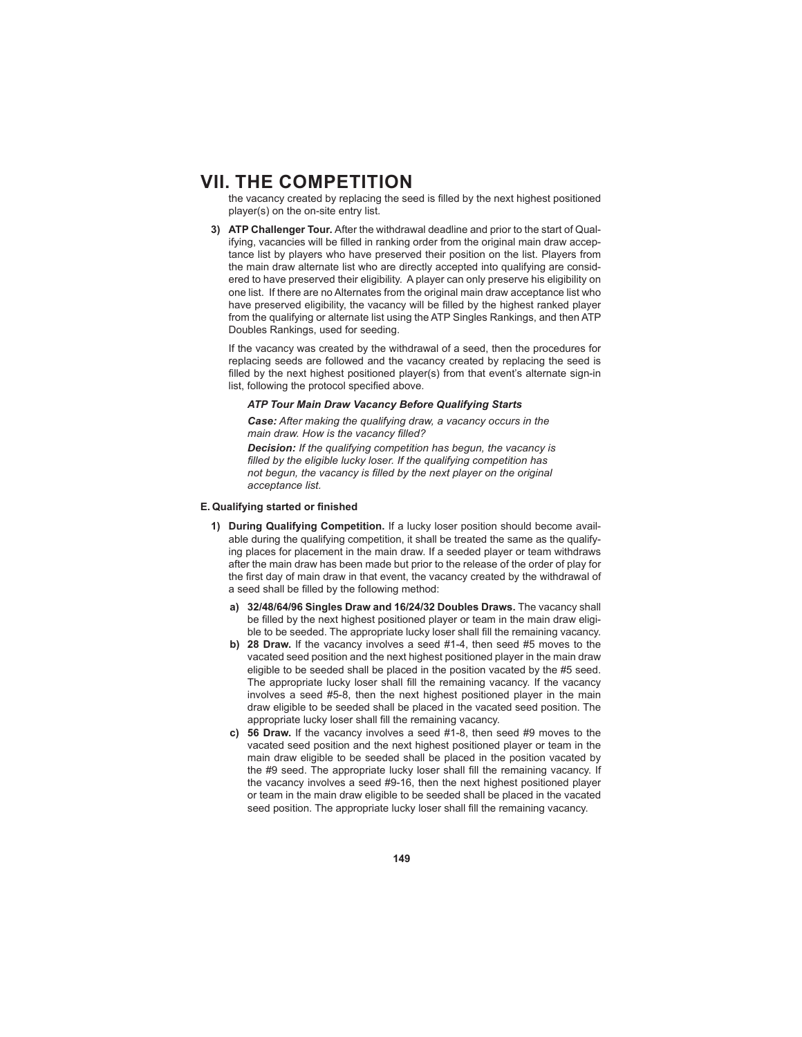# VII. THE COMPETITION

the vacancy created by replacing the seed is filled by the next highest positioned player(s) on the on-site entry list.

3) **ATP Challenger Tour.** After the withdrawal deadline and prior to the start of Qualifying, vacancies will be filled in ranking order from the original main draw acceptance list by players who have preserved their position on the list. Players from the main draw alternate list who are directly accepted into qualifying are considered to have preserved their eligibility. A player can only preserve his eligibility on one list. If there are no Alternates from the original main draw acceptance list who have preserved eligibility, the vacancy will be filled by the highest ranked player from the qualifying or alternate list using the ATP Singles Rankings, and then ATP Doubles Rankings, used for seeding.

   If the vacancy was created by the withdrawal of a seed, then the procedures for replacing seeds are followed and the vacancy created by replacing the seed is filled by the next highest positioned player(s) from that event's alternate sign-in list, following the protocol specified above.

   ***ATP Tour Main Draw Vacancy Before Qualifying Starts***

   ***Case:*** *After making the qualifying draw, a vacancy occurs in the main draw. How is the vacancy filled?*

   ***Decision:*** *If the qualifying competition has begun, the vacancy is filled by the eligible lucky loser. If the qualifying competition has not begun, the vacancy is filled by the next player on the original acceptance list.*

**E. Qualifying started or finished**

1) **During Qualifying Competition.** If a lucky loser position should become available during the qualifying competition, it shall be treated the same as the qualifying places for placement in the main draw. If a seeded player or team withdraws after the main draw has been made but prior to the release of the order of play for the first day of main draw in that event, the vacancy created by the withdrawal of a seed shall be filled by the following method:

   a) **32/48/64/96 Singles Draw and 16/24/32 Doubles Draws.** The vacancy shall be filled by the next highest positioned player or team in the main draw eligible to be seeded. The appropriate lucky loser shall fill the remaining vacancy.

   b) **28 Draw.** If the vacancy involves a seed #1-4, then seed #5 moves to the vacated seed position and the next highest positioned player in the main draw eligible to be seeded shall be placed in the position vacated by the #5 seed. The appropriate lucky loser shall fill the remaining vacancy. If the vacancy involves a seed #5-8, then the next highest positioned player in the main draw eligible to be seeded shall be placed in the vacated seed position. The appropriate lucky loser shall fill the remaining vacancy.

   c) **56 Draw.** If the vacancy involves a seed #1-8, then seed #9 moves to the vacated seed position and the next highest positioned player or team in the main draw eligible to be seeded shall be placed in the position vacated by the #9 seed. The appropriate lucky loser shall fill the remaining vacancy. If the vacancy involves a seed #9-16, then the next highest positioned player or team in the main draw eligible to be seeded shall be placed in the vacated seed position. The appropriate lucky loser shall fill the remaining vacancy.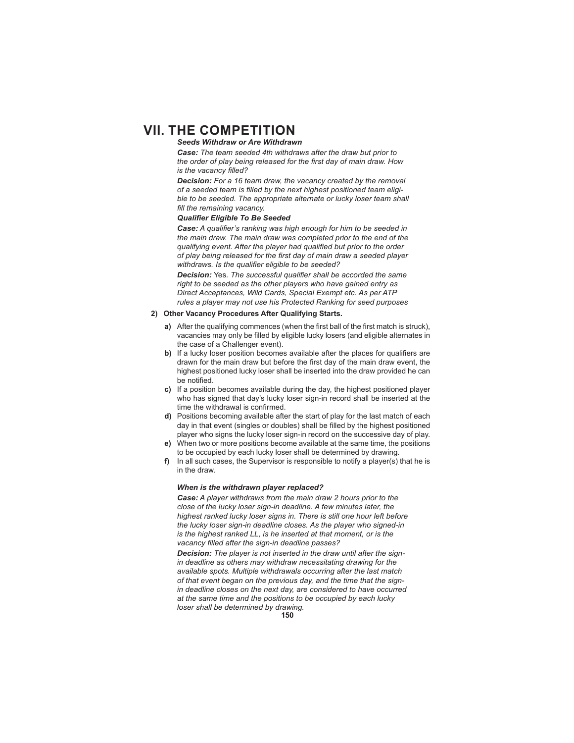# VII. THE COMPETITION

***Seeds Withdraw or Are Withdrawn***

***Case:*** *The team seeded 4th withdraws after the draw but prior to the order of play being released for the first day of main draw. How is the vacancy filled?*

***Decision:*** *For a 16 team draw, the vacancy created by the removal of a seeded team is filled by the next highest positioned team eligible to be seeded. The appropriate alternate or lucky loser team shall fill the remaining vacancy.*

***Qualifier Eligible To Be Seeded***

***Case:*** *A qualifier's ranking was high enough for him to be seeded in the main draw. The main draw was completed prior to the end of the qualifying event. After the player had qualified but prior to the order of play being released for the first day of main draw a seeded player withdraws. Is the qualifier eligible to be seeded?*

***Decision:*** Yes. *The successful qualifier shall be accorded the same right to be seeded as the other players who have gained entry as Direct Acceptances, Wild Cards, Special Exempt etc. As per ATP rules a player may not use his Protected Ranking for seed purposes*

**2) Other Vacancy Procedures After Qualifying Starts.**

- **a)** After the qualifying commences (when the first ball of the first match is struck), vacancies may only be filled by eligible lucky losers (and eligible alternates in the case of a Challenger event).
- **b)** If a lucky loser position becomes available after the places for qualifiers are drawn for the main draw but before the first day of the main draw event, the highest positioned lucky loser shall be inserted into the draw provided he can be notified.
- **c)** If a position becomes available during the day, the highest positioned player who has signed that day's lucky loser sign-in record shall be inserted at the time the withdrawal is confirmed.
- **d)** Positions becoming available after the start of play for the last match of each day in that event (singles or doubles) shall be filled by the highest positioned player who signs the lucky loser sign-in record on the successive day of play.
- **e)** When two or more positions become available at the same time, the positions to be occupied by each lucky loser shall be determined by drawing.
- **f)** In all such cases, the Supervisor is responsible to notify a player(s) that he is in the draw.

***When is the withdrawn player replaced?***

***Case:*** *A player withdraws from the main draw 2 hours prior to the close of the lucky loser sign-in deadline. A few minutes later, the highest ranked lucky loser signs in. There is still one hour left before the lucky loser sign-in deadline closes. As the player who signed-in is the highest ranked LL, is he inserted at that moment, or is the vacancy filled after the sign-in deadline passes?*

***Decision:*** *The player is not inserted in the draw until after the sign-in deadline as others may withdraw necessitating drawing for the available spots. Multiple withdrawals occurring after the last match of that event began on the previous day, and the time that the sign-in deadline closes on the next day, are considered to have occurred at the same time and the positions to be occupied by each lucky loser shall be determined by drawing.*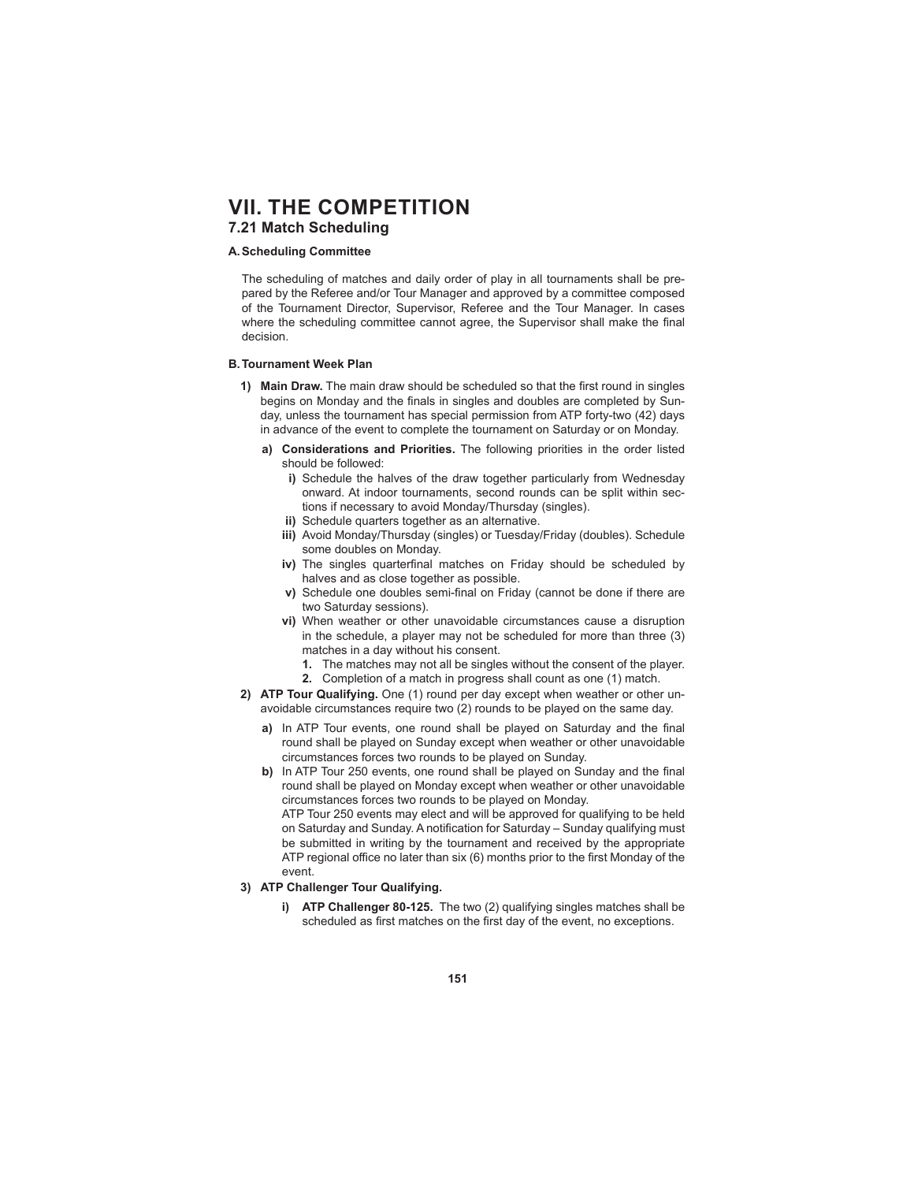# VII. THE COMPETITION

## 7.21 Match Scheduling

### A. Scheduling Committee

The scheduling of matches and daily order of play in all tournaments shall be prepared by the Referee and/or Tour Manager and approved by a committee composed of the Tournament Director, Supervisor, Referee and the Tour Manager. In cases where the scheduling committee cannot agree, the Supervisor shall make the final decision.

### B. Tournament Week Plan

1) **Main Draw.** The main draw should be scheduled so that the first round in singles begins on Monday and the finals in singles and doubles are completed by Sunday, unless the tournament has special permission from ATP forty-two (42) days in advance of the event to complete the tournament on Saturday or on Monday.

   a) **Considerations and Priorities.** The following priorities in the order listed should be followed:

      i) Schedule the halves of the draw together particularly from Wednesday onward. At indoor tournaments, second rounds can be split within sections if necessary to avoid Monday/Thursday (singles).

      ii) Schedule quarters together as an alternative.

      iii) Avoid Monday/Thursday (singles) or Tuesday/Friday (doubles). Schedule some doubles on Monday.

      iv) The singles quarterfinal matches on Friday should be scheduled by halves and as close together as possible.

      v) Schedule one doubles semi-final on Friday (cannot be done if there are two Saturday sessions).

      vi) When weather or other unavoidable circumstances cause a disruption in the schedule, a player may not be scheduled for more than three (3) matches in a day without his consent.

         1. The matches may not all be singles without the consent of the player.
         2. Completion of a match in progress shall count as one (1) match.

2) **ATP Tour Qualifying.** One (1) round per day except when weather or other unavoidable circumstances require two (2) rounds to be played on the same day.

   a) In ATP Tour events, one round shall be played on Saturday and the final round shall be played on Sunday except when weather or other unavoidable circumstances forces two rounds to be played on Sunday.

   b) In ATP Tour 250 events, one round shall be played on Sunday and the final round shall be played on Monday except when weather or other unavoidable circumstances forces two rounds to be played on Monday.
   ATP Tour 250 events may elect and will be approved for qualifying to be held on Saturday and Sunday. A notification for Saturday – Sunday qualifying must be submitted in writing by the tournament and received by the appropriate ATP regional office no later than six (6) months prior to the first Monday of the event.

3) **ATP Challenger Tour Qualifying.**

   i) **ATP Challenger 80-125.** The two (2) qualifying singles matches shall be scheduled as first matches on the first day of the event, no exceptions.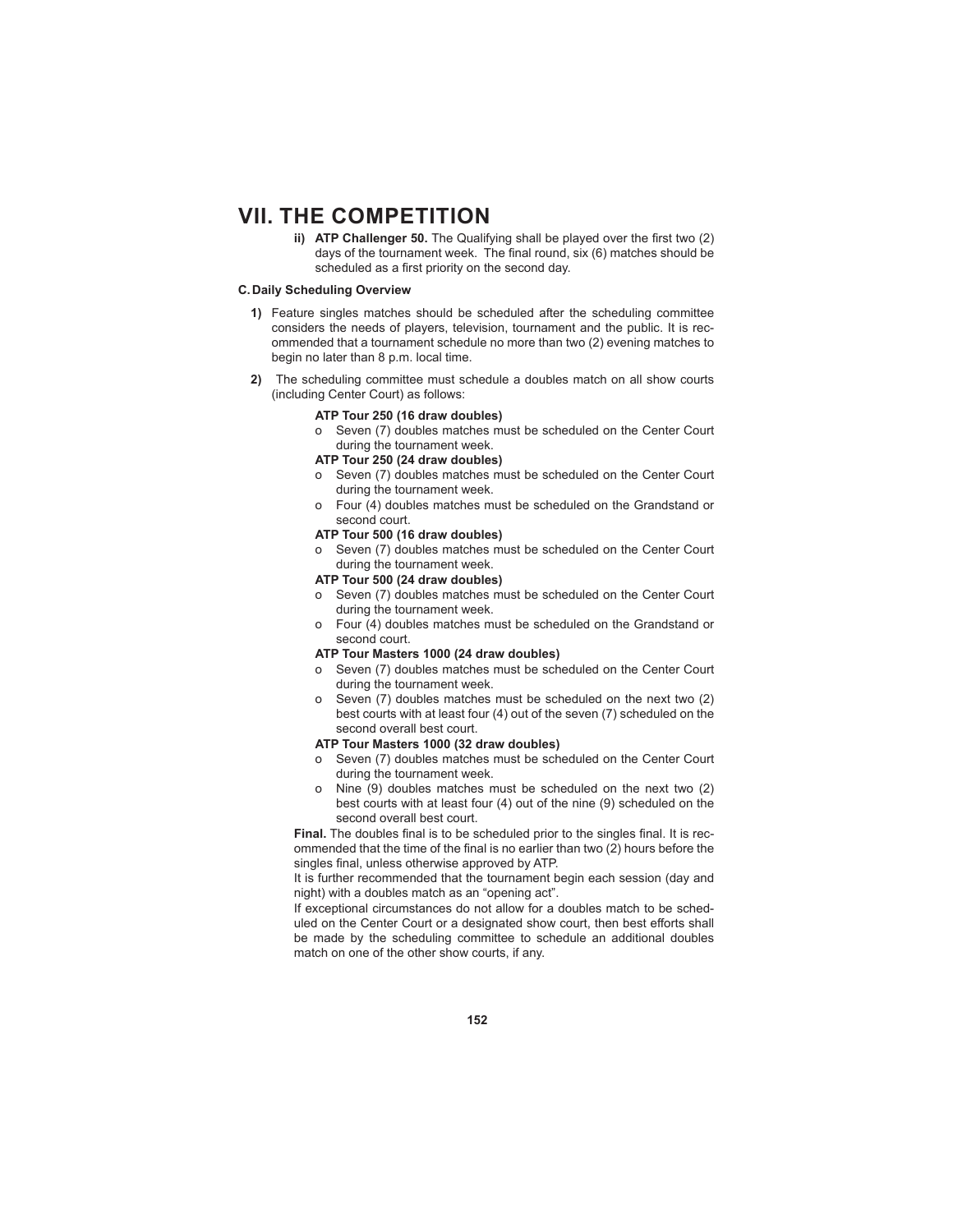# VII. THE COMPETITION

**ii) ATP Challenger 50.** The Qualifying shall be played over the first two (2) days of the tournament week. The final round, six (6) matches should be scheduled as a first priority on the second day.

**C. Daily Scheduling Overview**

**1)** Feature singles matches should be scheduled after the scheduling committee considers the needs of players, television, tournament and the public. It is recommended that a tournament schedule no more than two (2) evening matches to begin no later than 8 p.m. local time.

**2)** The scheduling committee must schedule a doubles match on all show courts (including Center Court) as follows:

**ATP Tour 250 (16 draw doubles)**

- Seven (7) doubles matches must be scheduled on the Center Court during the tournament week.

**ATP Tour 250 (24 draw doubles)**

- Seven (7) doubles matches must be scheduled on the Center Court during the tournament week.
- Four (4) doubles matches must be scheduled on the Grandstand or second court.

**ATP Tour 500 (16 draw doubles)**

- Seven (7) doubles matches must be scheduled on the Center Court during the tournament week.

**ATP Tour 500 (24 draw doubles)**

- Seven (7) doubles matches must be scheduled on the Center Court during the tournament week.
- Four (4) doubles matches must be scheduled on the Grandstand or second court.

**ATP Tour Masters 1000 (24 draw doubles)**

- Seven (7) doubles matches must be scheduled on the Center Court during the tournament week.
- Seven (7) doubles matches must be scheduled on the next two (2) best courts with at least four (4) out of the seven (7) scheduled on the second overall best court.

**ATP Tour Masters 1000 (32 draw doubles)**

- Seven (7) doubles matches must be scheduled on the Center Court during the tournament week.
- Nine (9) doubles matches must be scheduled on the next two (2) best courts with at least four (4) out of the nine (9) scheduled on the second overall best court.

**Final.** The doubles final is to be scheduled prior to the singles final. It is recommended that the time of the final is no earlier than two (2) hours before the singles final, unless otherwise approved by ATP.

It is further recommended that the tournament begin each session (day and night) with a doubles match as an "opening act".

If exceptional circumstances do not allow for a doubles match to be scheduled on the Center Court or a designated show court, then best efforts shall be made by the scheduling committee to schedule an additional doubles match on one of the other show courts, if any.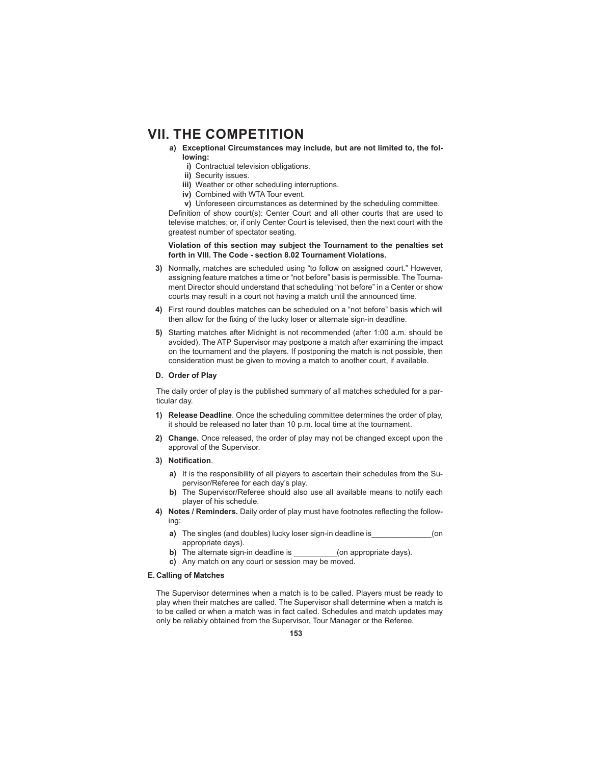# VII. THE COMPETITION

**a) Exceptional Circumstances may include, but are not limited to, the following:**

- **i)** Contractual television obligations.
- **ii)** Security issues.
- **iii)** Weather or other scheduling interruptions.
- **iv)** Combined with WTA Tour event.
- **v)** Unforeseen circumstances as determined by the scheduling committee.

Definition of show court(s): Center Court and all other courts that are used to televise matches; or, if only Center Court is televised, then the next court with the greatest number of spectator seating.

**Violation of this section may subject the Tournament to the penalties set forth in VIII. The Code - section 8.02 Tournament Violations.**

**3)** Normally, matches are scheduled using "to follow on assigned court." However, assigning feature matches a time or "not before" basis is permissible. The Tournament Director should understand that scheduling "not before" in a Center or show courts may result in a court not having a match until the announced time.

**4)** First round doubles matches can be scheduled on a "not before" basis which will then allow for the fixing of the lucky loser or alternate sign-in deadline.

**5)** Starting matches after Midnight is not recommended (after 1:00 a.m. should be avoided). The ATP Supervisor may postpone a match after examining the impact on the tournament and the players. If postponing the match is not possible, then consideration must be given to moving a match to another court, if available.

### D. Order of Play

The daily order of play is the published summary of all matches scheduled for a particular day.

**1) Release Deadline**. Once the scheduling committee determines the order of play, it should be released no later than 10 p.m. local time at the tournament.

**2) Change.** Once released, the order of play may not be changed except upon the approval of the Supervisor.

**3) Notification**.

- **a)** It is the responsibility of all players to ascertain their schedules from the Supervisor/Referee for each day's play.
- **b)** The Supervisor/Referee should also use all available means to notify each player of his schedule.

**4) Notes / Reminders.** Daily order of play must have footnotes reflecting the following:

- **a)** The singles (and doubles) lucky loser sign-in deadline is______________(on appropriate days).
- **b)** The alternate sign-in deadline is __________(on appropriate days).
- **c)** Any match on any court or session may be moved.

### E. Calling of Matches

The Supervisor determines when a match is to be called. Players must be ready to play when their matches are called. The Supervisor shall determine when a match is to be called or when a match was in fact called. Schedules and match updates may only be reliably obtained from the Supervisor, Tour Manager or the Referee.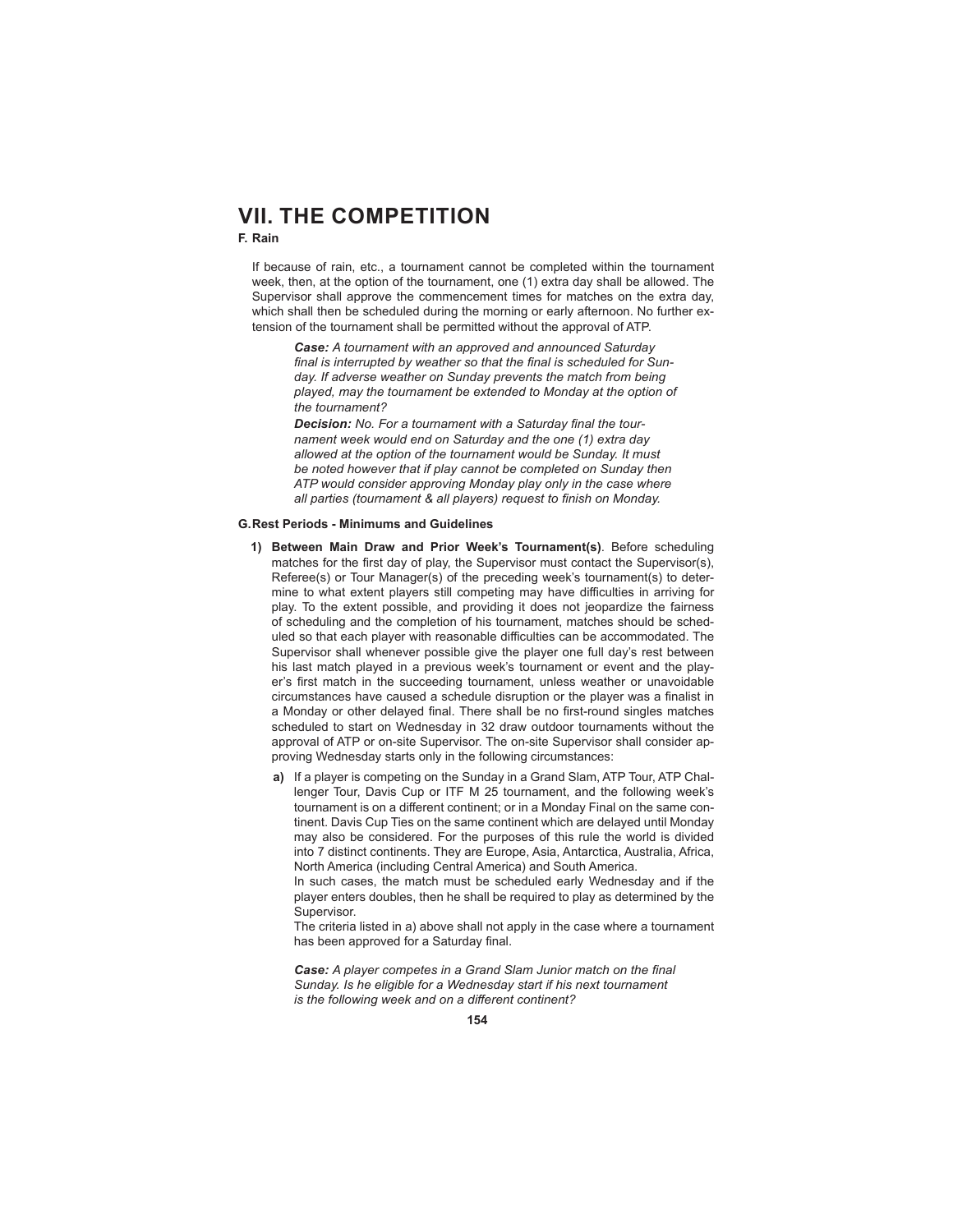# VII. THE COMPETITION

### F. Rain

If because of rain, etc., a tournament cannot be completed within the tournament week, then, at the option of the tournament, one (1) extra day shall be allowed. The Supervisor shall approve the commencement times for matches on the extra day, which shall then be scheduled during the morning or early afternoon. No further extension of the tournament shall be permitted without the approval of ATP.

> ***Case:*** *A tournament with an approved and announced Saturday final is interrupted by weather so that the final is scheduled for Sunday. If adverse weather on Sunday prevents the match from being played, may the tournament be extended to Monday at the option of the tournament?*
>
> ***Decision:*** *No. For a tournament with a Saturday final the tournament week would end on Saturday and the one (1) extra day allowed at the option of the tournament would be Sunday. It must be noted however that if play cannot be completed on Sunday then ATP would consider approving Monday play only in the case where all parties (tournament & all players) request to finish on Monday.*

### G. Rest Periods - Minimums and Guidelines

1) **Between Main Draw and Prior Week's Tournament(s)**. Before scheduling matches for the first day of play, the Supervisor must contact the Supervisor(s), Referee(s) or Tour Manager(s) of the preceding week's tournament(s) to determine to what extent players still competing may have difficulties in arriving for play. To the extent possible, and providing it does not jeopardize the fairness of scheduling and the completion of his tournament, matches should be scheduled so that each player with reasonable difficulties can be accommodated. The Supervisor shall whenever possible give the player one full day's rest between his last match played in a previous week's tournament or event and the player's first match in the succeeding tournament, unless weather or unavoidable circumstances have caused a schedule disruption or the player was a finalist in a Monday or other delayed final. There shall be no first-round singles matches scheduled to start on Wednesday in 32 draw outdoor tournaments without the approval of ATP or on-site Supervisor. The on-site Supervisor shall consider approving Wednesday starts only in the following circumstances:

   a) If a player is competing on the Sunday in a Grand Slam, ATP Tour, ATP Challenger Tour, Davis Cup or ITF M 25 tournament, and the following week's tournament is on a different continent; or in a Monday Final on the same continent. Davis Cup Ties on the same continent which are delayed until Monday may also be considered. For the purposes of this rule the world is divided into 7 distinct continents. They are Europe, Asia, Antarctica, Australia, Africa, North America (including Central America) and South America.
   In such cases, the match must be scheduled early Wednesday and if the player enters doubles, then he shall be required to play as determined by the Supervisor.
   The criteria listed in a) above shall not apply in the case where a tournament has been approved for a Saturday final.

   > ***Case:*** *A player competes in a Grand Slam Junior match on the final Sunday. Is he eligible for a Wednesday start if his next tournament is the following week and on a different continent?*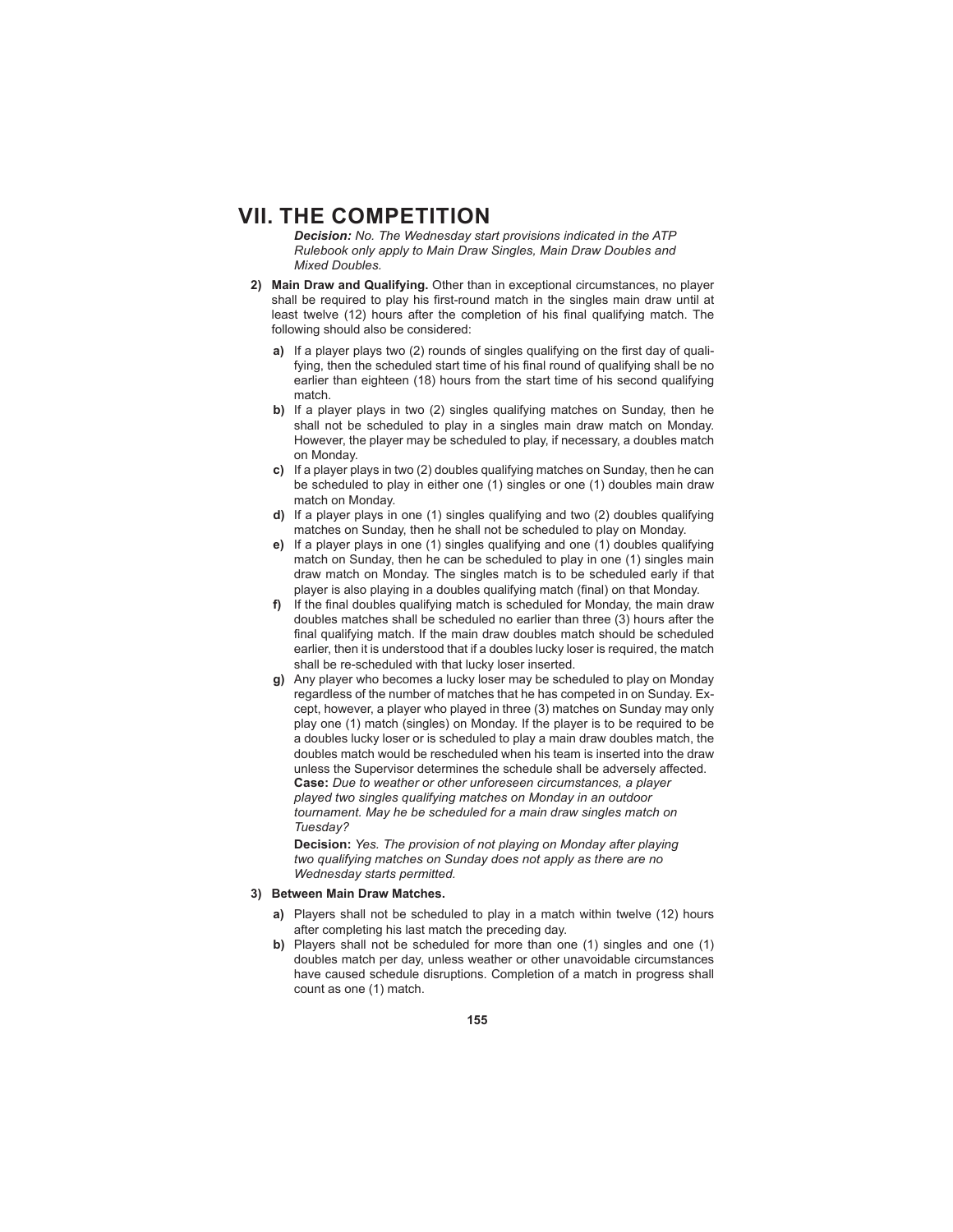# VII. THE COMPETITION

***Decision:*** *No. The Wednesday start provisions indicated in the ATP Rulebook only apply to Main Draw Singles, Main Draw Doubles and Mixed Doubles.*

**2) Main Draw and Qualifying.** Other than in exceptional circumstances, no player shall be required to play his first-round match in the singles main draw until at least twelve (12) hours after the completion of his final qualifying match. The following should also be considered:

- **a)** If a player plays two (2) rounds of singles qualifying on the first day of qualifying, then the scheduled start time of his final round of qualifying shall be no earlier than eighteen (18) hours from the start time of his second qualifying match.
- **b)** If a player plays in two (2) singles qualifying matches on Sunday, then he shall not be scheduled to play in a singles main draw match on Monday. However, the player may be scheduled to play, if necessary, a doubles match on Monday.
- **c)** If a player plays in two (2) doubles qualifying matches on Sunday, then he can be scheduled to play in either one (1) singles or one (1) doubles main draw match on Monday.
- **d)** If a player plays in one (1) singles qualifying and two (2) doubles qualifying matches on Sunday, then he shall not be scheduled to play on Monday.
- **e)** If a player plays in one (1) singles qualifying and one (1) doubles qualifying match on Sunday, then he can be scheduled to play in one (1) singles main draw match on Monday. The singles match is to be scheduled early if that player is also playing in a doubles qualifying match (final) on that Monday.
- **f)** If the final doubles qualifying match is scheduled for Monday, the main draw doubles matches shall be scheduled no earlier than three (3) hours after the final qualifying match. If the main draw doubles match should be scheduled earlier, then it is understood that if a doubles lucky loser is required, the match shall be re-scheduled with that lucky loser inserted.
- **g)** Any player who becomes a lucky loser may be scheduled to play on Monday regardless of the number of matches that he has competed in on Sunday. Except, however, a player who played in three (3) matches on Sunday may only play one (1) match (singles) on Monday. If the player is to be required to be a doubles lucky loser or is scheduled to play a main draw doubles match, the doubles match would be rescheduled when his team is inserted into the draw unless the Supervisor determines the schedule shall be adversely affected.

  **Case:** *Due to weather or other unforeseen circumstances, a player played two singles qualifying matches on Monday in an outdoor tournament. May he be scheduled for a main draw singles match on Tuesday?*

  **Decision:** *Yes. The provision of not playing on Monday after playing two qualifying matches on Sunday does not apply as there are no Wednesday starts permitted.*

**3) Between Main Draw Matches.**

- **a)** Players shall not be scheduled to play in a match within twelve (12) hours after completing his last match the preceding day.
- **b)** Players shall not be scheduled for more than one (1) singles and one (1) doubles match per day, unless weather or other unavoidable circumstances have caused schedule disruptions. Completion of a match in progress shall count as one (1) match.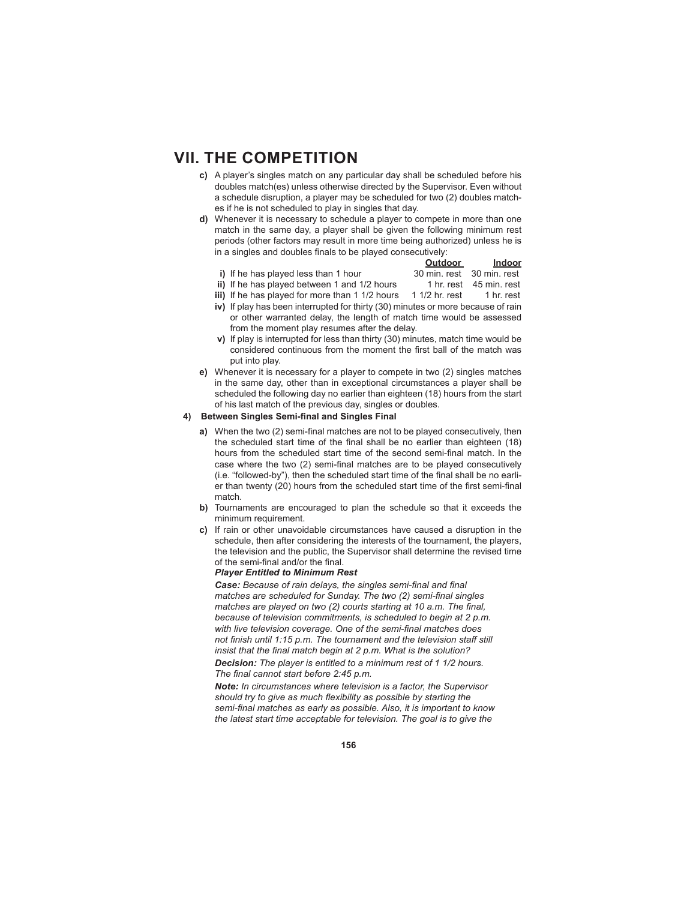# VII. THE COMPETITION

**c)** A player's singles match on any particular day shall be scheduled before his doubles match(es) unless otherwise directed by the Supervisor. Even without a schedule disruption, a player may be scheduled for two (2) doubles matches if he is not scheduled to play in singles that day.

**d)** Whenever it is necessary to schedule a player to compete in more than one match in the same day, a player shall be given the following minimum rest periods (other factors may result in more time being authorized) unless he is in a singles and doubles finals to be played consecutively:

| | Outdoor | Indoor |
|---|---|---|
| **i)** If he has played less than 1 hour | 30 min. rest | 30 min. rest |
| **ii)** If he has played between 1 and 1/2 hours | 1 hr. rest | 45 min. rest |
| **iii)** If he has played for more than 1 1/2 hours | 1 1/2 hr. rest | 1 hr. rest |

**iv)** If play has been interrupted for thirty (30) minutes or more because of rain or other warranted delay, the length of match time would be assessed from the moment play resumes after the delay.

**v)** If play is interrupted for less than thirty (30) minutes, match time would be considered continuous from the moment the first ball of the match was put into play.

**e)** Whenever it is necessary for a player to compete in two (2) singles matches in the same day, other than in exceptional circumstances a player shall be scheduled the following day no earlier than eighteen (18) hours from the start of his last match of the previous day, singles or doubles.

**4) Between Singles Semi-final and Singles Final**

**a)** When the two (2) semi-final matches are not to be played consecutively, then the scheduled start time of the final shall be no earlier than eighteen (18) hours from the scheduled start time of the second semi-final match. In the case where the two (2) semi-final matches are to be played consecutively (i.e. "followed-by"), then the scheduled start time of the final shall be no earlier than twenty (20) hours from the scheduled start time of the first semi-final match.

**b)** Tournaments are encouraged to plan the schedule so that it exceeds the minimum requirement.

**c)** If rain or other unavoidable circumstances have caused a disruption in the schedule, then after considering the interests of the tournament, the players, the television and the public, the Supervisor shall determine the revised time of the semi-final and/or the final.

***Player Entitled to Minimum Rest***

***Case:*** *Because of rain delays, the singles semi-final and final matches are scheduled for Sunday. The two (2) semi-final singles matches are played on two (2) courts starting at 10 a.m. The final, because of television commitments, is scheduled to begin at 2 p.m. with live television coverage. One of the semi-final matches does not finish until 1:15 p.m. The tournament and the television staff still insist that the final match begin at 2 p.m. What is the solution?*

***Decision:*** *The player is entitled to a minimum rest of 1 1/2 hours. The final cannot start before 2:45 p.m.*

***Note:*** *In circumstances where television is a factor, the Supervisor should try to give as much flexibility as possible by starting the semi-final matches as early as possible. Also, it is important to know the latest start time acceptable for television. The goal is to give the*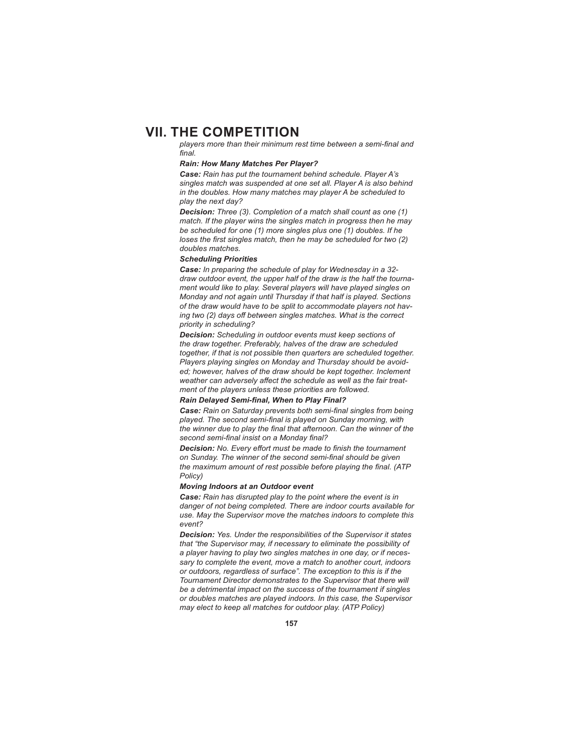# VII. THE COMPETITION

*players more than their minimum rest time between a semi-final and final.*

***Rain: How Many Matches Per Player?***

***Case:*** *Rain has put the tournament behind schedule. Player A's singles match was suspended at one set all. Player A is also behind in the doubles. How many matches may player A be scheduled to play the next day?*

***Decision:*** *Three (3). Completion of a match shall count as one (1) match. If the player wins the singles match in progress then he may be scheduled for one (1) more singles plus one (1) doubles. If he loses the first singles match, then he may be scheduled for two (2) doubles matches.*

***Scheduling Priorities***

***Case:*** *In preparing the schedule of play for Wednesday in a 32-draw outdoor event, the upper half of the draw is the half the tournament would like to play. Several players will have played singles on Monday and not again until Thursday if that half is played. Sections of the draw would have to be split to accommodate players not having two (2) days off between singles matches. What is the correct priority in scheduling?*

***Decision:*** *Scheduling in outdoor events must keep sections of the draw together. Preferably, halves of the draw are scheduled together, if that is not possible then quarters are scheduled together. Players playing singles on Monday and Thursday should be avoided; however, halves of the draw should be kept together. Inclement weather can adversely affect the schedule as well as the fair treatment of the players unless these priorities are followed.*

***Rain Delayed Semi-final, When to Play Final?***

***Case:*** *Rain on Saturday prevents both semi-final singles from being played. The second semi-final is played on Sunday morning, with the winner due to play the final that afternoon. Can the winner of the second semi-final insist on a Monday final?*

***Decision:*** *No. Every effort must be made to finish the tournament on Sunday. The winner of the second semi-final should be given the maximum amount of rest possible before playing the final. (ATP Policy)*

***Moving Indoors at an Outdoor event***

***Case:*** *Rain has disrupted play to the point where the event is in danger of not being completed. There are indoor courts available for use. May the Supervisor move the matches indoors to complete this event?*

***Decision:*** *Yes. Under the responsibilities of the Supervisor it states that "the Supervisor may, if necessary to eliminate the possibility of a player having to play two singles matches in one day, or if necessary to complete the event, move a match to another court, indoors or outdoors, regardless of surface". The exception to this is if the Tournament Director demonstrates to the Supervisor that there will be a detrimental impact on the success of the tournament if singles or doubles matches are played indoors. In this case, the Supervisor may elect to keep all matches for outdoor play. (ATP Policy)*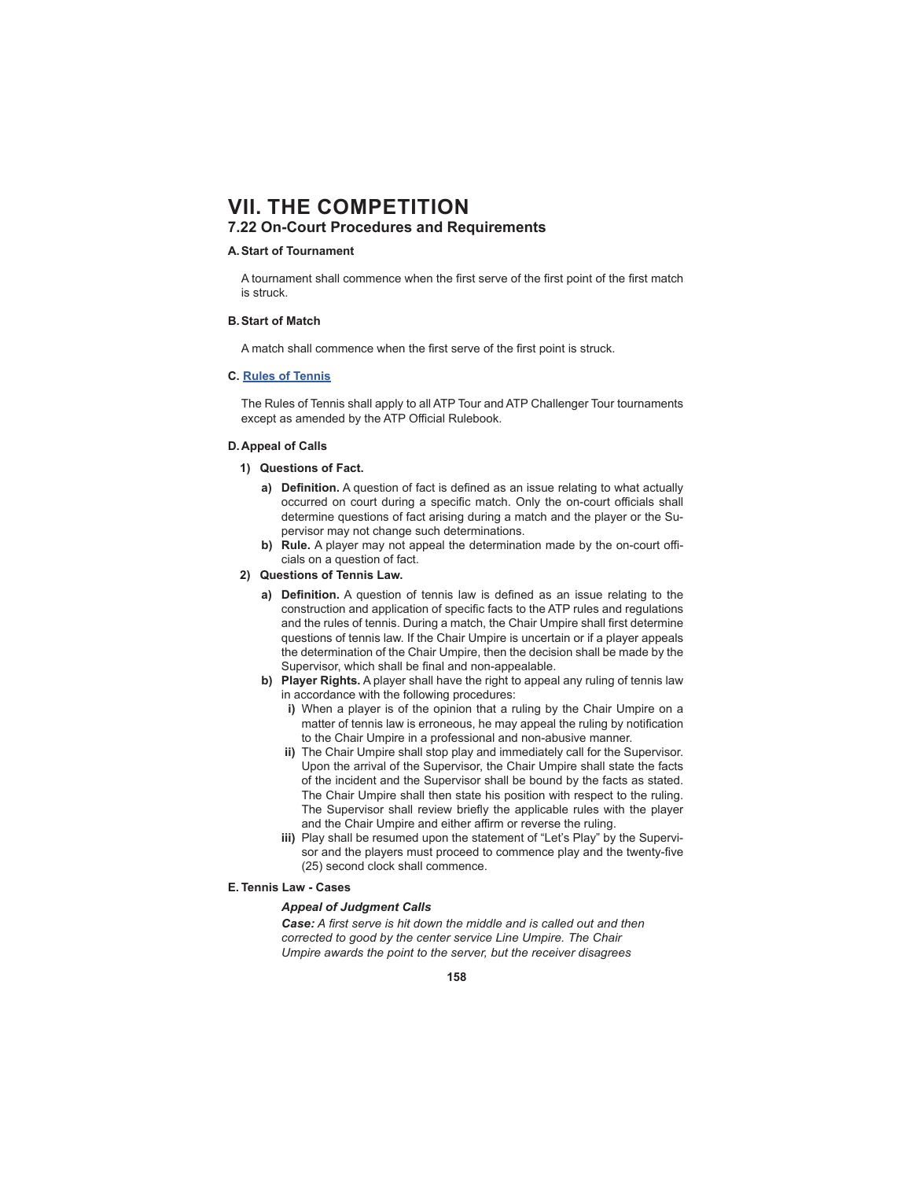# VII. THE COMPETITION

## 7.22 On-Court Procedures and Requirements

### A. Start of Tournament

A tournament shall commence when the first serve of the first point of the first match is struck.

### B. Start of Match

A match shall commence when the first serve of the first point is struck.

### C. Rules of Tennis

The Rules of Tennis shall apply to all ATP Tour and ATP Challenger Tour tournaments except as amended by the ATP Official Rulebook.

### D. Appeal of Calls

**1) Questions of Fact.**

- **a) Definition.** A question of fact is defined as an issue relating to what actually occurred on court during a specific match. Only the on-court officials shall determine questions of fact arising during a match and the player or the Supervisor may not change such determinations.
- **b) Rule.** A player may not appeal the determination made by the on-court officials on a question of fact.

**2) Questions of Tennis Law.**

- **a) Definition.** A question of tennis law is defined as an issue relating to the construction and application of specific facts to the ATP rules and regulations and the rules of tennis. During a match, the Chair Umpire shall first determine questions of tennis law. If the Chair Umpire is uncertain or if a player appeals the determination of the Chair Umpire, then the decision shall be made by the Supervisor, which shall be final and non-appealable.
- **b) Player Rights.** A player shall have the right to appeal any ruling of tennis law in accordance with the following procedures:
  - **i)** When a player is of the opinion that a ruling by the Chair Umpire on a matter of tennis law is erroneous, he may appeal the ruling by notification to the Chair Umpire in a professional and non-abusive manner.
  - **ii)** The Chair Umpire shall stop play and immediately call for the Supervisor. Upon the arrival of the Supervisor, the Chair Umpire shall state the facts of the incident and the Supervisor shall be bound by the facts as stated. The Chair Umpire shall then state his position with respect to the ruling. The Supervisor shall review briefly the applicable rules with the player and the Chair Umpire and either affirm or reverse the ruling.
  - **iii)** Play shall be resumed upon the statement of "Let's Play" by the Supervisor and the players must proceed to commence play and the twenty-five (25) second clock shall commence.

### E. Tennis Law - Cases

***Appeal of Judgment Calls***

***Case:*** *A first serve is hit down the middle and is called out and then corrected to good by the center service Line Umpire. The Chair Umpire awards the point to the server, but the receiver disagrees*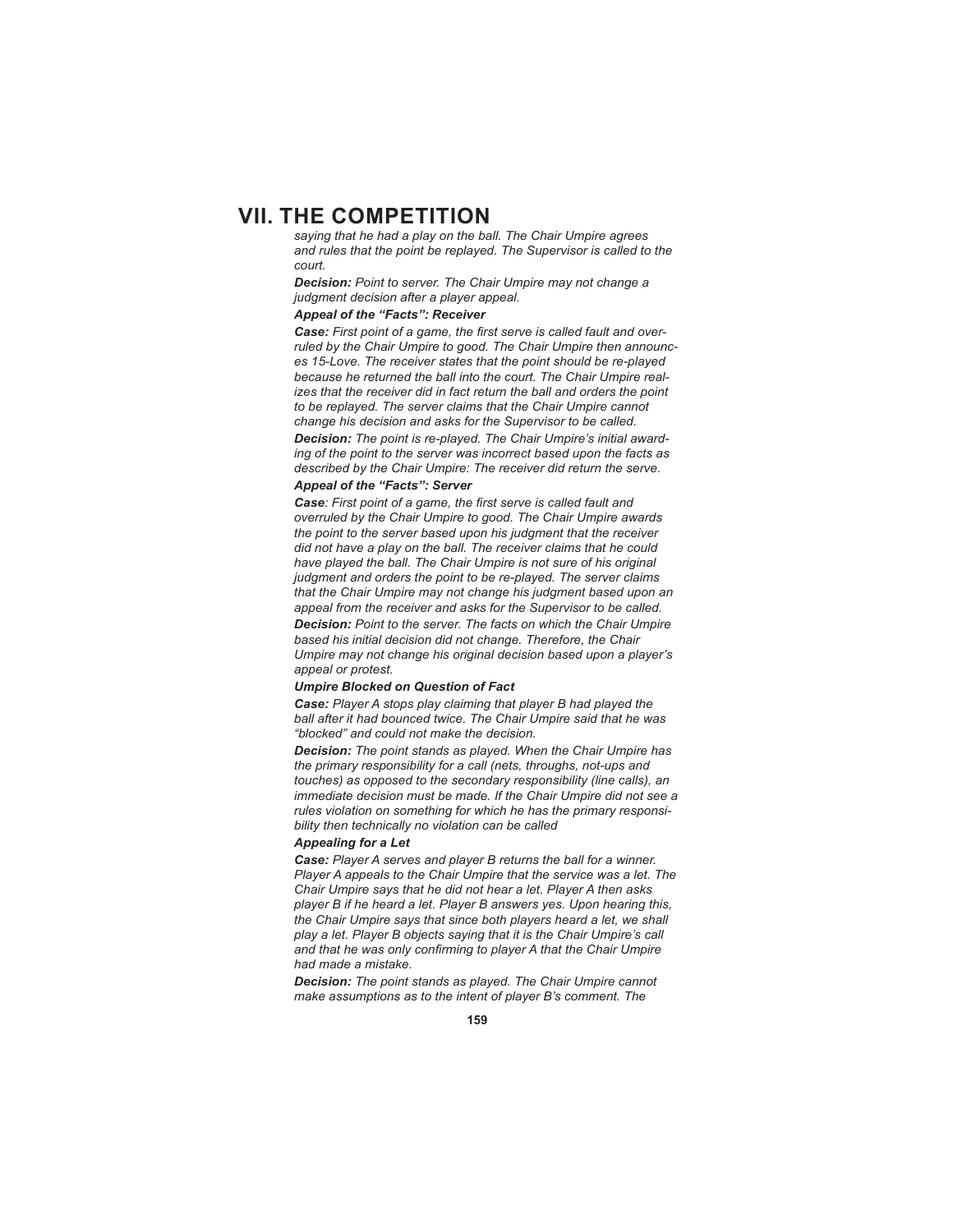# VII. THE COMPETITION

*saying that he had a play on the ball. The Chair Umpire agrees and rules that the point be replayed. The Supervisor is called to the court.*

***Decision:** Point to server. The Chair Umpire may not change a judgment decision after a player appeal.*

***Appeal of the "Facts": Receiver***

***Case:** First point of a game, the first serve is called fault and overruled by the Chair Umpire to good. The Chair Umpire then announces 15-Love. The receiver states that the point should be re-played because he returned the ball into the court. The Chair Umpire realizes that the receiver did in fact return the ball and orders the point to be replayed. The server claims that the Chair Umpire cannot change his decision and asks for the Supervisor to be called.*

***Decision:** The point is re-played. The Chair Umpire's initial awarding of the point to the server was incorrect based upon the facts as described by the Chair Umpire: The receiver did return the serve.*

***Appeal of the "Facts": Server***

***Case**: First point of a game, the first serve is called fault and overruled by the Chair Umpire to good. The Chair Umpire awards the point to the server based upon his judgment that the receiver did not have a play on the ball. The receiver claims that he could have played the ball. The Chair Umpire is not sure of his original judgment and orders the point to be re-played. The server claims that the Chair Umpire may not change his judgment based upon an appeal from the receiver and asks for the Supervisor to be called.*

***Decision:** Point to the server. The facts on which the Chair Umpire based his initial decision did not change. Therefore, the Chair Umpire may not change his original decision based upon a player's appeal or protest.*

***Umpire Blocked on Question of Fact***

***Case:** Player A stops play claiming that player B had played the ball after it had bounced twice. The Chair Umpire said that he was "blocked" and could not make the decision.*

***Decision:** The point stands as played. When the Chair Umpire has the primary responsibility for a call (nets, throughs, not-ups and touches) as opposed to the secondary responsibility (line calls), an immediate decision must be made. If the Chair Umpire did not see a rules violation on something for which he has the primary responsibility then technically no violation can be called*

***Appealing for a Let***

***Case:** Player A serves and player B returns the ball for a winner. Player A appeals to the Chair Umpire that the service was a let. The Chair Umpire says that he did not hear a let. Player A then asks player B if he heard a let. Player B answers yes. Upon hearing this, the Chair Umpire says that since both players heard a let, we shall play a let. Player B objects saying that it is the Chair Umpire's call and that he was only confirming to player A that the Chair Umpire had made a mistake.*

***Decision:** The point stands as played. The Chair Umpire cannot make assumptions as to the intent of player B's comment. The*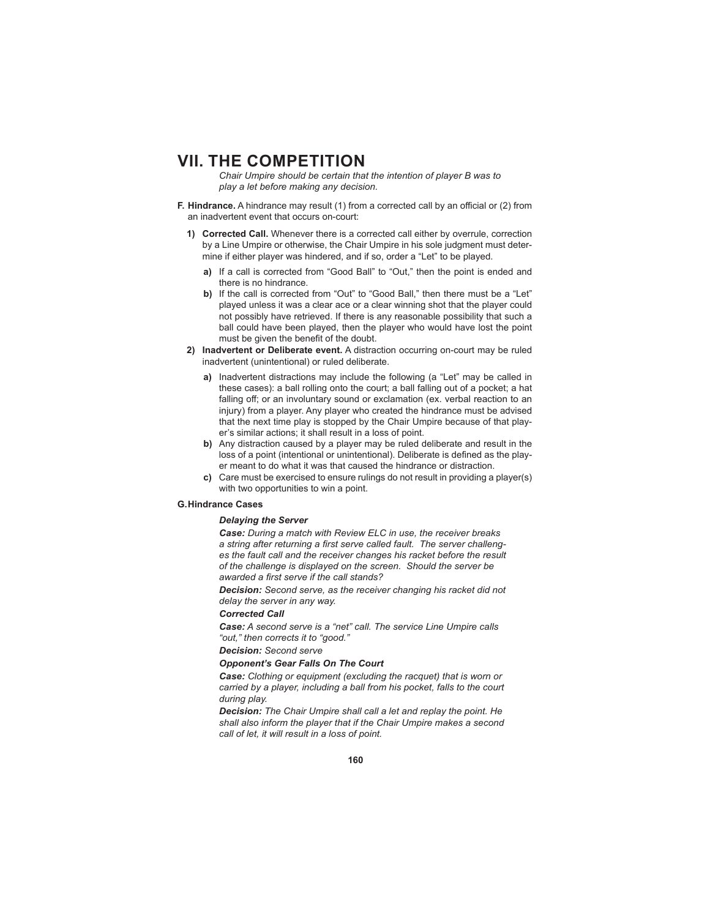# VII. THE COMPETITION

*Chair Umpire should be certain that the intention of player B was to play a let before making any decision.*

**F. Hindrance.** A hindrance may result (1) from a corrected call by an official or (2) from an inadvertent event that occurs on-court:

**1) Corrected Call.** Whenever there is a corrected call either by overrule, correction by a Line Umpire or otherwise, the Chair Umpire in his sole judgment must determine if either player was hindered, and if so, order a "Let" to be played.

**a)** If a call is corrected from "Good Ball" to "Out," then the point is ended and there is no hindrance.

**b)** If the call is corrected from "Out" to "Good Ball," then there must be a "Let" played unless it was a clear ace or a clear winning shot that the player could not possibly have retrieved. If there is any reasonable possibility that such a ball could have been played, then the player who would have lost the point must be given the benefit of the doubt.

**2) Inadvertent or Deliberate event.** A distraction occurring on-court may be ruled inadvertent (unintentional) or ruled deliberate.

**a)** Inadvertent distractions may include the following (a "Let" may be called in these cases): a ball rolling onto the court; a ball falling out of a pocket; a hat falling off; or an involuntary sound or exclamation (ex. verbal reaction to an injury) from a player. Any player who created the hindrance must be advised that the next time play is stopped by the Chair Umpire because of that player's similar actions; it shall result in a loss of point.

**b)** Any distraction caused by a player may be ruled deliberate and result in the loss of a point (intentional or unintentional). Deliberate is defined as the player meant to do what it was that caused the hindrance or distraction.

**c)** Care must be exercised to ensure rulings do not result in providing a player(s) with two opportunities to win a point.

**G. Hindrance Cases**

***Delaying the Server***

***Case:*** *During a match with Review ELC in use, the receiver breaks a string after returning a first serve called fault. The server challenges the fault call and the receiver changes his racket before the result of the challenge is displayed on the screen. Should the server be awarded a first serve if the call stands?*

***Decision:*** *Second serve, as the receiver changing his racket did not delay the server in any way.*

***Corrected Call***

***Case:*** *A second serve is a "net" call. The service Line Umpire calls "out," then corrects it to "good."*

***Decision:*** *Second serve*

***Opponent's Gear Falls On The Court***

***Case:*** *Clothing or equipment (excluding the racquet) that is worn or carried by a player, including a ball from his pocket, falls to the court during play.*

***Decision:*** *The Chair Umpire shall call a let and replay the point. He shall also inform the player that if the Chair Umpire makes a second call of let, it will result in a loss of point.*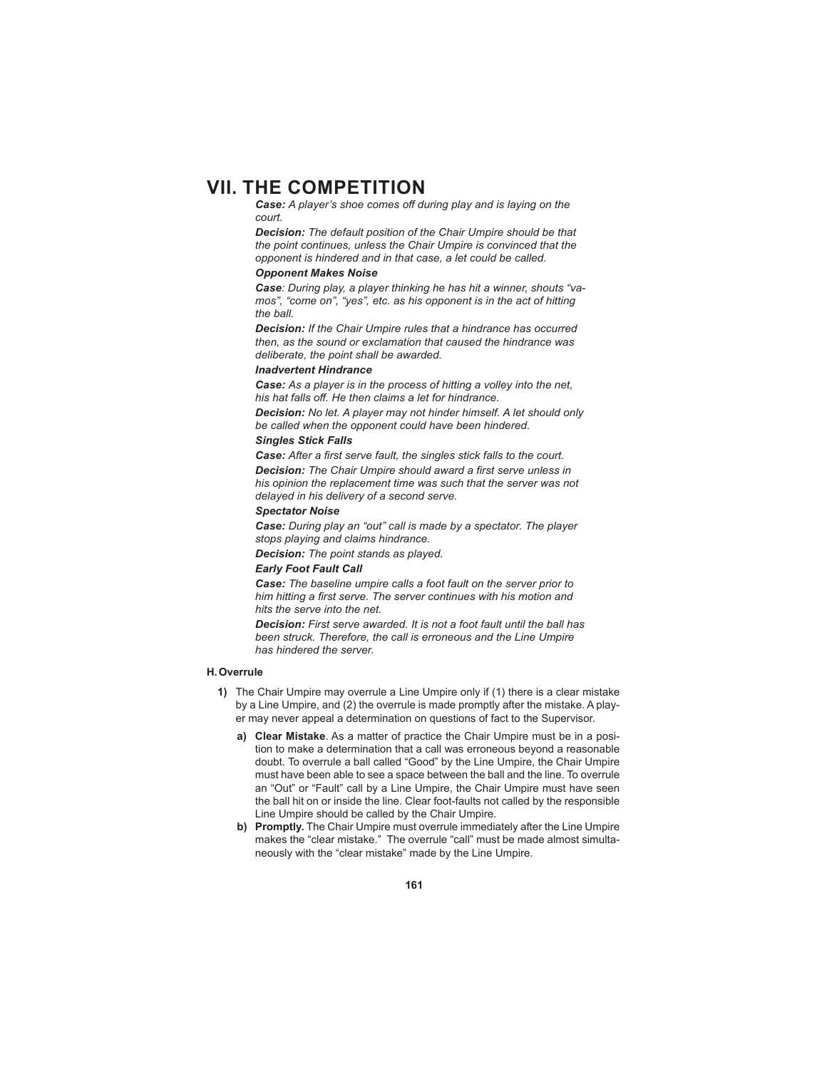# VII. THE COMPETITION

***Case:*** *A player's shoe comes off during play and is laying on the court.*

***Decision:*** *The default position of the Chair Umpire should be that the point continues, unless the Chair Umpire is convinced that the opponent is hindered and in that case, a let could be called.*

***Opponent Makes Noise***

***Case****: During play, a player thinking he has hit a winner, shouts "vamos", "come on", "yes", etc. as his opponent is in the act of hitting the ball.*

***Decision:*** *If the Chair Umpire rules that a hindrance has occurred then, as the sound or exclamation that caused the hindrance was deliberate, the point shall be awarded.*

***Inadvertent Hindrance***

***Case:*** *As a player is in the process of hitting a volley into the net, his hat falls off. He then claims a let for hindrance.*

***Decision:*** *No let. A player may not hinder himself. A let should only be called when the opponent could have been hindered.*

***Singles Stick Falls***

***Case:*** *After a first serve fault, the singles stick falls to the court.*

***Decision:*** *The Chair Umpire should award a first serve unless in his opinion the replacement time was such that the server was not delayed in his delivery of a second serve.*

***Spectator Noise***

***Case:*** *During play an "out" call is made by a spectator. The player stops playing and claims hindrance.*

***Decision:*** *The point stands as played.*

***Early Foot Fault Call***

***Case:*** *The baseline umpire calls a foot fault on the server prior to him hitting a first serve. The server continues with his motion and hits the serve into the net.*

***Decision:*** *First serve awarded. It is not a foot fault until the ball has been struck. Therefore, the call is erroneous and the Line Umpire has hindered the server.*

### H. Overrule

**1)** The Chair Umpire may overrule a Line Umpire only if (1) there is a clear mistake by a Line Umpire, and (2) the overrule is made promptly after the mistake. A player may never appeal a determination on questions of fact to the Supervisor.

- **a) Clear Mistake**. As a matter of practice the Chair Umpire must be in a position to make a determination that a call was erroneous beyond a reasonable doubt. To overrule a ball called "Good" by the Line Umpire, the Chair Umpire must have been able to see a space between the ball and the line. To overrule an "Out" or "Fault" call by a Line Umpire, the Chair Umpire must have seen the ball hit on or inside the line. Clear foot-faults not called by the responsible Line Umpire should be called by the Chair Umpire.
- **b) Promptly.** The Chair Umpire must overrule immediately after the Line Umpire makes the "clear mistake." The overrule "call" must be made almost simultaneously with the "clear mistake" made by the Line Umpire.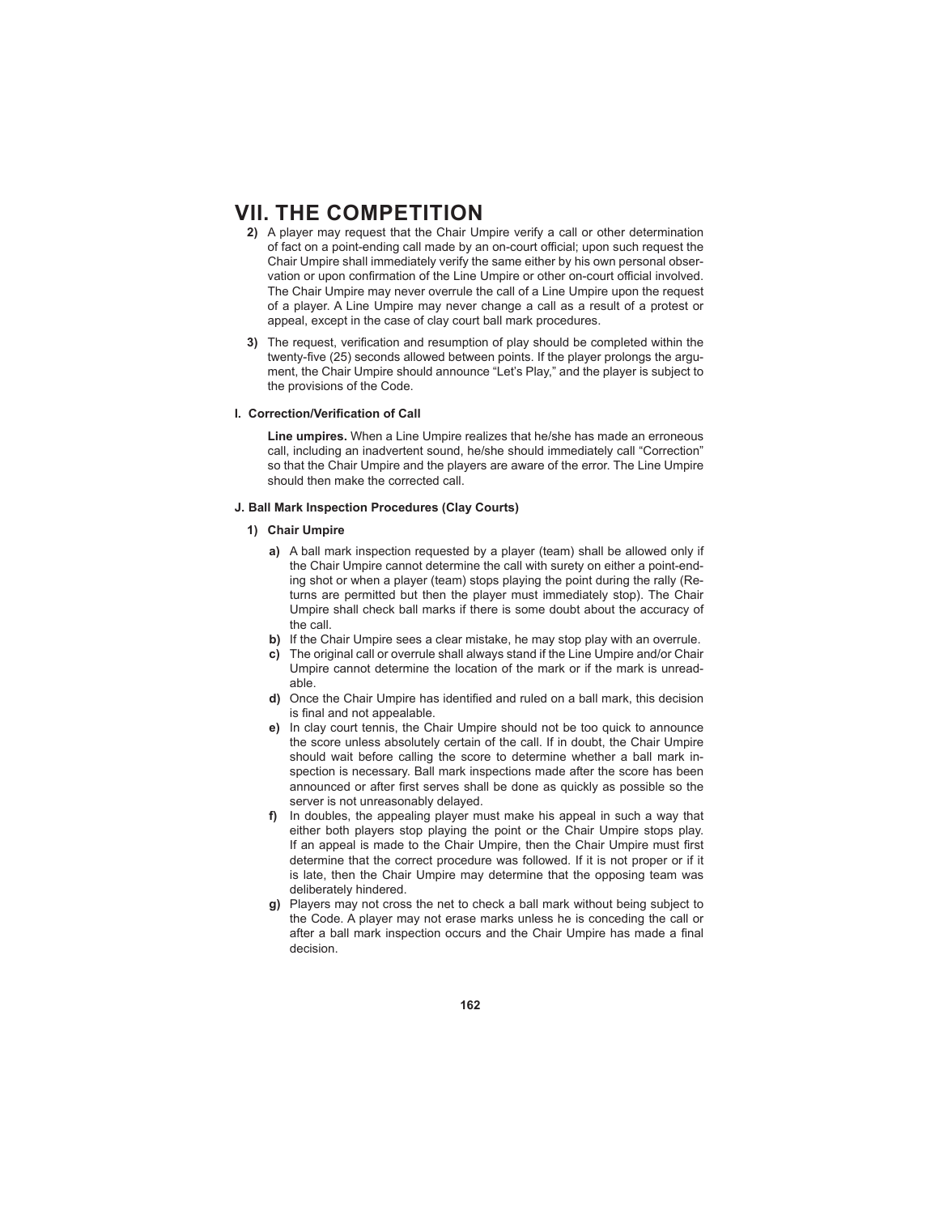# VII. THE COMPETITION

2) A player may request that the Chair Umpire verify a call or other determination of fact on a point-ending call made by an on-court official; upon such request the Chair Umpire shall immediately verify the same either by his own personal observation or upon confirmation of the Line Umpire or other on-court official involved. The Chair Umpire may never overrule the call of a Line Umpire upon the request of a player. A Line Umpire may never change a call as a result of a protest or appeal, except in the case of clay court ball mark procedures.

3) The request, verification and resumption of play should be completed within the twenty-five (25) seconds allowed between points. If the player prolongs the argument, the Chair Umpire should announce "Let's Play," and the player is subject to the provisions of the Code.

### I. Correction/Verification of Call

**Line umpires.** When a Line Umpire realizes that he/she has made an erroneous call, including an inadvertent sound, he/she should immediately call "Correction" so that the Chair Umpire and the players are aware of the error. The Line Umpire should then make the corrected call.

### J. Ball Mark Inspection Procedures (Clay Courts)

**1) Chair Umpire**

**a)** A ball mark inspection requested by a player (team) shall be allowed only if the Chair Umpire cannot determine the call with surety on either a point-ending shot or when a player (team) stops playing the point during the rally (Returns are permitted but then the player must immediately stop). The Chair Umpire shall check ball marks if there is some doubt about the accuracy of the call.

**b)** If the Chair Umpire sees a clear mistake, he may stop play with an overrule.

**c)** The original call or overrule shall always stand if the Line Umpire and/or Chair Umpire cannot determine the location of the mark or if the mark is unreadable.

**d)** Once the Chair Umpire has identified and ruled on a ball mark, this decision is final and not appealable.

**e)** In clay court tennis, the Chair Umpire should not be too quick to announce the score unless absolutely certain of the call. If in doubt, the Chair Umpire should wait before calling the score to determine whether a ball mark inspection is necessary. Ball mark inspections made after the score has been announced or after first serves shall be done as quickly as possible so the server is not unreasonably delayed.

**f)** In doubles, the appealing player must make his appeal in such a way that either both players stop playing the point or the Chair Umpire stops play. If an appeal is made to the Chair Umpire, then the Chair Umpire must first determine that the correct procedure was followed. If it is not proper or if it is late, then the Chair Umpire may determine that the opposing team was deliberately hindered.

**g)** Players may not cross the net to check a ball mark without being subject to the Code. A player may not erase marks unless he is conceding the call or after a ball mark inspection occurs and the Chair Umpire has made a final decision.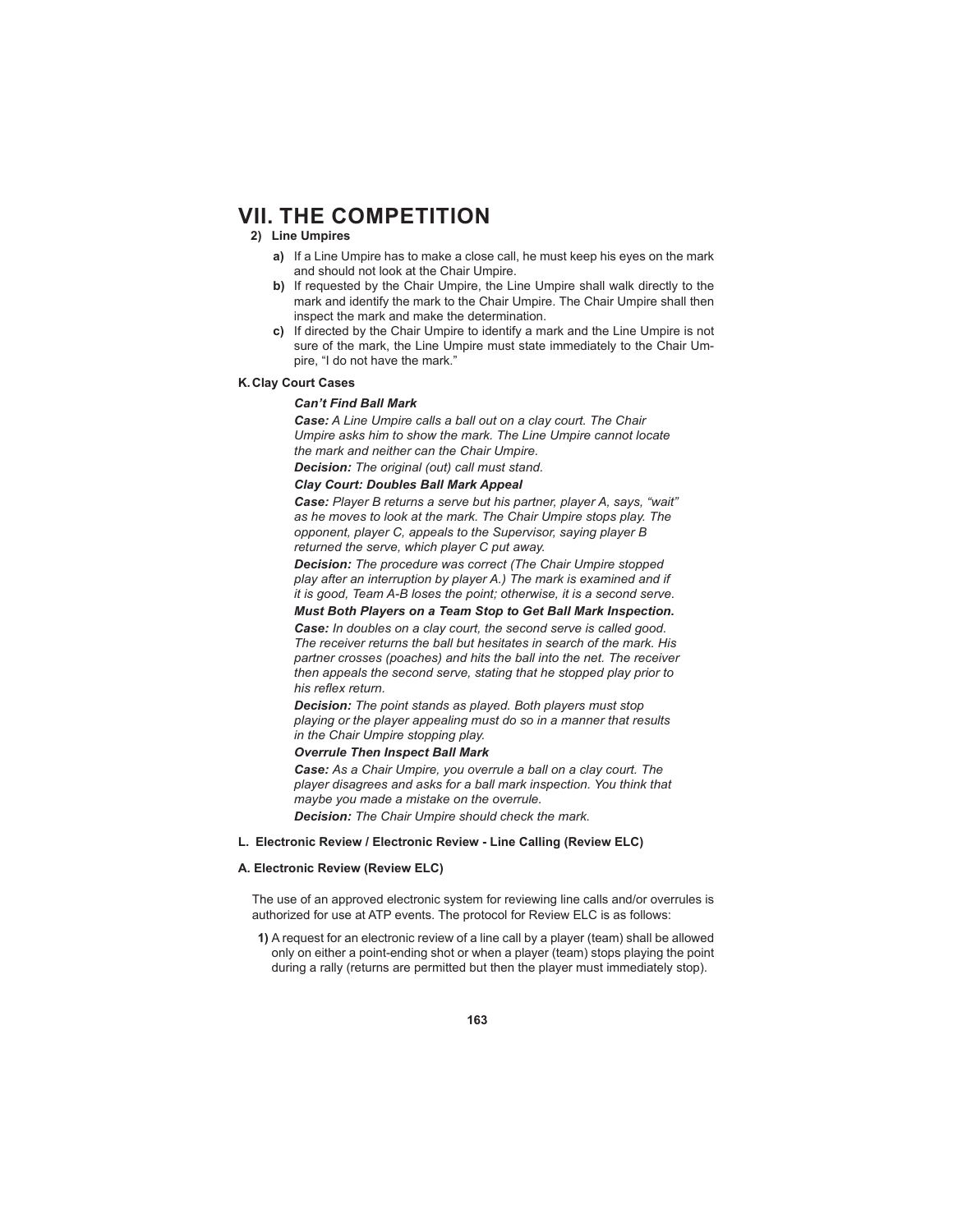# VII. THE COMPETITION

**2) Line Umpires**

**a)** If a Line Umpire has to make a close call, he must keep his eyes on the mark and should not look at the Chair Umpire.

**b)** If requested by the Chair Umpire, the Line Umpire shall walk directly to the mark and identify the mark to the Chair Umpire. The Chair Umpire shall then inspect the mark and make the determination.

**c)** If directed by the Chair Umpire to identify a mark and the Line Umpire is not sure of the mark, the Line Umpire must state immediately to the Chair Umpire, "I do not have the mark."

**K. Clay Court Cases**

***Can't Find Ball Mark***

***Case:*** *A Line Umpire calls a ball out on a clay court. The Chair Umpire asks him to show the mark. The Line Umpire cannot locate the mark and neither can the Chair Umpire.*

***Decision:*** *The original (out) call must stand.*

***Clay Court: Doubles Ball Mark Appeal***

***Case:*** *Player B returns a serve but his partner, player A, says, "wait" as he moves to look at the mark. The Chair Umpire stops play. The opponent, player C, appeals to the Supervisor, saying player B returned the serve, which player C put away.*

***Decision:*** *The procedure was correct (The Chair Umpire stopped play after an interruption by player A.) The mark is examined and if it is good, Team A-B loses the point; otherwise, it is a second serve.*

***Must Both Players on a Team Stop to Get Ball Mark Inspection.***

***Case:*** *In doubles on a clay court, the second serve is called good. The receiver returns the ball but hesitates in search of the mark. His partner crosses (poaches) and hits the ball into the net. The receiver then appeals the second serve, stating that he stopped play prior to his reflex return.*

***Decision:*** *The point stands as played. Both players must stop playing or the player appealing must do so in a manner that results in the Chair Umpire stopping play.*

***Overrule Then Inspect Ball Mark***

***Case:*** *As a Chair Umpire, you overrule a ball on a clay court. The player disagrees and asks for a ball mark inspection. You think that maybe you made a mistake on the overrule.*

***Decision:*** *The Chair Umpire should check the mark.*

**L. Electronic Review / Electronic Review - Line Calling (Review ELC)**

**A. Electronic Review (Review ELC)**

The use of an approved electronic system for reviewing line calls and/or overrules is authorized for use at ATP events. The protocol for Review ELC is as follows:

**1)** A request for an electronic review of a line call by a player (team) shall be allowed only on either a point-ending shot or when a player (team) stops playing the point during a rally (returns are permitted but then the player must immediately stop).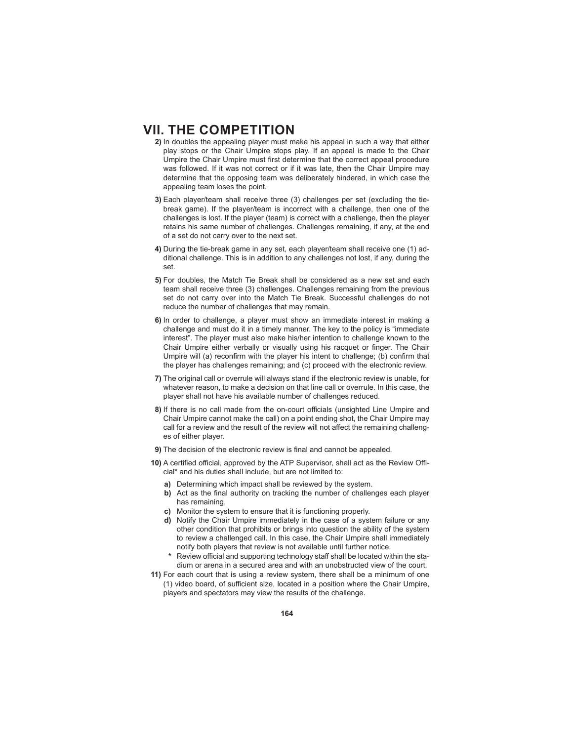# VII. THE COMPETITION

**2)** In doubles the appealing player must make his appeal in such a way that either play stops or the Chair Umpire stops play. If an appeal is made to the Chair Umpire the Chair Umpire must first determine that the correct appeal procedure was followed. If it was not correct or if it was late, then the Chair Umpire may determine that the opposing team was deliberately hindered, in which case the appealing team loses the point.

**3)** Each player/team shall receive three (3) challenges per set (excluding the tie-break game). If the player/team is incorrect with a challenge, then one of the challenges is lost. If the player (team) is correct with a challenge, then the player retains his same number of challenges. Challenges remaining, if any, at the end of a set do not carry over to the next set.

**4)** During the tie-break game in any set, each player/team shall receive one (1) additional challenge. This is in addition to any challenges not lost, if any, during the set.

**5)** For doubles, the Match Tie Break shall be considered as a new set and each team shall receive three (3) challenges. Challenges remaining from the previous set do not carry over into the Match Tie Break. Successful challenges do not reduce the number of challenges that may remain.

**6)** In order to challenge, a player must show an immediate interest in making a challenge and must do it in a timely manner. The key to the policy is "immediate interest". The player must also make his/her intention to challenge known to the Chair Umpire either verbally or visually using his racquet or finger. The Chair Umpire will (a) reconfirm with the player his intent to challenge; (b) confirm that the player has challenges remaining; and (c) proceed with the electronic review.

**7)** The original call or overrule will always stand if the electronic review is unable, for whatever reason, to make a decision on that line call or overrule. In this case, the player shall not have his available number of challenges reduced.

**8)** If there is no call made from the on-court officials (unsighted Line Umpire and Chair Umpire cannot make the call) on a point ending shot, the Chair Umpire may call for a review and the result of the review will not affect the remaining challenges of either player.

**9)** The decision of the electronic review is final and cannot be appealed.

**10)** A certified official, approved by the ATP Supervisor, shall act as the Review Official* and his duties shall include, but are not limited to:

- **a)** Determining which impact shall be reviewed by the system.
- **b)** Act as the final authority on tracking the number of challenges each player has remaining.
- **c)** Monitor the system to ensure that it is functioning properly.
- **d)** Notify the Chair Umpire immediately in the case of a system failure or any other condition that prohibits or brings into question the ability of the system to review a challenged call. In this case, the Chair Umpire shall immediately notify both players that review is not available until further notice.

**\*** Review official and supporting technology staff shall be located within the stadium or arena in a secured area and with an unobstructed view of the court.

**11)** For each court that is using a review system, there shall be a minimum of one (1) video board, of sufficient size, located in a position where the Chair Umpire, players and spectators may view the results of the challenge.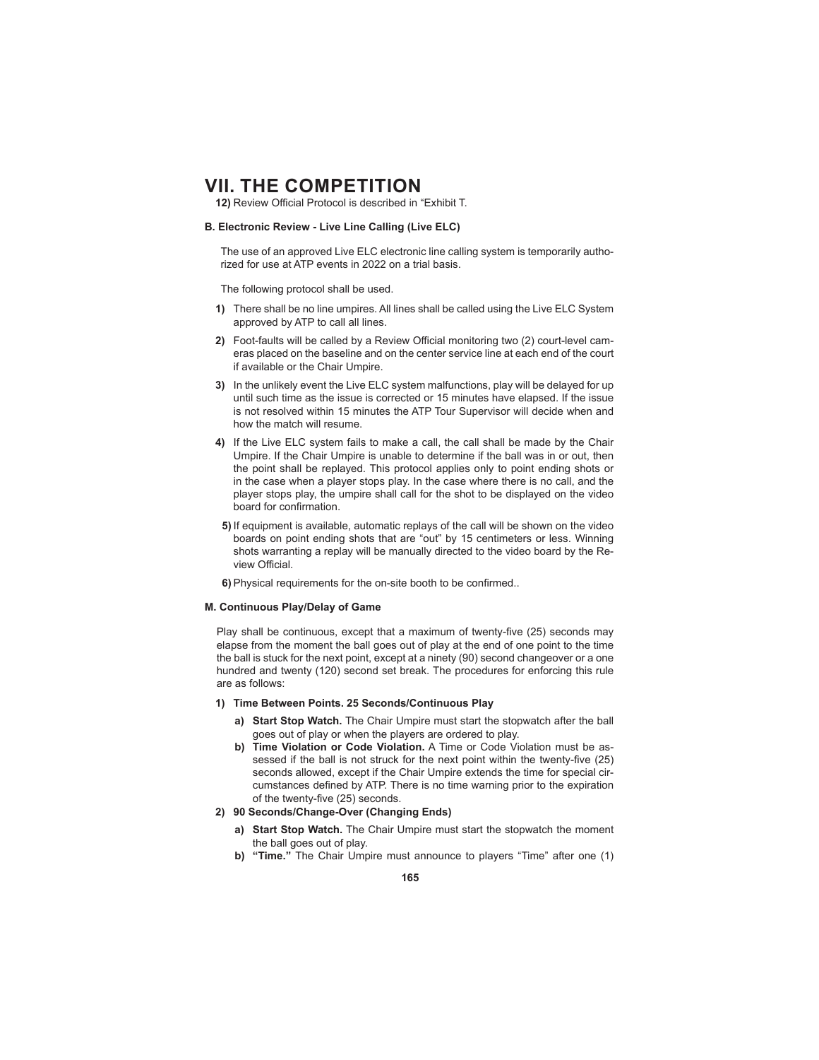# VII. THE COMPETITION

**12)** Review Official Protocol is described in "Exhibit T.

**B. Electronic Review - Live Line Calling (Live ELC)**

The use of an approved Live ELC electronic line calling system is temporarily authorized for use at ATP events in 2022 on a trial basis.

The following protocol shall be used.

**1)** There shall be no line umpires. All lines shall be called using the Live ELC System approved by ATP to call all lines.

**2)** Foot-faults will be called by a Review Official monitoring two (2) court-level cameras placed on the baseline and on the center service line at each end of the court if available or the Chair Umpire.

**3)** In the unlikely event the Live ELC system malfunctions, play will be delayed for up until such time as the issue is corrected or 15 minutes have elapsed. If the issue is not resolved within 15 minutes the ATP Tour Supervisor will decide when and how the match will resume.

**4)** If the Live ELC system fails to make a call, the call shall be made by the Chair Umpire. If the Chair Umpire is unable to determine if the ball was in or out, then the point shall be replayed. This protocol applies only to point ending shots or in the case when a player stops play. In the case where there is no call, and the player stops play, the umpire shall call for the shot to be displayed on the video board for confirmation.

**5)** If equipment is available, automatic replays of the call will be shown on the video boards on point ending shots that are "out" by 15 centimeters or less. Winning shots warranting a replay will be manually directed to the video board by the Review Official.

**6)** Physical requirements for the on-site booth to be confirmed..

**M. Continuous Play/Delay of Game**

Play shall be continuous, except that a maximum of twenty-five (25) seconds may elapse from the moment the ball goes out of play at the end of one point to the time the ball is stuck for the next point, except at a ninety (90) second changeover or a one hundred and twenty (120) second set break. The procedures for enforcing this rule are as follows:

**1) Time Between Points. 25 Seconds/Continuous Play**

- **a) Start Stop Watch.** The Chair Umpire must start the stopwatch after the ball goes out of play or when the players are ordered to play.
- **b) Time Violation or Code Violation.** A Time or Code Violation must be assessed if the ball is not struck for the next point within the twenty-five (25) seconds allowed, except if the Chair Umpire extends the time for special circumstances defined by ATP. There is no time warning prior to the expiration of the twenty-five (25) seconds.

**2) 90 Seconds/Change-Over (Changing Ends)**

- **a) Start Stop Watch.** The Chair Umpire must start the stopwatch the moment the ball goes out of play.
- **b) "Time."** The Chair Umpire must announce to players "Time" after one (1)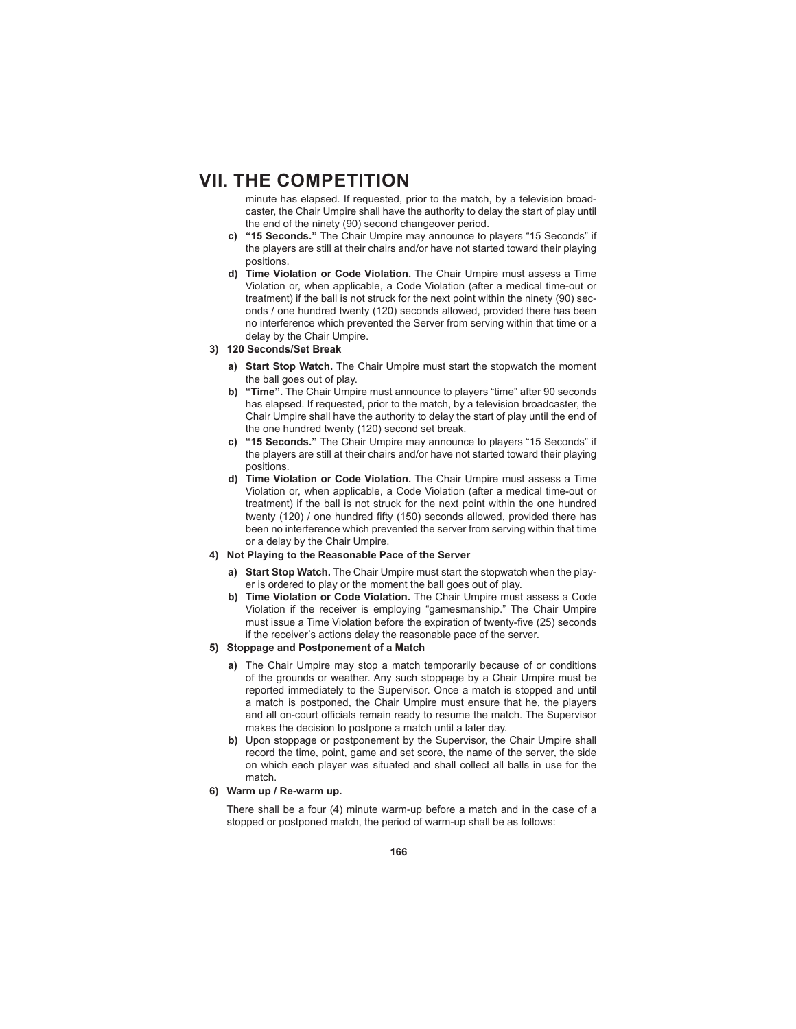minute has elapsed. If requested, prior to the match, by a television broadcaster, the Chair Umpire shall have the authority to delay the start of play until the end of the ninety (90) second changeover period.

c) **"15 Seconds."** The Chair Umpire may announce to players "15 Seconds" if the players are still at their chairs and/or have not started toward their playing positions.

d) **Time Violation or Code Violation.** The Chair Umpire must assess a Time Violation or, when applicable, a Code Violation (after a medical time-out or treatment) if the ball is not struck for the next point within the ninety (90) seconds / one hundred twenty (120) seconds allowed, provided there has been no interference which prevented the Server from serving within that time or a delay by the Chair Umpire.

**3) 120 Seconds/Set Break**

a) **Start Stop Watch.** The Chair Umpire must start the stopwatch the moment the ball goes out of play.

b) **"Time".** The Chair Umpire must announce to players "time" after 90 seconds has elapsed. If requested, prior to the match, by a television broadcaster, the Chair Umpire shall have the authority to delay the start of play until the end of the one hundred twenty (120) second set break.

c) **"15 Seconds."** The Chair Umpire may announce to players "15 Seconds" if the players are still at their chairs and/or have not started toward their playing positions.

d) **Time Violation or Code Violation.** The Chair Umpire must assess a Time Violation or, when applicable, a Code Violation (after a medical time-out or treatment) if the ball is not struck for the next point within the one hundred twenty (120) / one hundred fifty (150) seconds allowed, provided there has been no interference which prevented the server from serving within that time or a delay by the Chair Umpire.

**4) Not Playing to the Reasonable Pace of the Server**

a) **Start Stop Watch.** The Chair Umpire must start the stopwatch when the player is ordered to play or the moment the ball goes out of play.

b) **Time Violation or Code Violation.** The Chair Umpire must assess a Code Violation if the receiver is employing "gamesmanship." The Chair Umpire must issue a Time Violation before the expiration of twenty-five (25) seconds if the receiver's actions delay the reasonable pace of the server.

**5) Stoppage and Postponement of a Match**

a) The Chair Umpire may stop a match temporarily because of or conditions of the grounds or weather. Any such stoppage by a Chair Umpire must be reported immediately to the Supervisor. Once a match is stopped and until a match is postponed, the Chair Umpire must ensure that he, the players and all on-court officials remain ready to resume the match. The Supervisor makes the decision to postpone a match until a later day.

b) Upon stoppage or postponement by the Supervisor, the Chair Umpire shall record the time, point, game and set score, the name of the server, the side on which each player was situated and shall collect all balls in use for the match.

**6) Warm up / Re-warm up.**

There shall be a four (4) minute warm-up before a match and in the case of a stopped or postponed match, the period of warm-up shall be as follows: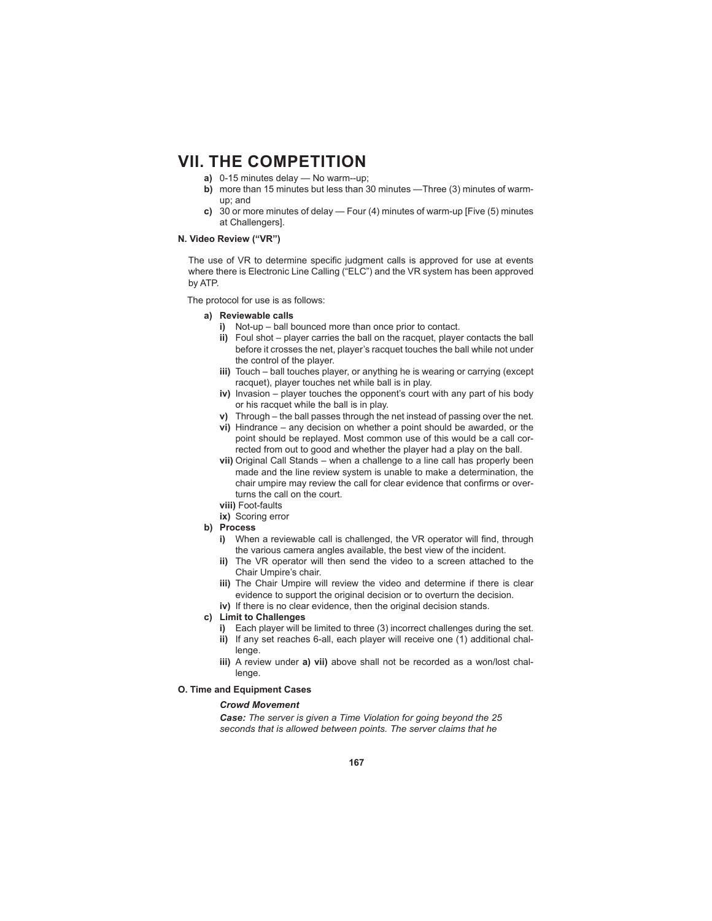# VII. THE COMPETITION

**a)** 0-15 minutes delay — No warm--up;

**b)** more than 15 minutes but less than 30 minutes —Three (3) minutes of warm-up; and

**c)** 30 or more minutes of delay — Four (4) minutes of warm-up [Five (5) minutes at Challengers].

### N. Video Review ("VR")

The use of VR to determine specific judgment calls is approved for use at events where there is Electronic Line Calling ("ELC") and the VR system has been approved by ATP.

The protocol for use is as follows:

**a) Reviewable calls**

- **i)** Not-up – ball bounced more than once prior to contact.
- **ii)** Foul shot – player carries the ball on the racquet, player contacts the ball before it crosses the net, player's racquet touches the ball while not under the control of the player.
- **iii)** Touch – ball touches player, or anything he is wearing or carrying (except racquet), player touches net while ball is in play.
- **iv)** Invasion – player touches the opponent's court with any part of his body or his racquet while the ball is in play.
- **v)** Through – the ball passes through the net instead of passing over the net.
- **vi)** Hindrance – any decision on whether a point should be awarded, or the point should be replayed. Most common use of this would be a call corrected from out to good and whether the player had a play on the ball.
- **vii)** Original Call Stands – when a challenge to a line call has properly been made and the line review system is unable to make a determination, the chair umpire may review the call for clear evidence that confirms or overturns the call on the court.
- **viii)** Foot-faults
- **ix)** Scoring error

**b) Process**

- **i)** When a reviewable call is challenged, the VR operator will find, through the various camera angles available, the best view of the incident.
- **ii)** The VR operator will then send the video to a screen attached to the Chair Umpire's chair.
- **iii)** The Chair Umpire will review the video and determine if there is clear evidence to support the original decision or to overturn the decision.
- **iv)** If there is no clear evidence, then the original decision stands.

**c) Limit to Challenges**

- **i)** Each player will be limited to three (3) incorrect challenges during the set.
- **ii)** If any set reaches 6-all, each player will receive one (1) additional challenge.
- **iii)** A review under **a) vii)** above shall not be recorded as a won/lost challenge.

### O. Time and Equipment Cases

***Crowd Movement***

***Case:*** *The server is given a Time Violation for going beyond the 25 seconds that is allowed between points. The server claims that he*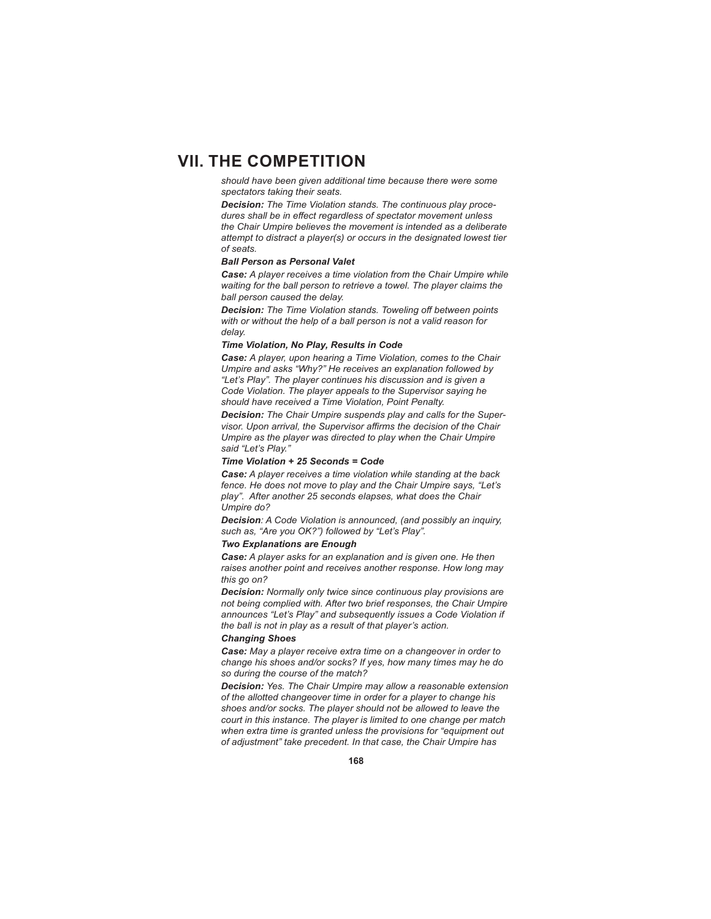# VII. THE COMPETITION

*should have been given additional time because there were some spectators taking their seats.*

***Decision:*** *The Time Violation stands. The continuous play procedures shall be in effect regardless of spectator movement unless the Chair Umpire believes the movement is intended as a deliberate attempt to distract a player(s) or occurs in the designated lowest tier of seats.*

***Ball Person as Personal Valet***

***Case:*** *A player receives a time violation from the Chair Umpire while waiting for the ball person to retrieve a towel. The player claims the ball person caused the delay.*

***Decision:*** *The Time Violation stands. Toweling off between points with or without the help of a ball person is not a valid reason for delay.*

***Time Violation, No Play, Results in Code***

***Case:*** *A player, upon hearing a Time Violation, comes to the Chair Umpire and asks "Why?" He receives an explanation followed by "Let's Play". The player continues his discussion and is given a Code Violation. The player appeals to the Supervisor saying he should have received a Time Violation, Point Penalty.*

***Decision:*** *The Chair Umpire suspends play and calls for the Supervisor. Upon arrival, the Supervisor affirms the decision of the Chair Umpire as the player was directed to play when the Chair Umpire said "Let's Play."*

***Time Violation + 25 Seconds = Code***

***Case:*** *A player receives a time violation while standing at the back fence. He does not move to play and the Chair Umpire says, "Let's play". After another 25 seconds elapses, what does the Chair Umpire do?*

***Decision****: A Code Violation is announced, (and possibly an inquiry, such as, "Are you OK?") followed by "Let's Play".*

***Two Explanations are Enough***

***Case:*** *A player asks for an explanation and is given one. He then raises another point and receives another response. How long may this go on?*

***Decision:*** *Normally only twice since continuous play provisions are not being complied with. After two brief responses, the Chair Umpire announces "Let's Play" and subsequently issues a Code Violation if the ball is not in play as a result of that player's action.*

***Changing Shoes***

***Case:*** *May a player receive extra time on a changeover in order to change his shoes and/or socks? If yes, how many times may he do so during the course of the match?*

***Decision:*** *Yes. The Chair Umpire may allow a reasonable extension of the allotted changeover time in order for a player to change his shoes and/or socks. The player should not be allowed to leave the court in this instance. The player is limited to one change per match when extra time is granted unless the provisions for "equipment out of adjustment" take precedent. In that case, the Chair Umpire has*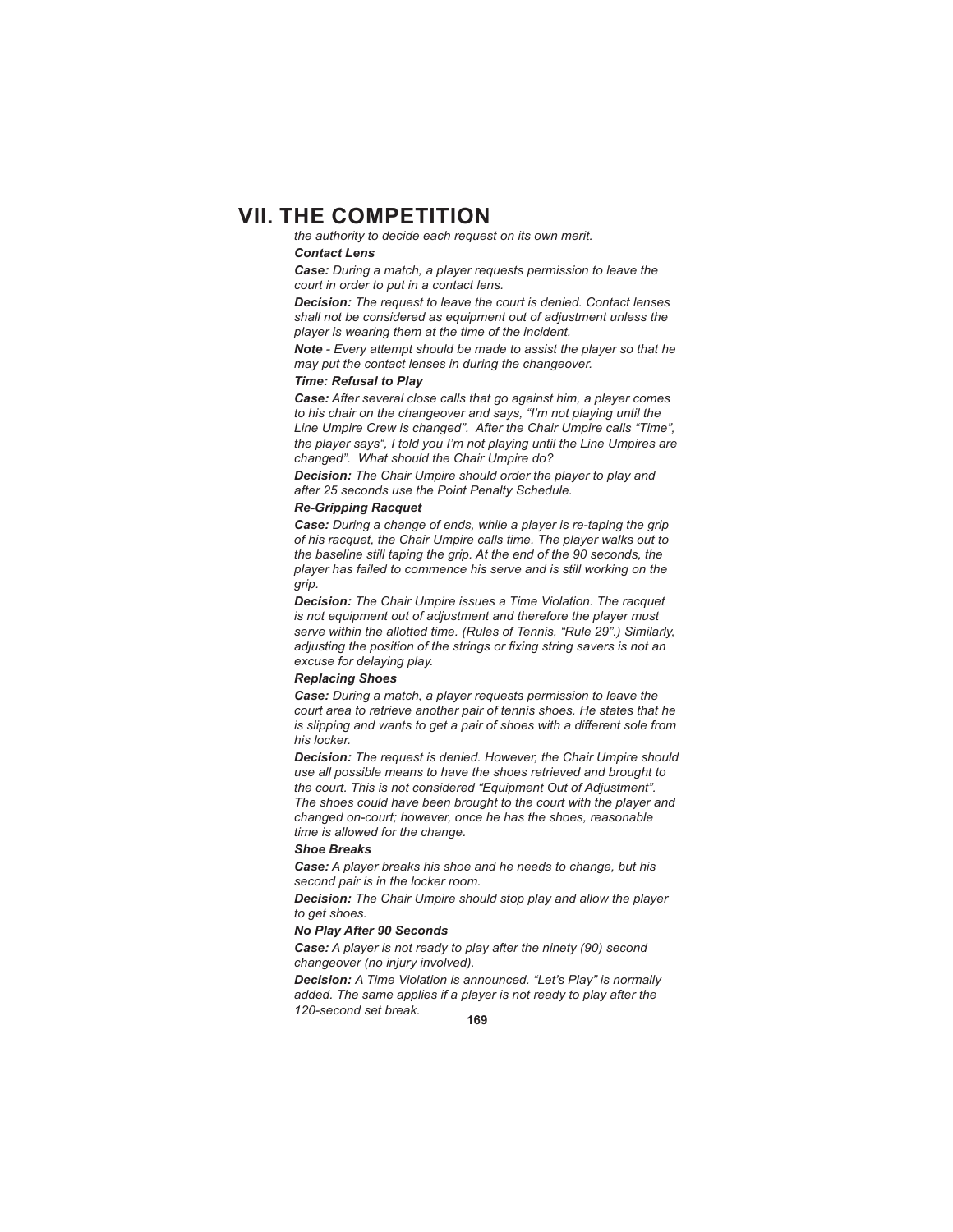# VII. THE COMPETITION

*the authority to decide each request on its own merit.*

***Contact Lens***

***Case:*** *During a match, a player requests permission to leave the court in order to put in a contact lens.*

***Decision:*** *The request to leave the court is denied. Contact lenses shall not be considered as equipment out of adjustment unless the player is wearing them at the time of the incident.*

***Note*** *- Every attempt should be made to assist the player so that he may put the contact lenses in during the changeover.*

***Time: Refusal to Play***

***Case:*** *After several close calls that go against him, a player comes to his chair on the changeover and says, "I'm not playing until the Line Umpire Crew is changed". After the Chair Umpire calls "Time", the player says", I told you I'm not playing until the Line Umpires are changed". What should the Chair Umpire do?*

***Decision:*** *The Chair Umpire should order the player to play and after 25 seconds use the Point Penalty Schedule.*

***Re-Gripping Racquet***

***Case:*** *During a change of ends, while a player is re-taping the grip of his racquet, the Chair Umpire calls time. The player walks out to the baseline still taping the grip. At the end of the 90 seconds, the player has failed to commence his serve and is still working on the grip.*

***Decision:*** *The Chair Umpire issues a Time Violation. The racquet is not equipment out of adjustment and therefore the player must serve within the allotted time. (Rules of Tennis, "Rule 29".) Similarly, adjusting the position of the strings or fixing string savers is not an excuse for delaying play.*

***Replacing Shoes***

***Case:*** *During a match, a player requests permission to leave the court area to retrieve another pair of tennis shoes. He states that he is slipping and wants to get a pair of shoes with a different sole from his locker.*

***Decision:*** *The request is denied. However, the Chair Umpire should use all possible means to have the shoes retrieved and brought to the court. This is not considered "Equipment Out of Adjustment". The shoes could have been brought to the court with the player and changed on-court; however, once he has the shoes, reasonable time is allowed for the change.*

***Shoe Breaks***

***Case:*** *A player breaks his shoe and he needs to change, but his second pair is in the locker room.*

***Decision:*** *The Chair Umpire should stop play and allow the player to get shoes.*

***No Play After 90 Seconds***

***Case:*** *A player is not ready to play after the ninety (90) second changeover (no injury involved).*

***Decision:*** *A Time Violation is announced. "Let's Play" is normally added. The same applies if a player is not ready to play after the 120-second set break.*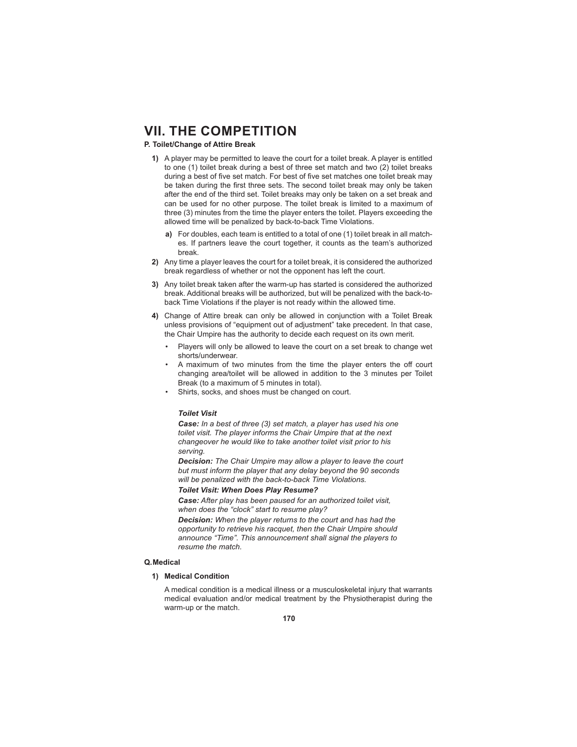# VII. THE COMPETITION

**P. Toilet/Change of Attire Break**

1) A player may be permitted to leave the court for a toilet break. A player is entitled to one (1) toilet break during a best of three set match and two (2) toilet breaks during a best of five set match. For best of five set matches one toilet break may be taken during the first three sets. The second toilet break may only be taken after the end of the third set. Toilet breaks may only be taken on a set break and can be used for no other purpose. The toilet break is limited to a maximum of three (3) minutes from the time the player enters the toilet. Players exceeding the allowed time will be penalized by back-to-back Time Violations.

   a) For doubles, each team is entitled to a total of one (1) toilet break in all matches. If partners leave the court together, it counts as the team's authorized break.

2) Any time a player leaves the court for a toilet break, it is considered the authorized break regardless of whether or not the opponent has left the court.

3) Any toilet break taken after the warm-up has started is considered the authorized break. Additional breaks will be authorized, but will be penalized with the back-to-back Time Violations if the player is not ready within the allowed time.

4) Change of Attire break can only be allowed in conjunction with a Toilet Break unless provisions of "equipment out of adjustment" take precedent. In that case, the Chair Umpire has the authority to decide each request on its own merit.

   - Players will only be allowed to leave the court on a set break to change wet shorts/underwear.
   - A maximum of two minutes from the time the player enters the off court changing area/toilet will be allowed in addition to the 3 minutes per Toilet Break (to a maximum of 5 minutes in total).
   - Shirts, socks, and shoes must be changed on court.

***Toilet Visit***

***Case:*** *In a best of three (3) set match, a player has used his one toilet visit. The player informs the Chair Umpire that at the next changeover he would like to take another toilet visit prior to his serving.*

***Decision:*** *The Chair Umpire may allow a player to leave the court but must inform the player that any delay beyond the 90 seconds will be penalized with the back-to-back Time Violations.*

***Toilet Visit: When Does Play Resume?***

***Case:*** *After play has been paused for an authorized toilet visit, when does the "clock" start to resume play?*

***Decision:*** *When the player returns to the court and has had the opportunity to retrieve his racquet, then the Chair Umpire should announce "Time". This announcement shall signal the players to resume the match.*

**Q. Medical**

**1) Medical Condition**

A medical condition is a medical illness or a musculoskeletal injury that warrants medical evaluation and/or medical treatment by the Physiotherapist during the warm-up or the match.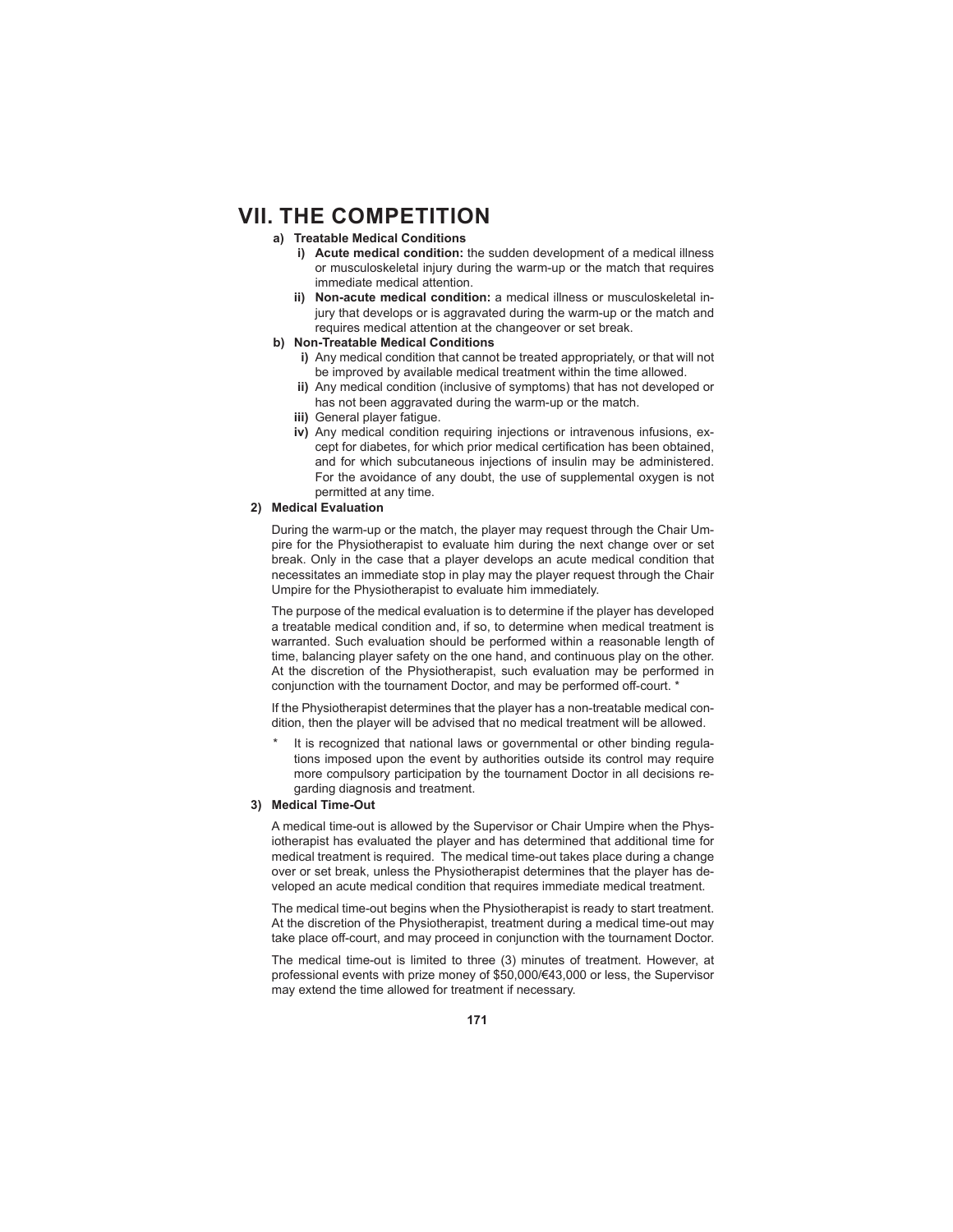# VII. THE COMPETITION

**a) Treatable Medical Conditions**

- **i) Acute medical condition:** the sudden development of a medical illness or musculoskeletal injury during the warm-up or the match that requires immediate medical attention.
- **ii) Non-acute medical condition:** a medical illness or musculoskeletal injury that develops or is aggravated during the warm-up or the match and requires medical attention at the changeover or set break.

**b) Non-Treatable Medical Conditions**

- **i)** Any medical condition that cannot be treated appropriately, or that will not be improved by available medical treatment within the time allowed.
- **ii)** Any medical condition (inclusive of symptoms) that has not developed or has not been aggravated during the warm-up or the match.
- **iii)** General player fatigue.
- **iv)** Any medical condition requiring injections or intravenous infusions, except for diabetes, for which prior medical certification has been obtained, and for which subcutaneous injections of insulin may be administered. For the avoidance of any doubt, the use of supplemental oxygen is not permitted at any time.

**2) Medical Evaluation**

During the warm-up or the match, the player may request through the Chair Umpire for the Physiotherapist to evaluate him during the next change over or set break. Only in the case that a player develops an acute medical condition that necessitates an immediate stop in play may the player request through the Chair Umpire for the Physiotherapist to evaluate him immediately.

The purpose of the medical evaluation is to determine if the player has developed a treatable medical condition and, if so, to determine when medical treatment is warranted. Such evaluation should be performed within a reasonable length of time, balancing player safety on the one hand, and continuous play on the other. At the discretion of the Physiotherapist, such evaluation may be performed in conjunction with the tournament Doctor, and may be performed off-court. *

If the Physiotherapist determines that the player has a non-treatable medical condition, then the player will be advised that no medical treatment will be allowed.

\* It is recognized that national laws or governmental or other binding regulations imposed upon the event by authorities outside its control may require more compulsory participation by the tournament Doctor in all decisions regarding diagnosis and treatment.

**3) Medical Time-Out**

A medical time-out is allowed by the Supervisor or Chair Umpire when the Physiotherapist has evaluated the player and has determined that additional time for medical treatment is required. The medical time-out takes place during a change over or set break, unless the Physiotherapist determines that the player has developed an acute medical condition that requires immediate medical treatment.

The medical time-out begins when the Physiotherapist is ready to start treatment. At the discretion of the Physiotherapist, treatment during a medical time-out may take place off-court, and may proceed in conjunction with the tournament Doctor.

The medical time-out is limited to three (3) minutes of treatment. However, at professional events with prize money of $50,000/€43,000 or less, the Supervisor may extend the time allowed for treatment if necessary.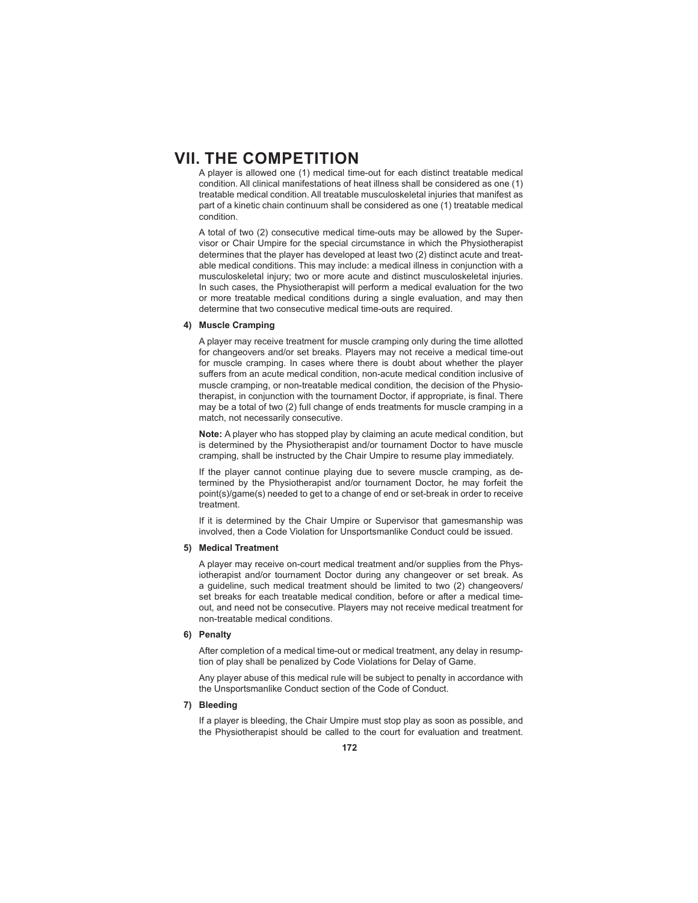# VII. THE COMPETITION

A player is allowed one (1) medical time-out for each distinct treatable medical condition. All clinical manifestations of heat illness shall be considered as one (1) treatable medical condition. All treatable musculoskeletal injuries that manifest as part of a kinetic chain continuum shall be considered as one (1) treatable medical condition.

A total of two (2) consecutive medical time-outs may be allowed by the Supervisor or Chair Umpire for the special circumstance in which the Physiotherapist determines that the player has developed at least two (2) distinct acute and treatable medical conditions. This may include: a medical illness in conjunction with a musculoskeletal injury; two or more acute and distinct musculoskeletal injuries. In such cases, the Physiotherapist will perform a medical evaluation for the two or more treatable medical conditions during a single evaluation, and may then determine that two consecutive medical time-outs are required.

**4) Muscle Cramping**

A player may receive treatment for muscle cramping only during the time allotted for changeovers and/or set breaks. Players may not receive a medical time-out for muscle cramping. In cases where there is doubt about whether the player suffers from an acute medical condition, non-acute medical condition inclusive of muscle cramping, or non-treatable medical condition, the decision of the Physiotherapist, in conjunction with the tournament Doctor, if appropriate, is final. There may be a total of two (2) full change of ends treatments for muscle cramping in a match, not necessarily consecutive.

**Note:** A player who has stopped play by claiming an acute medical condition, but is determined by the Physiotherapist and/or tournament Doctor to have muscle cramping, shall be instructed by the Chair Umpire to resume play immediately.

If the player cannot continue playing due to severe muscle cramping, as determined by the Physiotherapist and/or tournament Doctor, he may forfeit the point(s)/game(s) needed to get to a change of end or set-break in order to receive treatment.

If it is determined by the Chair Umpire or Supervisor that gamesmanship was involved, then a Code Violation for Unsportsmanlike Conduct could be issued.

**5) Medical Treatment**

A player may receive on-court medical treatment and/or supplies from the Physiotherapist and/or tournament Doctor during any changeover or set break. As a guideline, such medical treatment should be limited to two (2) changeovers/set breaks for each treatable medical condition, before or after a medical time-out, and need not be consecutive. Players may not receive medical treatment for non-treatable medical conditions.

**6) Penalty**

After completion of a medical time-out or medical treatment, any delay in resumption of play shall be penalized by Code Violations for Delay of Game.

Any player abuse of this medical rule will be subject to penalty in accordance with the Unsportsmanlike Conduct section of the Code of Conduct.

**7) Bleeding**

If a player is bleeding, the Chair Umpire must stop play as soon as possible, and the Physiotherapist should be called to the court for evaluation and treatment.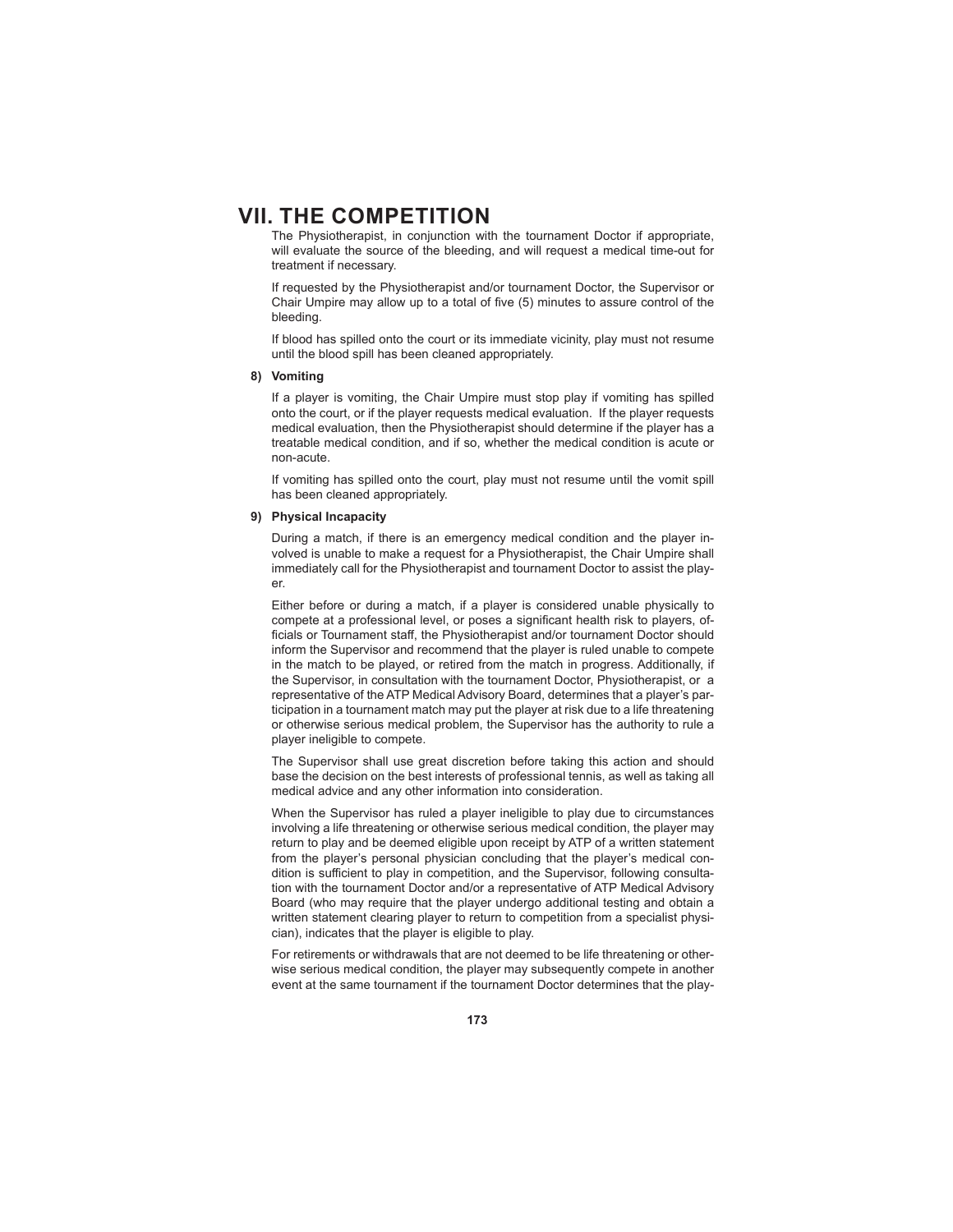# VII. THE COMPETITION

The Physiotherapist, in conjunction with the tournament Doctor if appropriate, will evaluate the source of the bleeding, and will request a medical time-out for treatment if necessary.

If requested by the Physiotherapist and/or tournament Doctor, the Supervisor or Chair Umpire may allow up to a total of five (5) minutes to assure control of the bleeding.

If blood has spilled onto the court or its immediate vicinity, play must not resume until the blood spill has been cleaned appropriately.

**8) Vomiting**

If a player is vomiting, the Chair Umpire must stop play if vomiting has spilled onto the court, or if the player requests medical evaluation. If the player requests medical evaluation, then the Physiotherapist should determine if the player has a treatable medical condition, and if so, whether the medical condition is acute or non-acute.

If vomiting has spilled onto the court, play must not resume until the vomit spill has been cleaned appropriately.

**9) Physical Incapacity**

During a match, if there is an emergency medical condition and the player involved is unable to make a request for a Physiotherapist, the Chair Umpire shall immediately call for the Physiotherapist and tournament Doctor to assist the player.

Either before or during a match, if a player is considered unable physically to compete at a professional level, or poses a significant health risk to players, officials or Tournament staff, the Physiotherapist and/or tournament Doctor should inform the Supervisor and recommend that the player is ruled unable to compete in the match to be played, or retired from the match in progress. Additionally, if the Supervisor, in consultation with the tournament Doctor, Physiotherapist, or a representative of the ATP Medical Advisory Board, determines that a player's participation in a tournament match may put the player at risk due to a life threatening or otherwise serious medical problem, the Supervisor has the authority to rule a player ineligible to compete.

The Supervisor shall use great discretion before taking this action and should base the decision on the best interests of professional tennis, as well as taking all medical advice and any other information into consideration.

When the Supervisor has ruled a player ineligible to play due to circumstances involving a life threatening or otherwise serious medical condition, the player may return to play and be deemed eligible upon receipt by ATP of a written statement from the player's personal physician concluding that the player's medical condition is sufficient to play in competition, and the Supervisor, following consultation with the tournament Doctor and/or a representative of ATP Medical Advisory Board (who may require that the player undergo additional testing and obtain a written statement clearing player to return to competition from a specialist physician), indicates that the player is eligible to play.

For retirements or withdrawals that are not deemed to be life threatening or otherwise serious medical condition, the player may subsequently compete in another event at the same tournament if the tournament Doctor determines that the play-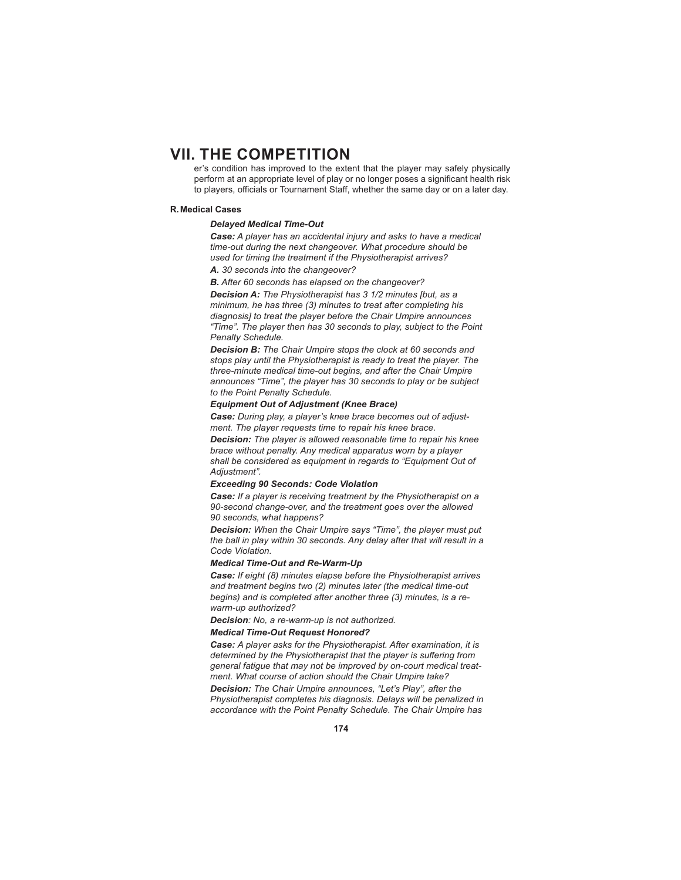er's condition has improved to the extent that the player may safely physically perform at an appropriate level of play or no longer poses a significant health risk to players, officials or Tournament Staff, whether the same day or on a later day.

### R. Medical Cases

***Delayed Medical Time-Out***

***Case:*** *A player has an accidental injury and asks to have a medical time-out during the next changeover. What procedure should be used for timing the treatment if the Physiotherapist arrives?*

***A.*** *30 seconds into the changeover?*

***B.*** *After 60 seconds has elapsed on the changeover?*

***Decision A:*** *The Physiotherapist has 3 1/2 minutes [but, as a minimum, he has three (3) minutes to treat after completing his diagnosis] to treat the player before the Chair Umpire announces "Time". The player then has 30 seconds to play, subject to the Point Penalty Schedule.*

***Decision B:*** *The Chair Umpire stops the clock at 60 seconds and stops play until the Physiotherapist is ready to treat the player. The three-minute medical time-out begins, and after the Chair Umpire announces "Time", the player has 30 seconds to play or be subject to the Point Penalty Schedule.*

***Equipment Out of Adjustment (Knee Brace)***

***Case:*** *During play, a player's knee brace becomes out of adjustment. The player requests time to repair his knee brace.*

***Decision:*** *The player is allowed reasonable time to repair his knee brace without penalty. Any medical apparatus worn by a player shall be considered as equipment in regards to "Equipment Out of Adjustment".*

***Exceeding 90 Seconds: Code Violation***

***Case:*** *If a player is receiving treatment by the Physiotherapist on a 90-second change-over, and the treatment goes over the allowed 90 seconds, what happens?*

***Decision:*** *When the Chair Umpire says "Time", the player must put the ball in play within 30 seconds. Any delay after that will result in a Code Violation.*

***Medical Time-Out and Re-Warm-Up***

***Case:*** *If eight (8) minutes elapse before the Physiotherapist arrives and treatment begins two (2) minutes later (the medical time-out begins) and is completed after another three (3) minutes, is a re-warm-up authorized?*

***Decision****: No, a re-warm-up is not authorized.*

***Medical Time-Out Request Honored?***

***Case:*** *A player asks for the Physiotherapist. After examination, it is determined by the Physiotherapist that the player is suffering from general fatigue that may not be improved by on-court medical treatment. What course of action should the Chair Umpire take?*

***Decision:*** *The Chair Umpire announces, "Let's Play", after the Physiotherapist completes his diagnosis. Delays will be penalized in accordance with the Point Penalty Schedule. The Chair Umpire has*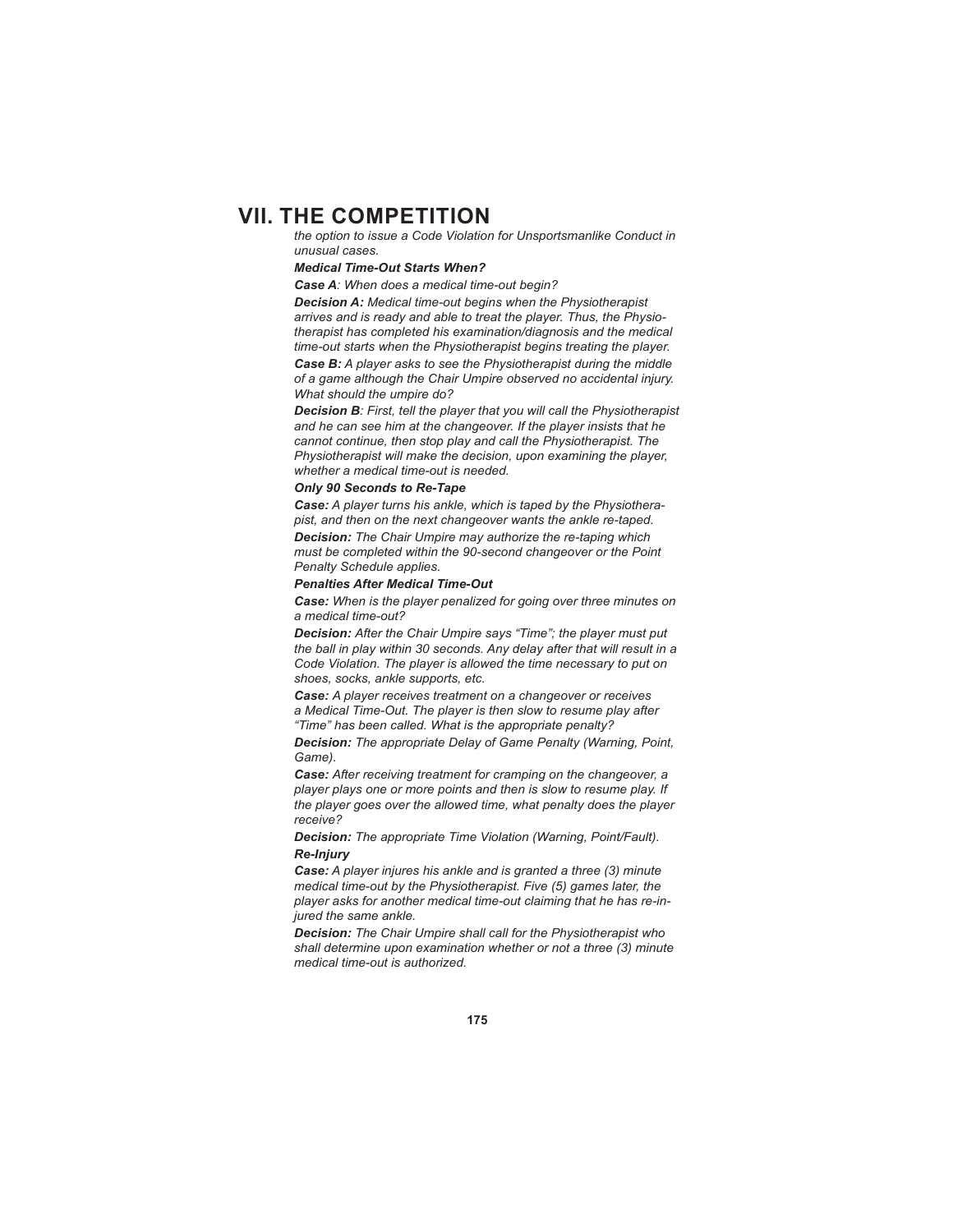# VII. THE COMPETITION

*the option to issue a Code Violation for Unsportsmanlike Conduct in unusual cases.*

***Medical Time-Out Starts When?***

***Case A**: When does a medical time-out begin?*

***Decision A:** Medical time-out begins when the Physiotherapist arrives and is ready and able to treat the player. Thus, the Physiotherapist has completed his examination/diagnosis and the medical time-out starts when the Physiotherapist begins treating the player.*

***Case B:** A player asks to see the Physiotherapist during the middle of a game although the Chair Umpire observed no accidental injury. What should the umpire do?*

***Decision B**: First, tell the player that you will call the Physiotherapist and he can see him at the changeover. If the player insists that he cannot continue, then stop play and call the Physiotherapist. The Physiotherapist will make the decision, upon examining the player, whether a medical time-out is needed.*

***Only 90 Seconds to Re-Tape***

***Case:** A player turns his ankle, which is taped by the Physiotherapist, and then on the next changeover wants the ankle re-taped.*

***Decision:** The Chair Umpire may authorize the re-taping which must be completed within the 90-second changeover or the Point Penalty Schedule applies.*

***Penalties After Medical Time-Out***

***Case:** When is the player penalized for going over three minutes on a medical time-out?*

***Decision:** After the Chair Umpire says "Time"; the player must put the ball in play within 30 seconds. Any delay after that will result in a Code Violation. The player is allowed the time necessary to put on shoes, socks, ankle supports, etc.*

***Case:** A player receives treatment on a changeover or receives a Medical Time-Out. The player is then slow to resume play after "Time" has been called. What is the appropriate penalty?*

***Decision:** The appropriate Delay of Game Penalty (Warning, Point, Game).*

***Case:** After receiving treatment for cramping on the changeover, a player plays one or more points and then is slow to resume play. If the player goes over the allowed time, what penalty does the player receive?*

***Decision:** The appropriate Time Violation (Warning, Point/Fault).*

***Re-Injury***

***Case:** A player injures his ankle and is granted a three (3) minute medical time-out by the Physiotherapist. Five (5) games later, the player asks for another medical time-out claiming that he has re-injured the same ankle.*

***Decision:** The Chair Umpire shall call for the Physiotherapist who shall determine upon examination whether or not a three (3) minute medical time-out is authorized.*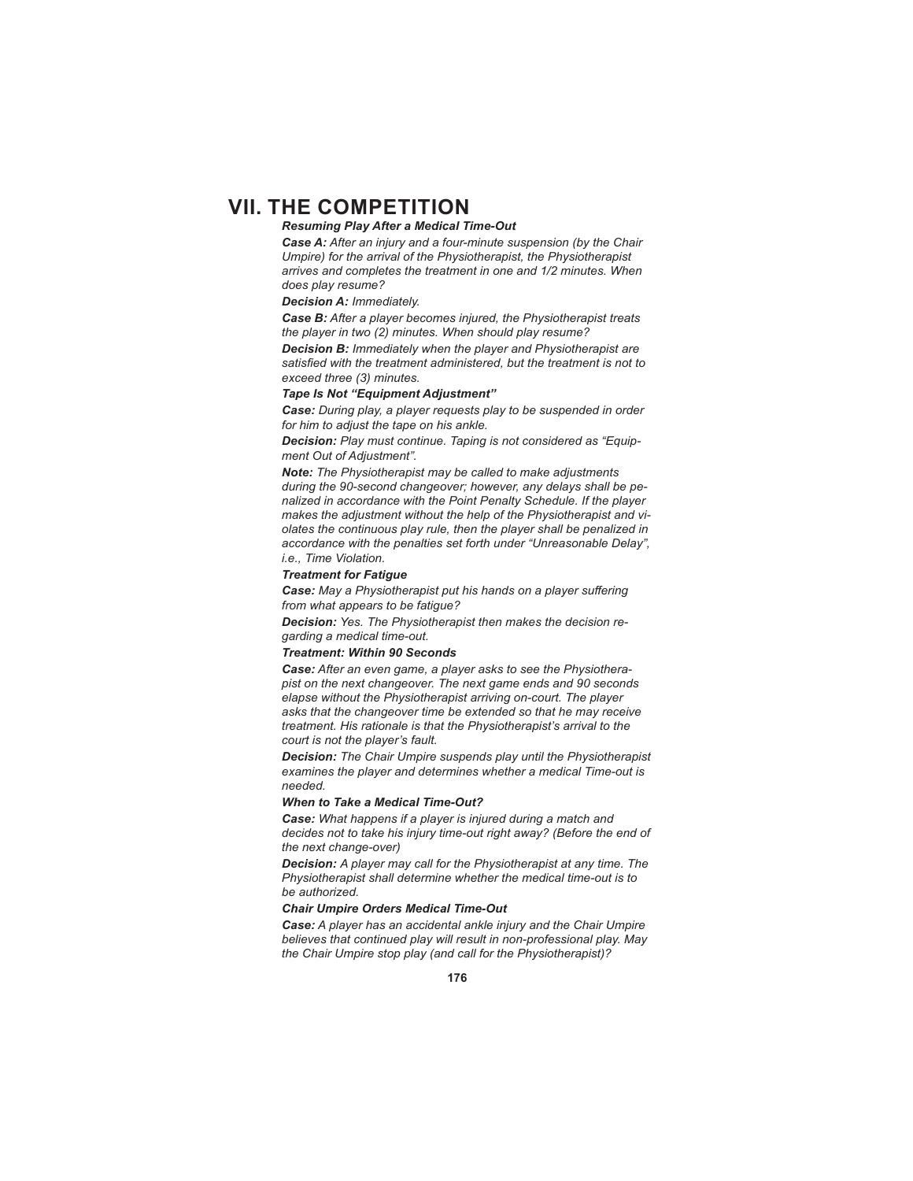# VII. THE COMPETITION

***Resuming Play After a Medical Time-Out***

***Case A:*** *After an injury and a four-minute suspension (by the Chair Umpire) for the arrival of the Physiotherapist, the Physiotherapist arrives and completes the treatment in one and 1/2 minutes. When does play resume?*

***Decision A:*** *Immediately.*

***Case B:*** *After a player becomes injured, the Physiotherapist treats the player in two (2) minutes. When should play resume?*

***Decision B:*** *Immediately when the player and Physiotherapist are satisfied with the treatment administered, but the treatment is not to exceed three (3) minutes.*

***Tape Is Not "Equipment Adjustment"***

***Case:*** *During play, a player requests play to be suspended in order for him to adjust the tape on his ankle.*

***Decision:*** *Play must continue. Taping is not considered as "Equipment Out of Adjustment".*

***Note:*** *The Physiotherapist may be called to make adjustments during the 90-second changeover; however, any delays shall be penalized in accordance with the Point Penalty Schedule. If the player makes the adjustment without the help of the Physiotherapist and violates the continuous play rule, then the player shall be penalized in accordance with the penalties set forth under "Unreasonable Delay", i.e., Time Violation.*

***Treatment for Fatigue***

***Case:*** *May a Physiotherapist put his hands on a player suffering from what appears to be fatigue?*

***Decision:*** *Yes. The Physiotherapist then makes the decision regarding a medical time-out.*

***Treatment: Within 90 Seconds***

***Case:*** *After an even game, a player asks to see the Physiotherapist on the next changeover. The next game ends and 90 seconds elapse without the Physiotherapist arriving on-court. The player asks that the changeover time be extended so that he may receive treatment. His rationale is that the Physiotherapist's arrival to the court is not the player's fault.*

***Decision:*** *The Chair Umpire suspends play until the Physiotherapist examines the player and determines whether a medical Time-out is needed.*

***When to Take a Medical Time-Out?***

***Case:*** *What happens if a player is injured during a match and decides not to take his injury time-out right away? (Before the end of the next change-over)*

***Decision:*** *A player may call for the Physiotherapist at any time. The Physiotherapist shall determine whether the medical time-out is to be authorized.*

***Chair Umpire Orders Medical Time-Out***

***Case:*** *A player has an accidental ankle injury and the Chair Umpire believes that continued play will result in non-professional play. May the Chair Umpire stop play (and call for the Physiotherapist)?*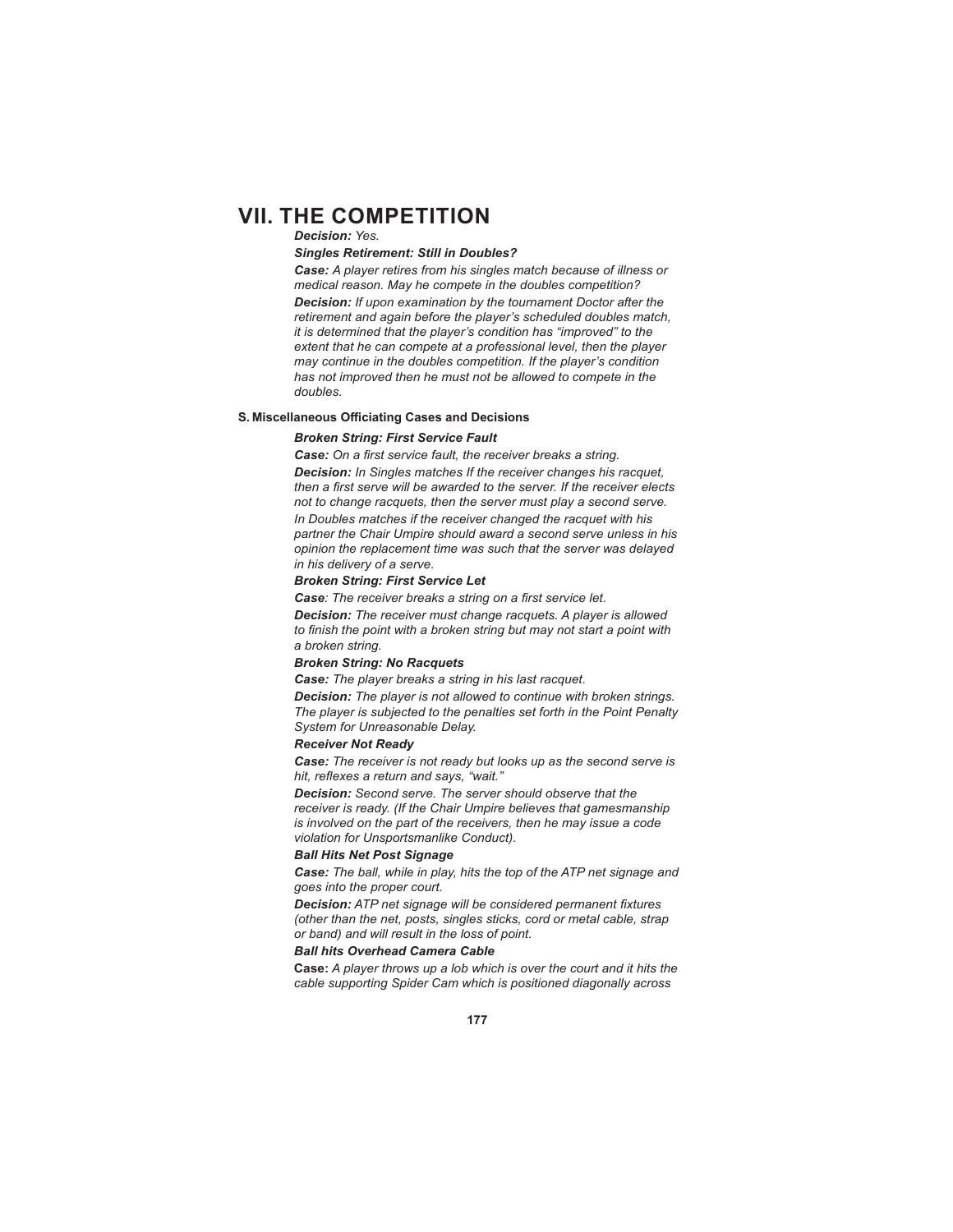# VII. THE COMPETITION

***Decision:*** *Yes.*

***Singles Retirement: Still in Doubles?***

***Case:*** *A player retires from his singles match because of illness or medical reason. May he compete in the doubles competition?*

***Decision:*** *If upon examination by the tournament Doctor after the retirement and again before the player's scheduled doubles match, it is determined that the player's condition has "improved" to the extent that he can compete at a professional level, then the player may continue in the doubles competition. If the player's condition has not improved then he must not be allowed to compete in the doubles.*

**S. Miscellaneous Officiating Cases and Decisions**

***Broken String: First Service Fault***

***Case:*** *On a first service fault, the receiver breaks a string.*

***Decision:*** *In Singles matches If the receiver changes his racquet, then a first serve will be awarded to the server. If the receiver elects not to change racquets, then the server must play a second serve.*

*In Doubles matches if the receiver changed the racquet with his partner the Chair Umpire should award a second serve unless in his opinion the replacement time was such that the server was delayed in his delivery of a serve.*

***Broken String: First Service Let***

***Case****: The receiver breaks a string on a first service let.*

***Decision:*** *The receiver must change racquets. A player is allowed to finish the point with a broken string but may not start a point with a broken string.*

***Broken String: No Racquets***

***Case:*** *The player breaks a string in his last racquet.*

***Decision:*** *The player is not allowed to continue with broken strings. The player is subjected to the penalties set forth in the Point Penalty System for Unreasonable Delay.*

***Receiver Not Ready***

***Case:*** *The receiver is not ready but looks up as the second serve is hit, reflexes a return and says, "wait."*

***Decision:*** *Second serve. The server should observe that the receiver is ready. (If the Chair Umpire believes that gamesmanship is involved on the part of the receivers, then he may issue a code violation for Unsportsmanlike Conduct).*

***Ball Hits Net Post Signage***

***Case:*** *The ball, while in play, hits the top of the ATP net signage and goes into the proper court.*

***Decision:*** *ATP net signage will be considered permanent fixtures (other than the net, posts, singles sticks, cord or metal cable, strap or band) and will result in the loss of point.*

***Ball hits Overhead Camera Cable***

**Case:** *A player throws up a lob which is over the court and it hits the cable supporting Spider Cam which is positioned diagonally across*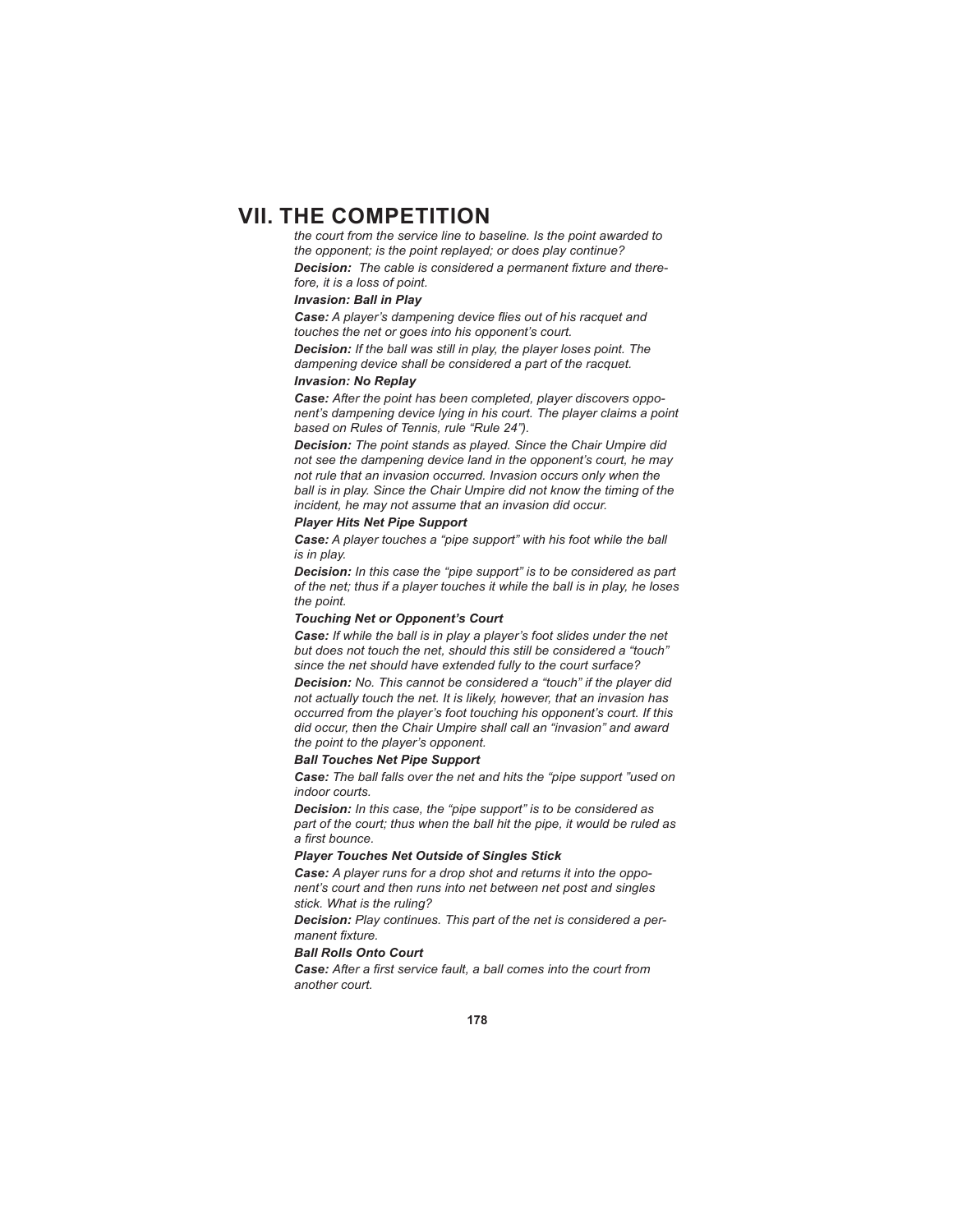# VII. THE COMPETITION

*the court from the service line to baseline. Is the point awarded to the opponent; is the point replayed; or does play continue?*

***Decision:*** *The cable is considered a permanent fixture and therefore, it is a loss of point.*

***Invasion: Ball in Play***

***Case:*** *A player's dampening device flies out of his racquet and touches the net or goes into his opponent's court.*

***Decision:*** *If the ball was still in play, the player loses point. The dampening device shall be considered a part of the racquet.*

***Invasion: No Replay***

***Case:*** *After the point has been completed, player discovers opponent's dampening device lying in his court. The player claims a point based on Rules of Tennis, rule "Rule 24").*

***Decision:*** *The point stands as played. Since the Chair Umpire did not see the dampening device land in the opponent's court, he may not rule that an invasion occurred. Invasion occurs only when the ball is in play. Since the Chair Umpire did not know the timing of the incident, he may not assume that an invasion did occur.*

***Player Hits Net Pipe Support***

***Case:*** *A player touches a "pipe support" with his foot while the ball is in play.*

***Decision:*** *In this case the "pipe support" is to be considered as part of the net; thus if a player touches it while the ball is in play, he loses the point.*

***Touching Net or Opponent's Court***

***Case:*** *If while the ball is in play a player's foot slides under the net but does not touch the net, should this still be considered a "touch" since the net should have extended fully to the court surface?*

***Decision:*** *No. This cannot be considered a "touch" if the player did not actually touch the net. It is likely, however, that an invasion has occurred from the player's foot touching his opponent's court. If this did occur, then the Chair Umpire shall call an "invasion" and award the point to the player's opponent.*

***Ball Touches Net Pipe Support***

***Case:*** *The ball falls over the net and hits the "pipe support "used on indoor courts.*

***Decision:*** *In this case, the "pipe support" is to be considered as part of the court; thus when the ball hit the pipe, it would be ruled as a first bounce.*

***Player Touches Net Outside of Singles Stick***

***Case:*** *A player runs for a drop shot and returns it into the opponent's court and then runs into net between net post and singles stick. What is the ruling?*

***Decision:*** *Play continues. This part of the net is considered a permanent fixture.*

***Ball Rolls Onto Court***

***Case:*** *After a first service fault, a ball comes into the court from another court.*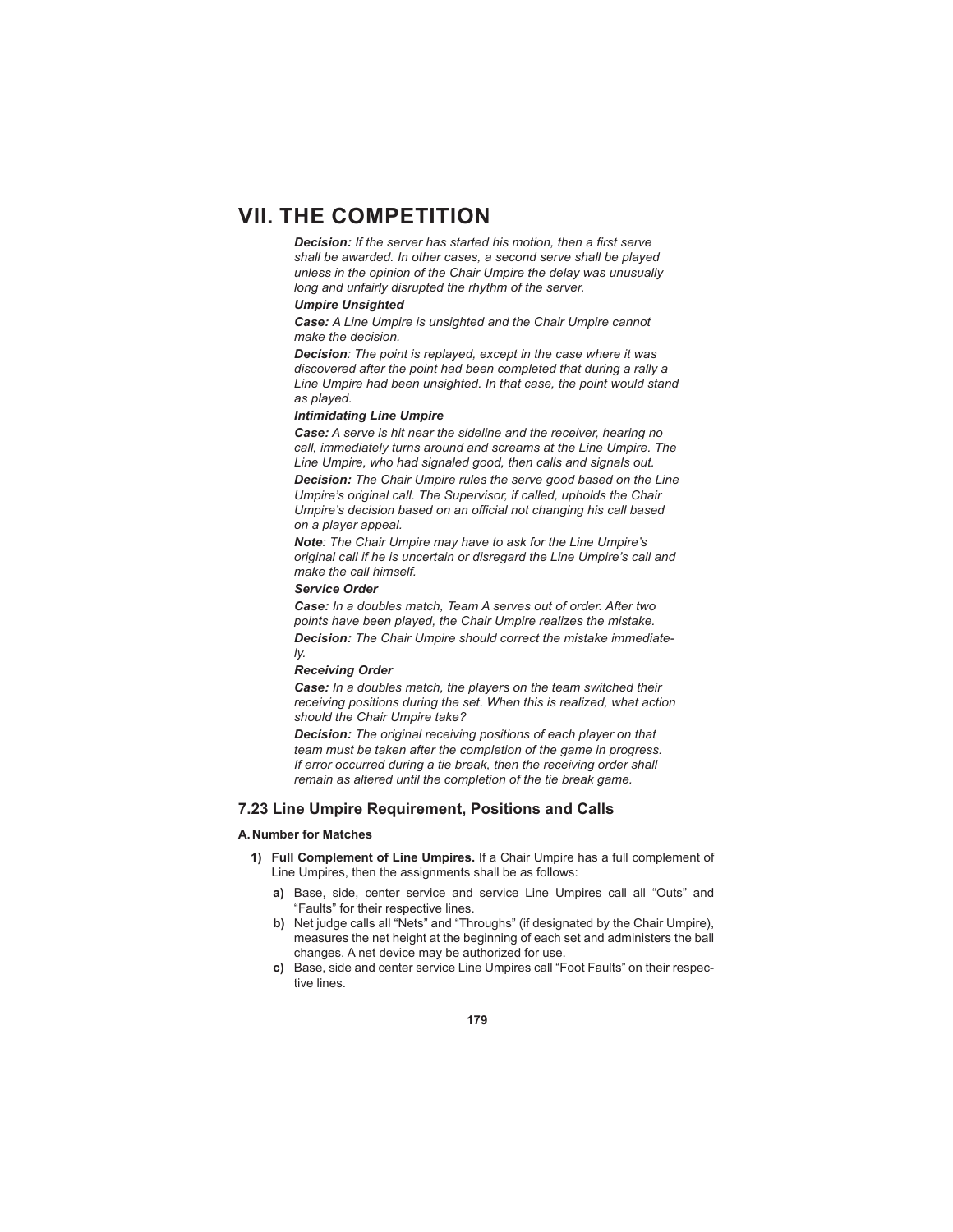# VII. THE COMPETITION

***Decision:*** *If the server has started his motion, then a first serve shall be awarded. In other cases, a second serve shall be played unless in the opinion of the Chair Umpire the delay was unusually long and unfairly disrupted the rhythm of the server.*

***Umpire Unsighted***

***Case:*** *A Line Umpire is unsighted and the Chair Umpire cannot make the decision.*

***Decision****: The point is replayed, except in the case where it was discovered after the point had been completed that during a rally a Line Umpire had been unsighted. In that case, the point would stand as played.*

***Intimidating Line Umpire***

***Case:*** *A serve is hit near the sideline and the receiver, hearing no call, immediately turns around and screams at the Line Umpire. The Line Umpire, who had signaled good, then calls and signals out.*

***Decision:*** *The Chair Umpire rules the serve good based on the Line Umpire's original call. The Supervisor, if called, upholds the Chair Umpire's decision based on an official not changing his call based on a player appeal.*

***Note****: The Chair Umpire may have to ask for the Line Umpire's original call if he is uncertain or disregard the Line Umpire's call and make the call himself.*

***Service Order***

***Case:*** *In a doubles match, Team A serves out of order. After two points have been played, the Chair Umpire realizes the mistake.*

***Decision:*** *The Chair Umpire should correct the mistake immediately.*

***Receiving Order***

***Case:*** *In a doubles match, the players on the team switched their receiving positions during the set. When this is realized, what action should the Chair Umpire take?*

***Decision:*** *The original receiving positions of each player on that team must be taken after the completion of the game in progress. If error occurred during a tie break, then the receiving order shall remain as altered until the completion of the tie break game.*

## 7.23 Line Umpire Requirement, Positions and Calls

#### A. Number for Matches

1) **Full Complement of Line Umpires.** If a Chair Umpire has a full complement of Line Umpires, then the assignments shall be as follows:
   - **a)** Base, side, center service and service Line Umpires call all "Outs" and "Faults" for their respective lines.
   - **b)** Net judge calls all "Nets" and "Throughs" (if designated by the Chair Umpire), measures the net height at the beginning of each set and administers the ball changes. A net device may be authorized for use.
   - **c)** Base, side and center service Line Umpires call "Foot Faults" on their respective lines.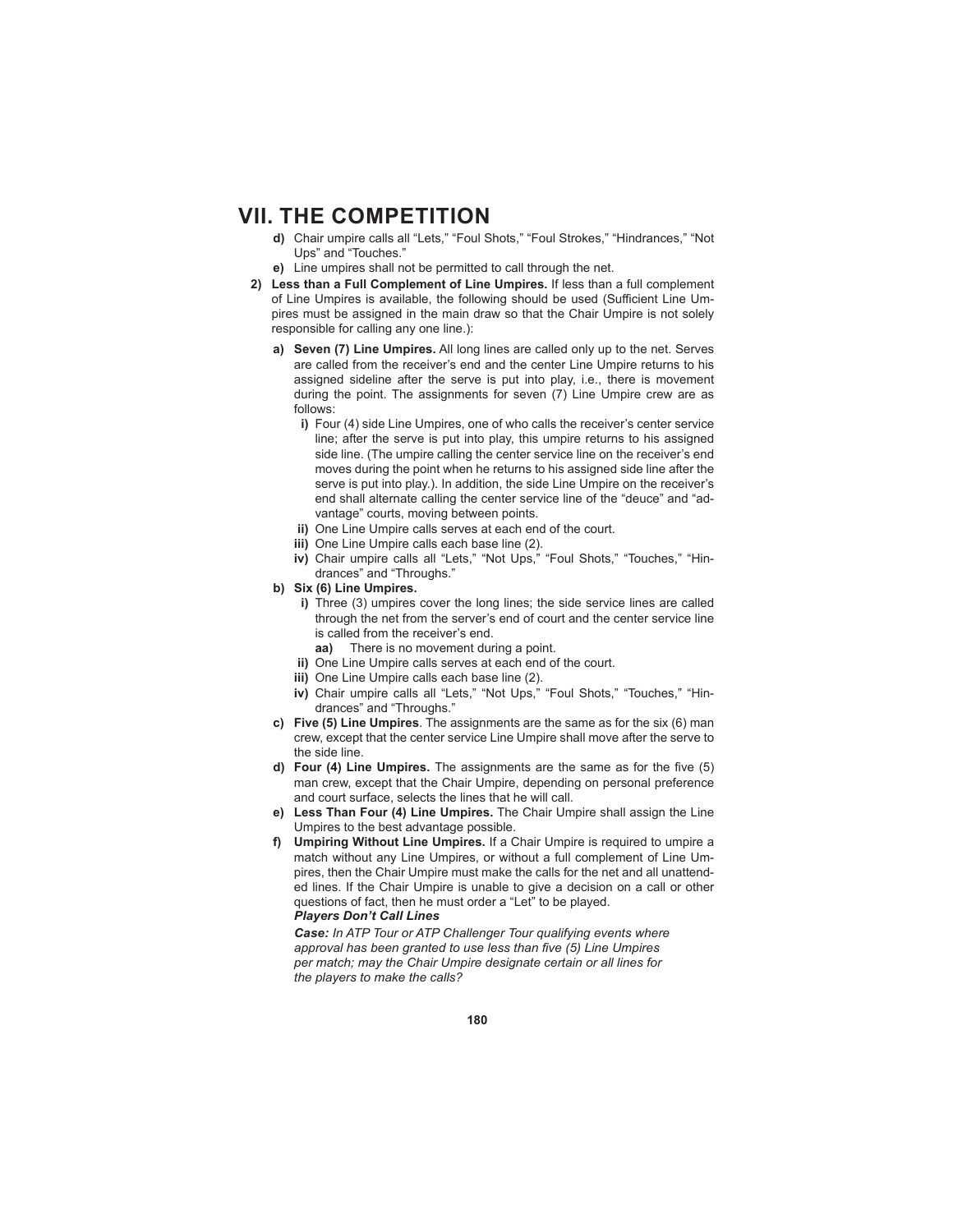# VII. THE COMPETITION

- **d)** Chair umpire calls all "Lets," "Foul Shots," "Foul Strokes," "Hindrances," "Not Ups" and "Touches."
- **e)** Line umpires shall not be permitted to call through the net.

**2) Less than a Full Complement of Line Umpires.** If less than a full complement of Line Umpires is available, the following should be used (Sufficient Line Umpires must be assigned in the main draw so that the Chair Umpire is not solely responsible for calling any one line.):

- **a) Seven (7) Line Umpires.** All long lines are called only up to the net. Serves are called from the receiver's end and the center Line Umpire returns to his assigned sideline after the serve is put into play, i.e., there is movement during the point. The assignments for seven (7) Line Umpire crew are as follows:
  - **i)** Four (4) side Line Umpires, one of who calls the receiver's center service line; after the serve is put into play, this umpire returns to his assigned side line. (The umpire calling the center service line on the receiver's end moves during the point when he returns to his assigned side line after the serve is put into play.). In addition, the side Line Umpire on the receiver's end shall alternate calling the center service line of the "deuce" and "advantage" courts, moving between points.
  - **ii)** One Line Umpire calls serves at each end of the court.
  - **iii)** One Line Umpire calls each base line (2).
  - **iv)** Chair umpire calls all "Lets," "Not Ups," "Foul Shots," "Touches," "Hindrances" and "Throughs."
- **b) Six (6) Line Umpires.**
  - **i)** Three (3) umpires cover the long lines; the side service lines are called through the net from the server's end of court and the center service line is called from the receiver's end.
    - **aa)** There is no movement during a point.
  - **ii)** One Line Umpire calls serves at each end of the court.
  - **iii)** One Line Umpire calls each base line (2).
  - **iv)** Chair umpire calls all "Lets," "Not Ups," "Foul Shots," "Touches," "Hindrances" and "Throughs."
- **c) Five (5) Line Umpires**. The assignments are the same as for the six (6) man crew, except that the center service Line Umpire shall move after the serve to the side line.
- **d) Four (4) Line Umpires.** The assignments are the same as for the five (5) man crew, except that the Chair Umpire, depending on personal preference and court surface, selects the lines that he will call.
- **e) Less Than Four (4) Line Umpires.** The Chair Umpire shall assign the Line Umpires to the best advantage possible.
- **f) Umpiring Without Line Umpires.** If a Chair Umpire is required to umpire a match without any Line Umpires, or without a full complement of Line Umpires, then the Chair Umpire must make the calls for the net and all unattended lines. If the Chair Umpire is unable to give a decision on a call or other questions of fact, then he must order a "Let" to be played.

  ***Players Don't Call Lines***

  ***Case:*** *In ATP Tour or ATP Challenger Tour qualifying events where approval has been granted to use less than five (5) Line Umpires per match; may the Chair Umpire designate certain or all lines for the players to make the calls?*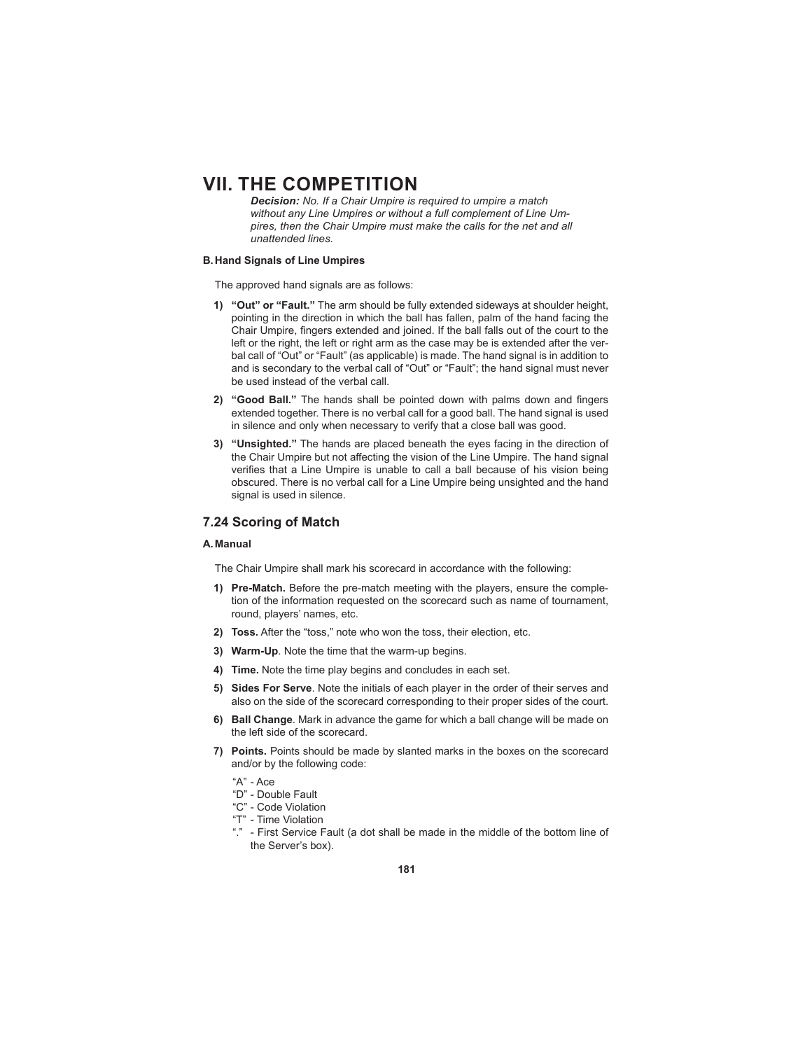*Decision: No. If a Chair Umpire is required to umpire a match without any Line Umpires or without a full complement of Line Umpires, then the Chair Umpire must make the calls for the net and all unattended lines.*

**B. Hand Signals of Line Umpires**

The approved hand signals are as follows:

1) **"Out" or "Fault."** The arm should be fully extended sideways at shoulder height, pointing in the direction in which the ball has fallen, palm of the hand facing the Chair Umpire, fingers extended and joined. If the ball falls out of the court to the left or the right, the left or right arm as the case may be is extended after the verbal call of "Out" or "Fault" (as applicable) is made. The hand signal is in addition to and is secondary to the verbal call of "Out" or "Fault"; the hand signal must never be used instead of the verbal call.

2) **"Good Ball."** The hands shall be pointed down with palms down and fingers extended together. There is no verbal call for a good ball. The hand signal is used in silence and only when necessary to verify that a close ball was good.

3) **"Unsighted."** The hands are placed beneath the eyes facing in the direction of the Chair Umpire but not affecting the vision of the Line Umpire. The hand signal verifies that a Line Umpire is unable to call a ball because of his vision being obscured. There is no verbal call for a Line Umpire being unsighted and the hand signal is used in silence.

## 7.24 Scoring of Match

**A. Manual**

The Chair Umpire shall mark his scorecard in accordance with the following:

1) **Pre-Match.** Before the pre-match meeting with the players, ensure the completion of the information requested on the scorecard such as name of tournament, round, players' names, etc.

2) **Toss.** After the "toss," note who won the toss, their election, etc.

3) **Warm-Up**. Note the time that the warm-up begins.

4) **Time.** Note the time play begins and concludes in each set.

5) **Sides For Serve**. Note the initials of each player in the order of their serves and also on the side of the scorecard corresponding to their proper sides of the court.

6) **Ball Change**. Mark in advance the game for which a ball change will be made on the left side of the scorecard.

7) **Points.** Points should be made by slanted marks in the boxes on the scorecard and/or by the following code:

   "A" - Ace
   "D" - Double Fault
   "C" - Code Violation
   "T" - Time Violation
   "." - First Service Fault (a dot shall be made in the middle of the bottom line of the Server's box).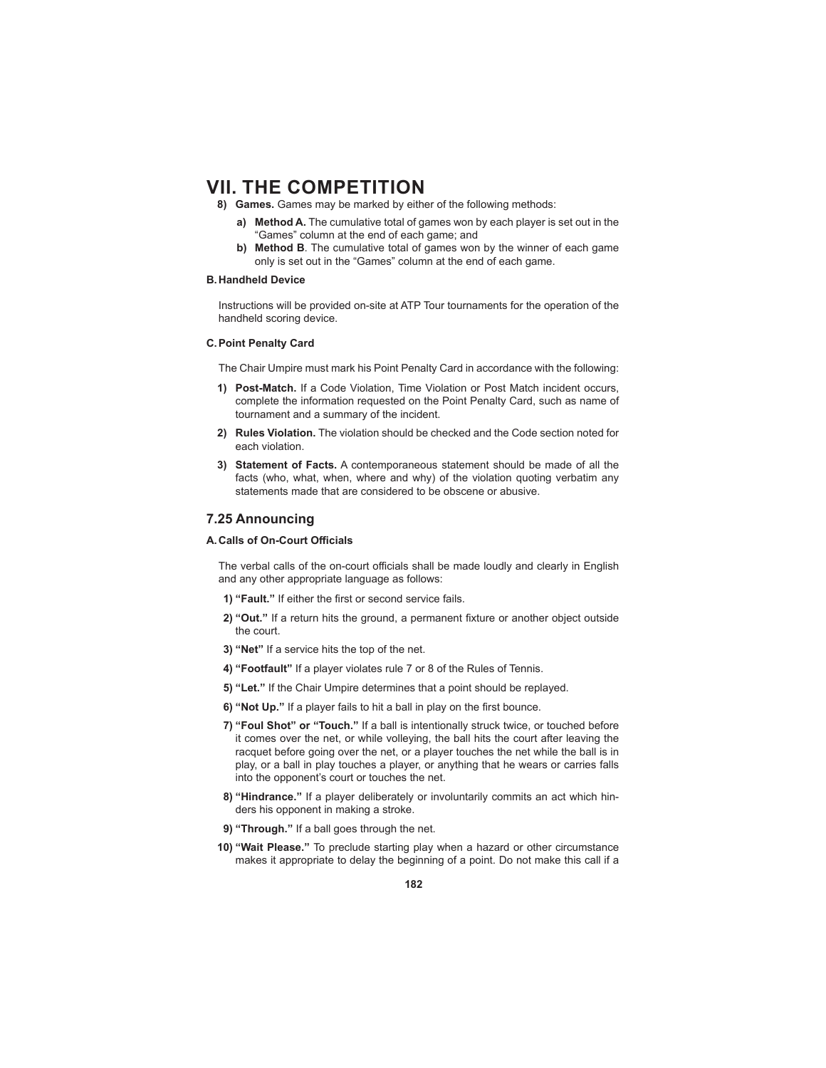# VII. THE COMPETITION

8) **Games.** Games may be marked by either of the following methods:

   a) **Method A.** The cumulative total of games won by each player is set out in the "Games" column at the end of each game; and

   b) **Method B**. The cumulative total of games won by the winner of each game only is set out in the "Games" column at the end of each game.

#### B. Handheld Device

Instructions will be provided on-site at ATP Tour tournaments for the operation of the handheld scoring device.

#### C. Point Penalty Card

The Chair Umpire must mark his Point Penalty Card in accordance with the following:

1) **Post-Match.** If a Code Violation, Time Violation or Post Match incident occurs, complete the information requested on the Point Penalty Card, such as name of tournament and a summary of the incident.

2) **Rules Violation.** The violation should be checked and the Code section noted for each violation.

3) **Statement of Facts.** A contemporaneous statement should be made of all the facts (who, what, when, where and why) of the violation quoting verbatim any statements made that are considered to be obscene or abusive.

### 7.25 Announcing

#### A. Calls of On-Court Officials

The verbal calls of the on-court officials shall be made loudly and clearly in English and any other appropriate language as follows:

1) **"Fault."** If either the first or second service fails.

2) **"Out."** If a return hits the ground, a permanent fixture or another object outside the court.

3) **"Net"** If a service hits the top of the net.

4) **"Footfault"** If a player violates rule 7 or 8 of the Rules of Tennis.

5) **"Let."** If the Chair Umpire determines that a point should be replayed.

6) **"Not Up."** If a player fails to hit a ball in play on the first bounce.

7) **"Foul Shot" or "Touch."** If a ball is intentionally struck twice, or touched before it comes over the net, or while volleying, the ball hits the court after leaving the racquet before going over the net, or a player touches the net while the ball is in play, or a ball in play touches a player, or anything that he wears or carries falls into the opponent's court or touches the net.

8) **"Hindrance."** If a player deliberately or involuntarily commits an act which hinders his opponent in making a stroke.

9) **"Through."** If a ball goes through the net.

10) **"Wait Please."** To preclude starting play when a hazard or other circumstance makes it appropriate to delay the beginning of a point. Do not make this call if a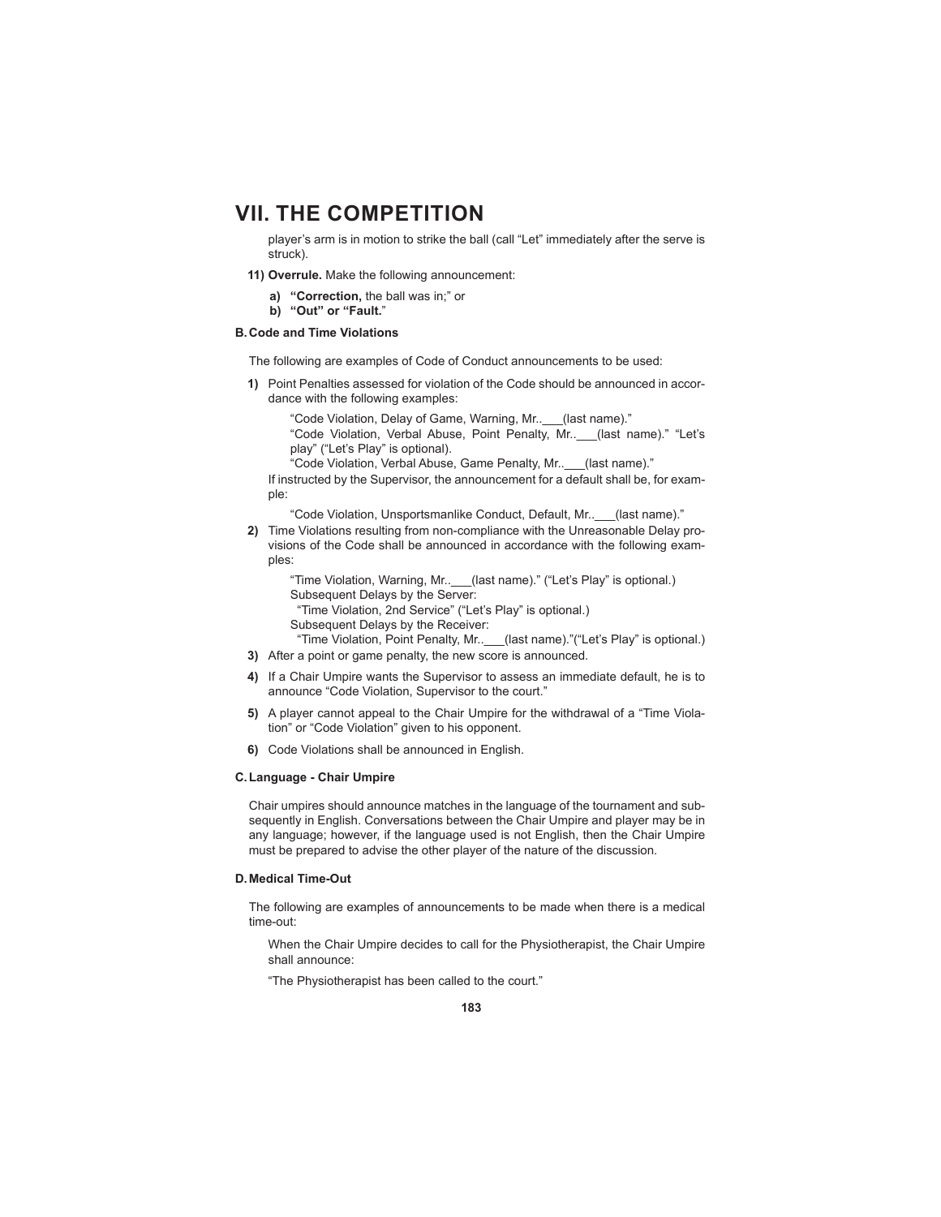# VII. THE COMPETITION

player's arm is in motion to strike the ball (call "Let" immediately after the serve is struck).

**11) Overrule.** Make the following announcement:

- **a) "Correction,** the ball was in;" or
- **b) "Out" or "Fault."**

### B. Code and Time Violations

The following are examples of Code of Conduct announcements to be used:

**1)** Point Penalties assessed for violation of the Code should be announced in accordance with the following examples:

"Code Violation, Delay of Game, Warning, Mr..___(last name)."
"Code Violation, Verbal Abuse, Point Penalty, Mr..___(last name)." "Let's play" ("Let's Play" is optional).
"Code Violation, Verbal Abuse, Game Penalty, Mr..___(last name)."

If instructed by the Supervisor, the announcement for a default shall be, for example:

"Code Violation, Unsportsmanlike Conduct, Default, Mr..___(last name)."

**2)** Time Violations resulting from non-compliance with the Unreasonable Delay provisions of the Code shall be announced in accordance with the following examples:

"Time Violation, Warning, Mr..___(last name)." ("Let's Play" is optional.)
Subsequent Delays by the Server:
"Time Violation, 2nd Service" ("Let's Play" is optional.)
Subsequent Delays by the Receiver:
"Time Violation, Point Penalty, Mr..___(last name)."("Let's Play" is optional.)

**3)** After a point or game penalty, the new score is announced.

**4)** If a Chair Umpire wants the Supervisor to assess an immediate default, he is to announce "Code Violation, Supervisor to the court."

**5)** A player cannot appeal to the Chair Umpire for the withdrawal of a "Time Violation" or "Code Violation" given to his opponent.

**6)** Code Violations shall be announced in English.

### C. Language - Chair Umpire

Chair umpires should announce matches in the language of the tournament and subsequently in English. Conversations between the Chair Umpire and player may be in any language; however, if the language used is not English, then the Chair Umpire must be prepared to advise the other player of the nature of the discussion.

### D. Medical Time-Out

The following are examples of announcements to be made when there is a medical time-out:

When the Chair Umpire decides to call for the Physiotherapist, the Chair Umpire shall announce:

"The Physiotherapist has been called to the court."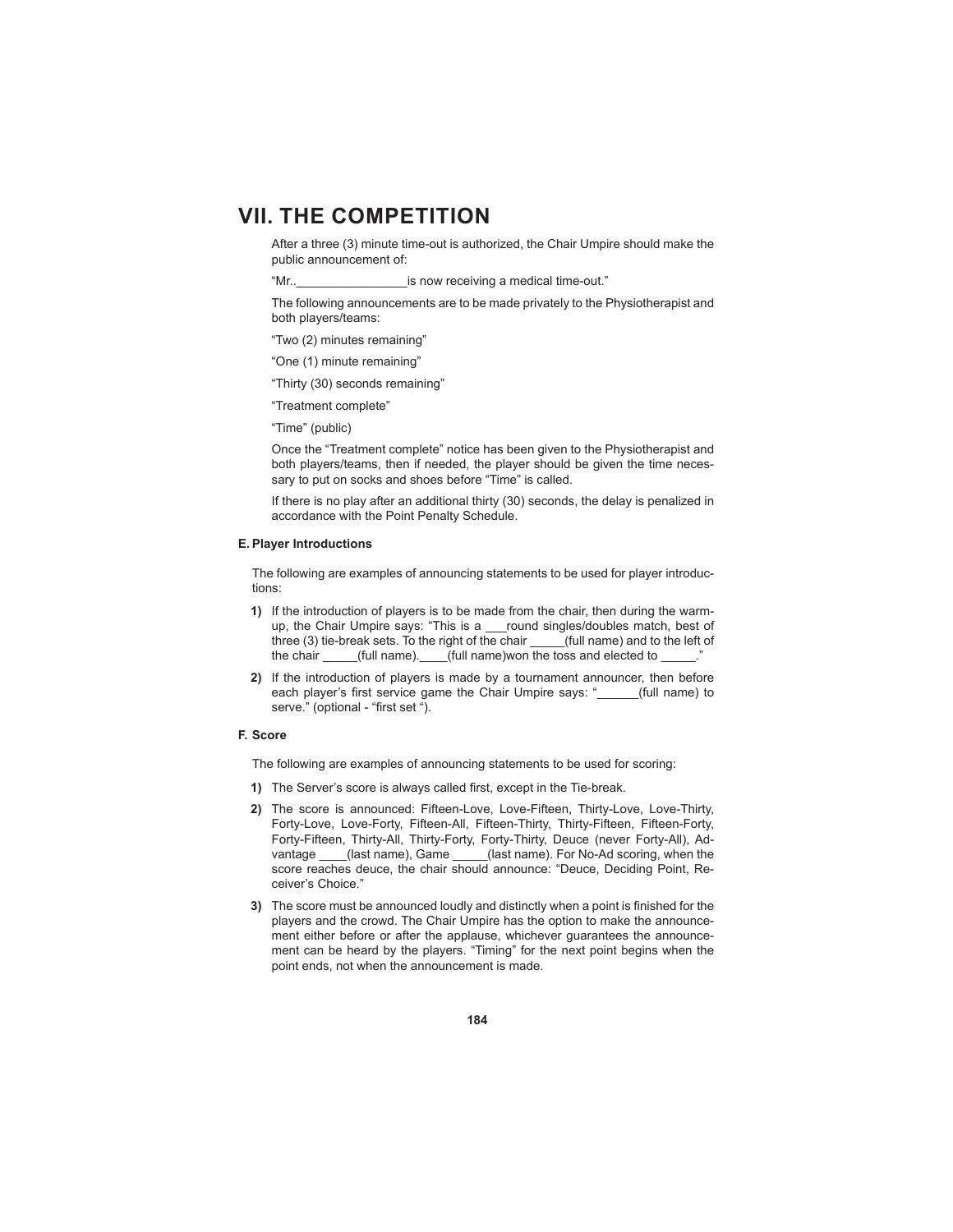# VII. THE COMPETITION

After a three (3) minute time-out is authorized, the Chair Umpire should make the public announcement of:

"Mr..________________is now receiving a medical time-out."

The following announcements are to be made privately to the Physiotherapist and both players/teams:

"Two (2) minutes remaining"

"One (1) minute remaining"

"Thirty (30) seconds remaining"

"Treatment complete"

"Time" (public)

Once the "Treatment complete" notice has been given to the Physiotherapist and both players/teams, then if needed, the player should be given the time necessary to put on socks and shoes before "Time" is called.

If there is no play after an additional thirty (30) seconds, the delay is penalized in accordance with the Point Penalty Schedule.

### E. Player Introductions

The following are examples of announcing statements to be used for player introductions:

1) If the introduction of players is to be made from the chair, then during the warm-up, the Chair Umpire says: "This is a ___round singles/doubles match, best of three (3) tie-break sets. To the right of the chair _____(full name) and to the left of the chair _____(full name).____(full name)won the toss and elected to _____."

2) If the introduction of players is made by a tournament announcer, then before each player's first service game the Chair Umpire says: "______(full name) to serve." (optional - "first set ").

### F. Score

The following are examples of announcing statements to be used for scoring:

1) The Server's score is always called first, except in the Tie-break.

2) The score is announced: Fifteen-Love, Love-Fifteen, Thirty-Love, Love-Thirty, Forty-Love, Love-Forty, Fifteen-All, Fifteen-Thirty, Thirty-Fifteen, Fifteen-Forty, Forty-Fifteen, Thirty-All, Thirty-Forty, Forty-Thirty, Deuce (never Forty-All), Advantage ____(last name), Game _____(last name). For No-Ad scoring, when the score reaches deuce, the chair should announce: "Deuce, Deciding Point, Receiver's Choice."

3) The score must be announced loudly and distinctly when a point is finished for the players and the crowd. The Chair Umpire has the option to make the announcement either before or after the applause, whichever guarantees the announcement can be heard by the players. "Timing" for the next point begins when the point ends, not when the announcement is made.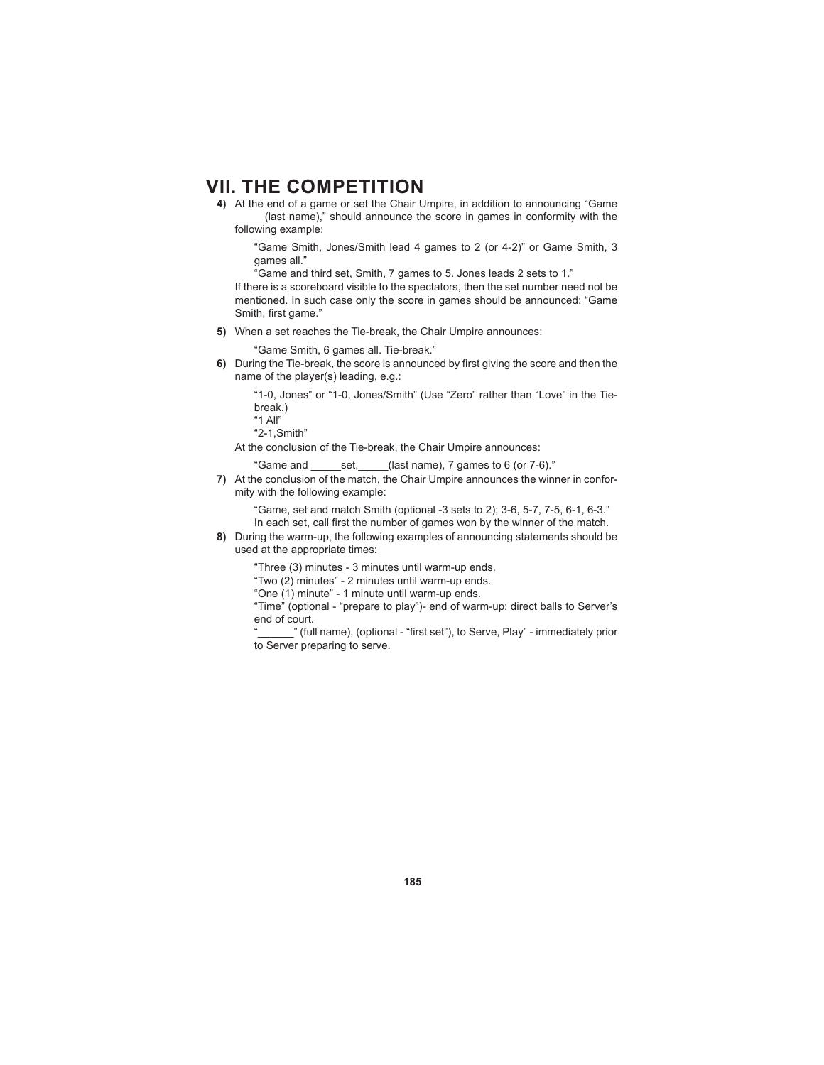# VII. THE COMPETITION

**4)** At the end of a game or set the Chair Umpire, in addition to announcing "Game _____(last name)," should announce the score in games in conformity with the following example:

> "Game Smith, Jones/Smith lead 4 games to 2 (or 4-2)" or Game Smith, 3 games all."
>
> "Game and third set, Smith, 7 games to 5. Jones leads 2 sets to 1."

If there is a scoreboard visible to the spectators, then the set number need not be mentioned. In such case only the score in games should be announced: "Game Smith, first game."

**5)** When a set reaches the Tie-break, the Chair Umpire announces:

> "Game Smith, 6 games all. Tie-break."

**6)** During the Tie-break, the score is announced by first giving the score and then the name of the player(s) leading, e.g.:

> "1-0, Jones" or "1-0, Jones/Smith" (Use "Zero" rather than "Love" in the Tie-break.)
>
> "1 All"
>
> "2-1,Smith"

At the conclusion of the Tie-break, the Chair Umpire announces:

> "Game and _____set,_____(last name), 7 games to 6 (or 7-6)."

**7)** At the conclusion of the match, the Chair Umpire announces the winner in conformity with the following example:

> "Game, set and match Smith (optional -3 sets to 2); 3-6, 5-7, 7-5, 6-1, 6-3."
>
> In each set, call first the number of games won by the winner of the match.

**8)** During the warm-up, the following examples of announcing statements should be used at the appropriate times:

> "Three (3) minutes - 3 minutes until warm-up ends.
>
> "Two (2) minutes" - 2 minutes until warm-up ends.
>
> "One (1) minute" - 1 minute until warm-up ends.
>
> "Time" (optional - "prepare to play")- end of warm-up; direct balls to Server's end of court.
>
> "______" (full name), (optional - "first set"), to Serve, Play" - immediately prior to Server preparing to serve.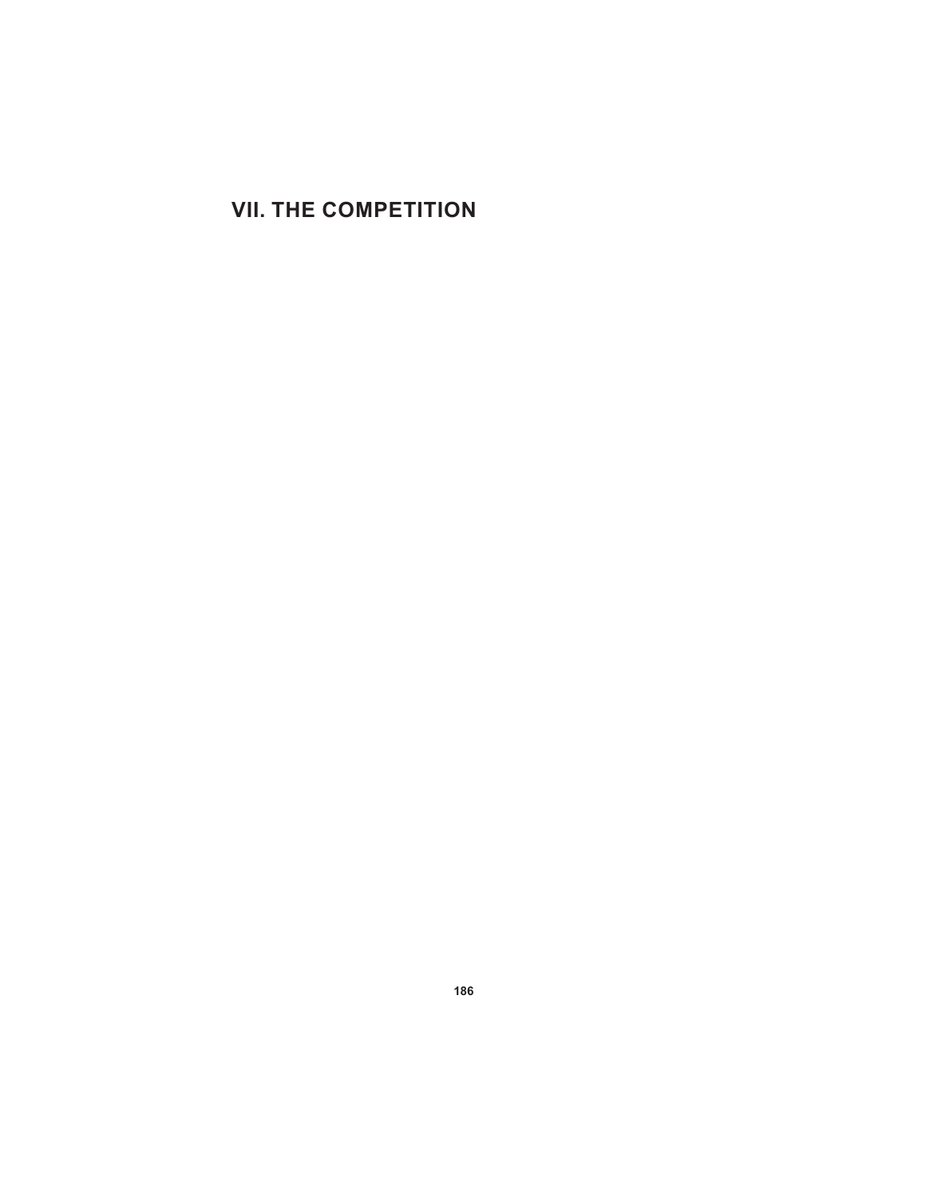# VII. THE COMPETITION